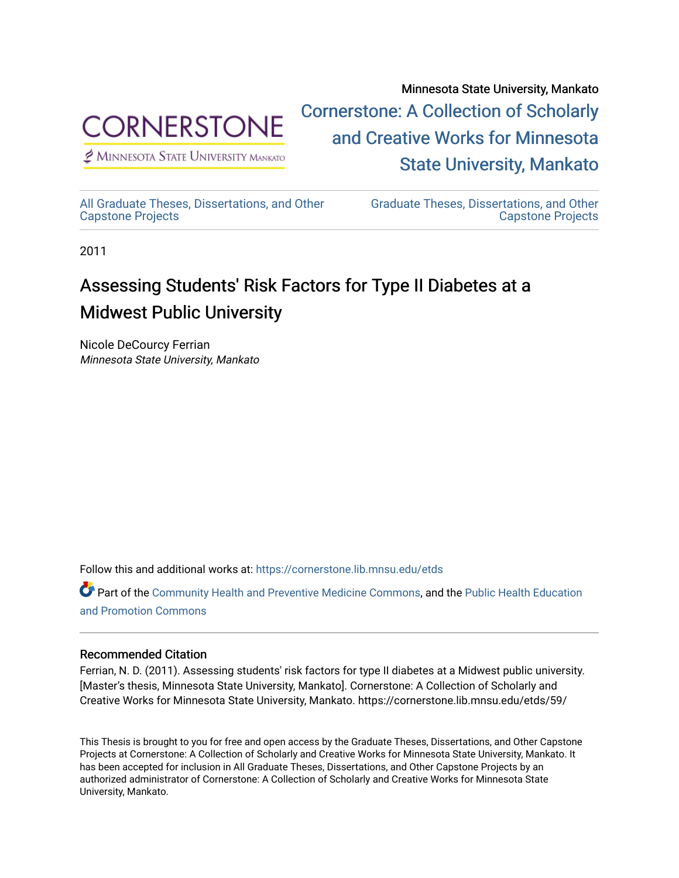Minnesota State University, Mankato

Cornerstone: A Collection of Scholarly and Creative Works for Minnesota State University, Mankato

All Graduate Theses, Dissertations, and Other Capstone Projects

Graduate Theses, Dissertations, and Other Capstone Projects

2011

# Assessing Students' Risk Factors for Type II Diabetes at a Midwest Public University

Nicole DeCourcy Ferrian
*Minnesota State University, Mankato*

Follow this and additional works at: https://cornerstone.lib.mnsu.edu/etds

Part of the Community Health and Preventive Medicine Commons, and the Public Health Education and Promotion Commons

## Recommended Citation

Ferrian, N. D. (2011). Assessing students' risk factors for type II diabetes at a Midwest public university. [Master's thesis, Minnesota State University, Mankato]. Cornerstone: A Collection of Scholarly and Creative Works for Minnesota State University, Mankato. https://cornerstone.lib.mnsu.edu/etds/59/

This Thesis is brought to you for free and open access by the Graduate Theses, Dissertations, and Other Capstone Projects at Cornerstone: A Collection of Scholarly and Creative Works for Minnesota State University, Mankato. It has been accepted for inclusion in All Graduate Theses, Dissertations, and Other Capstone Projects by an authorized administrator of Cornerstone: A Collection of Scholarly and Creative Works for Minnesota State University, Mankato.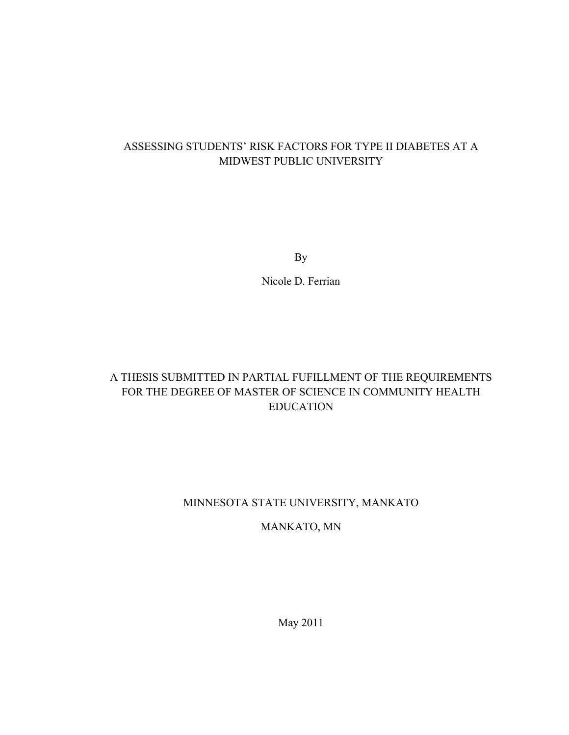# ASSESSING STUDENTS' RISK FACTORS FOR TYPE II DIABETES AT A MIDWEST PUBLIC UNIVERSITY

By

Nicole D. Ferrian

A THESIS SUBMITTED IN PARTIAL FUFILLMENT OF THE REQUIREMENTS FOR THE DEGREE OF MASTER OF SCIENCE IN COMMUNITY HEALTH EDUCATION

MINNESOTA STATE UNIVERSITY, MANKATO

MANKATO, MN

May 2011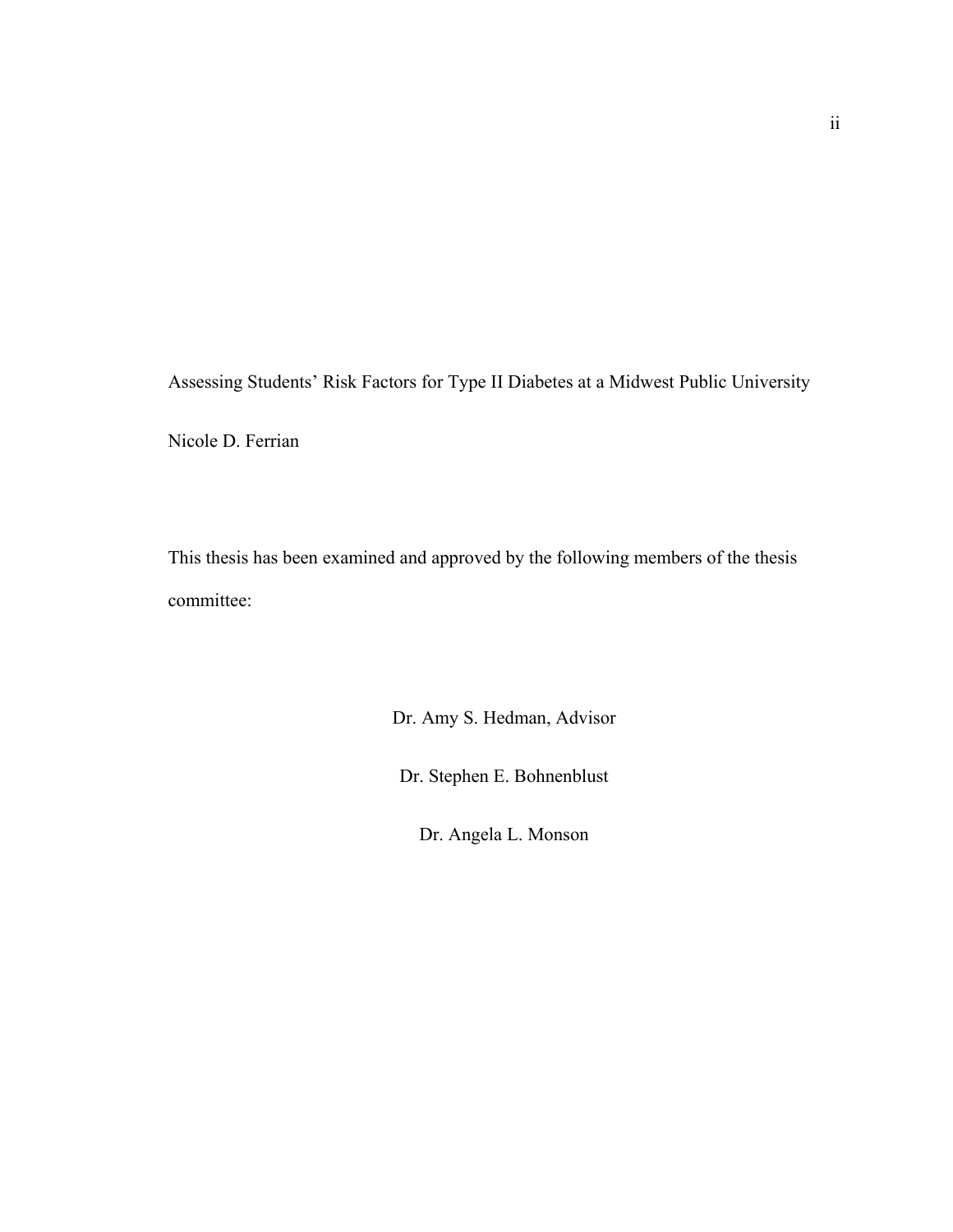Assessing Students' Risk Factors for Type II Diabetes at a Midwest Public University

Nicole D. Ferrian

This thesis has been examined and approved by the following members of the thesis committee:

Dr. Amy S. Hedman, Advisor

Dr. Stephen E. Bohnenblust

Dr. Angela L. Monson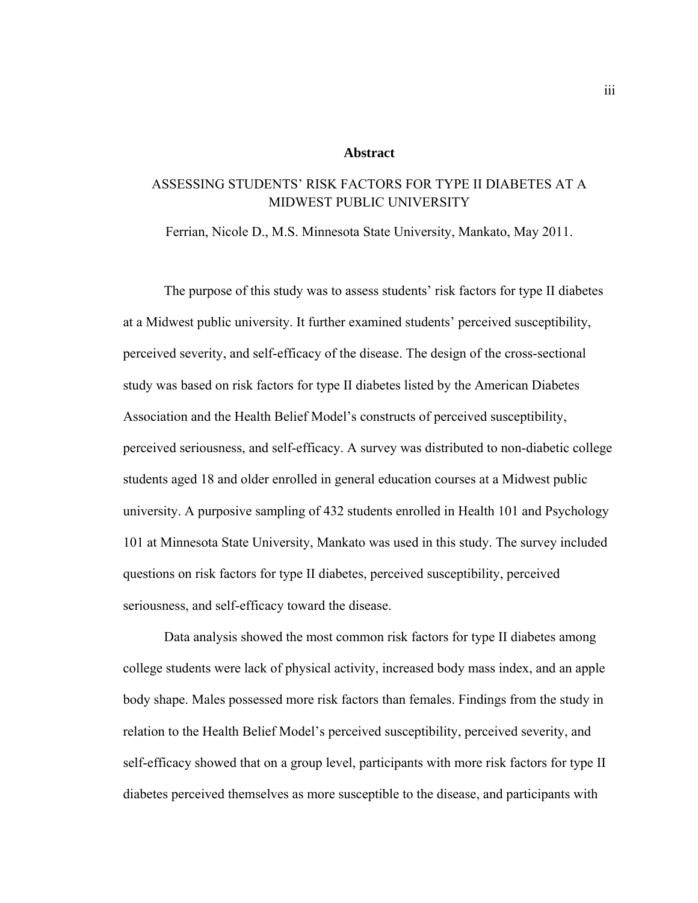# Abstract

ASSESSING STUDENTS' RISK FACTORS FOR TYPE II DIABETES AT A MIDWEST PUBLIC UNIVERSITY

Ferrian, Nicole D., M.S. Minnesota State University, Mankato, May 2011.

The purpose of this study was to assess students' risk factors for type II diabetes at a Midwest public university. It further examined students' perceived susceptibility, perceived severity, and self-efficacy of the disease. The design of the cross-sectional study was based on risk factors for type II diabetes listed by the American Diabetes Association and the Health Belief Model's constructs of perceived susceptibility, perceived seriousness, and self-efficacy. A survey was distributed to non-diabetic college students aged 18 and older enrolled in general education courses at a Midwest public university. A purposive sampling of 432 students enrolled in Health 101 and Psychology 101 at Minnesota State University, Mankato was used in this study. The survey included questions on risk factors for type II diabetes, perceived susceptibility, perceived seriousness, and self-efficacy toward the disease.

Data analysis showed the most common risk factors for type II diabetes among college students were lack of physical activity, increased body mass index, and an apple body shape. Males possessed more risk factors than females. Findings from the study in relation to the Health Belief Model's perceived susceptibility, perceived severity, and self-efficacy showed that on a group level, participants with more risk factors for type II diabetes perceived themselves as more susceptible to the disease, and participants with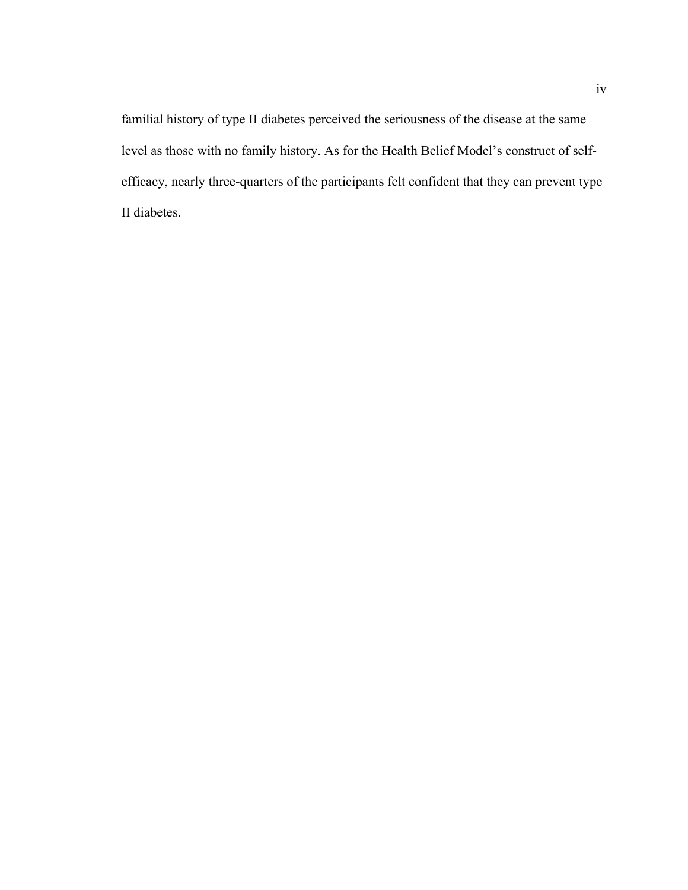familial history of type II diabetes perceived the seriousness of the disease at the same level as those with no family history. As for the Health Belief Model's construct of self-efficacy, nearly three-quarters of the participants felt confident that they can prevent type II diabetes.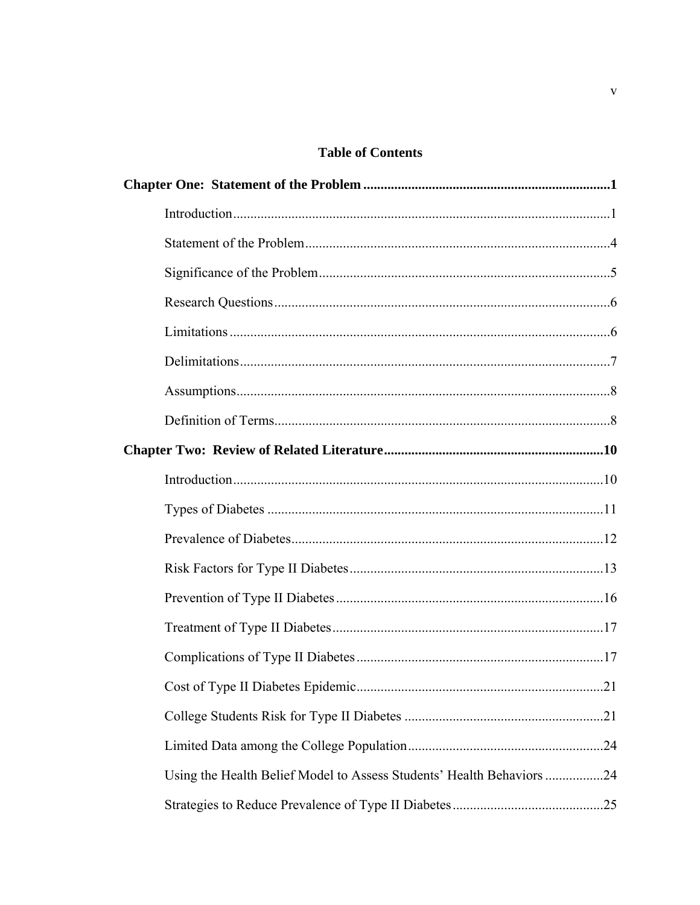# Table of Contents

**Chapter One: Statement of the Problem** ........................................................................ **1**

- Introduction ............................................................................................................ 1
- Statement of the Problem ........................................................................................ 4
- Significance of the Problem ..................................................................................... 5
- Research Questions .................................................................................................. 6
- Limitations ............................................................................................................... 6
- Delimitations ............................................................................................................ 7
- Assumptions ............................................................................................................. 8
- Definition of Terms .................................................................................................. 8

**Chapter Two: Review of Related Literature** ................................................................ **10**

- Introduction ............................................................................................................ 10
- Types of Diabetes .................................................................................................... 11
- Prevalence of Diabetes ............................................................................................ 12
- Risk Factors for Type II Diabetes ............................................................................ 13
- Prevention of Type II Diabetes ................................................................................ 16
- Treatment of Type II Diabetes ................................................................................. 17
- Complications of Type II Diabetes .......................................................................... 17
- Cost of Type II Diabetes Epidemic ........................................................................... 21
- College Students Risk for Type II Diabetes .............................................................. 21
- Limited Data among the College Population ............................................................ 24
- Using the Health Belief Model to Assess Students' Health Behaviors ...................... 24
- Strategies to Reduce Prevalence of Type II Diabetes ............................................... 25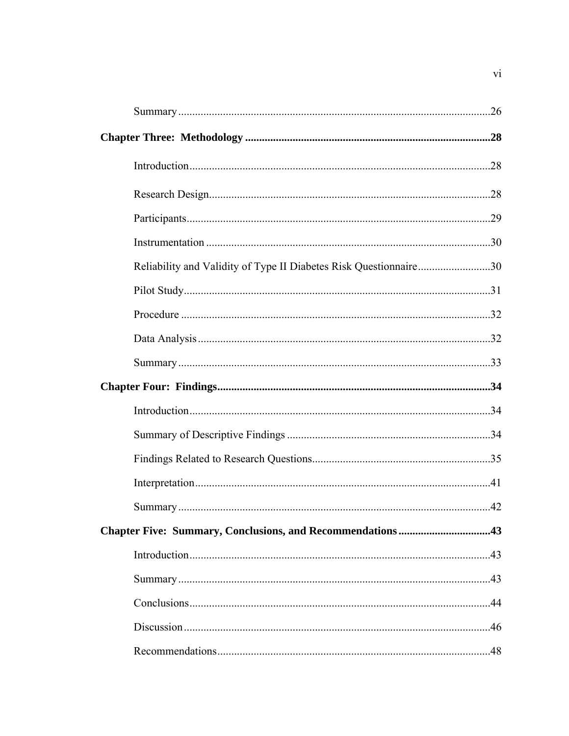Summary ..............................................................................................................26

**Chapter Three: Methodology .......................................................................................28**

Introduction ..........................................................................................................28

Research Design ...................................................................................................28

Participants ...........................................................................................................29

Instrumentation ....................................................................................................30

Reliability and Validity of Type II Diabetes Risk Questionnaire .........................30

Pilot Study ............................................................................................................31

Procedure .............................................................................................................32

Data Analysis .......................................................................................................32

Summary ..............................................................................................................33

**Chapter Four: Findings .................................................................................................34**

Introduction ..........................................................................................................34

Summary of Descriptive Findings ........................................................................34

Findings Related to Research Questions ..............................................................35

Interpretation ........................................................................................................41

Summary ..............................................................................................................42

**Chapter Five: Summary, Conclusions, and Recommendations ................................43**

Introduction ..........................................................................................................43

Summary ..............................................................................................................43

Conclusions ..........................................................................................................44

Discussion ............................................................................................................46

Recommendations ................................................................................................48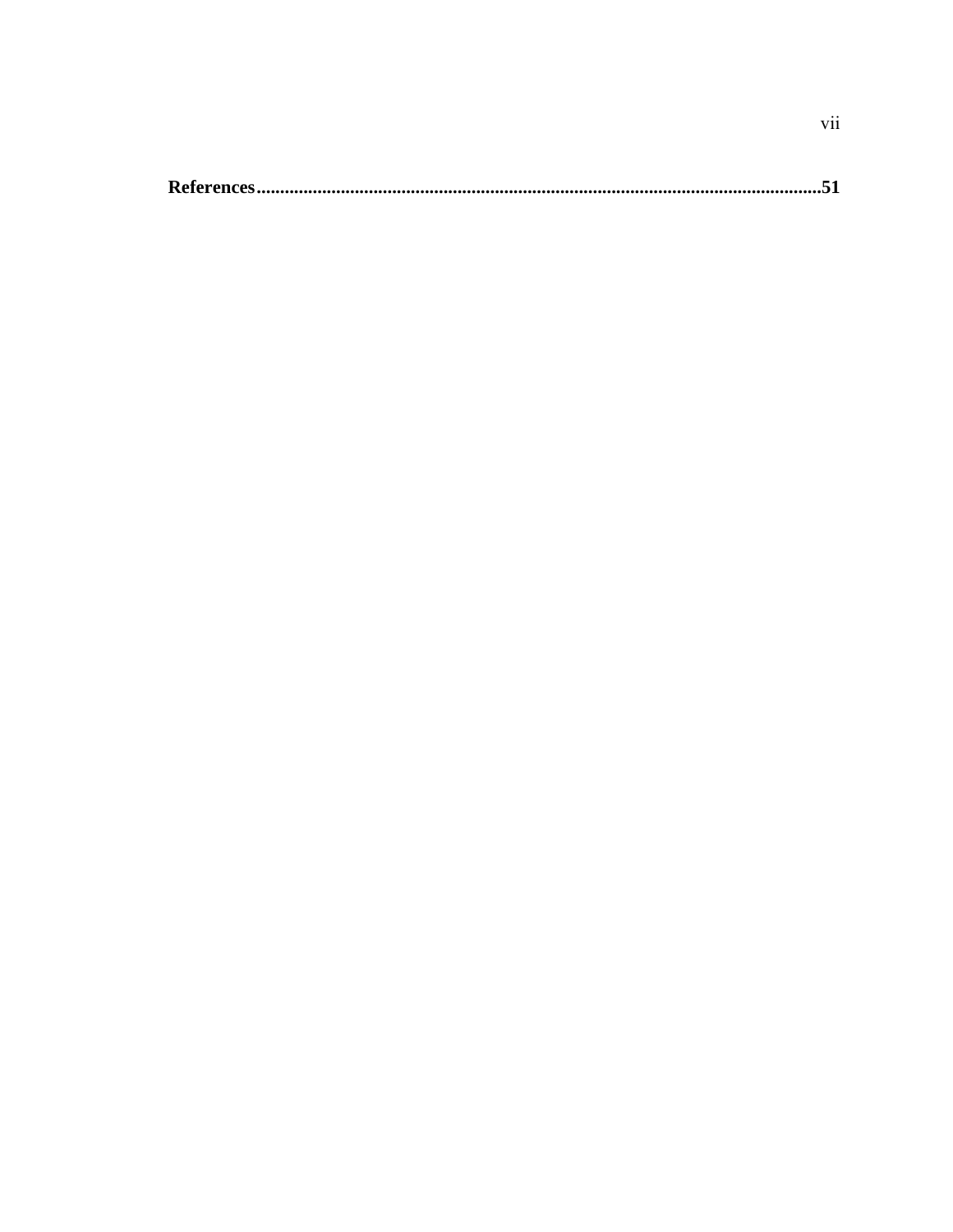**References.......................................................................................................................51**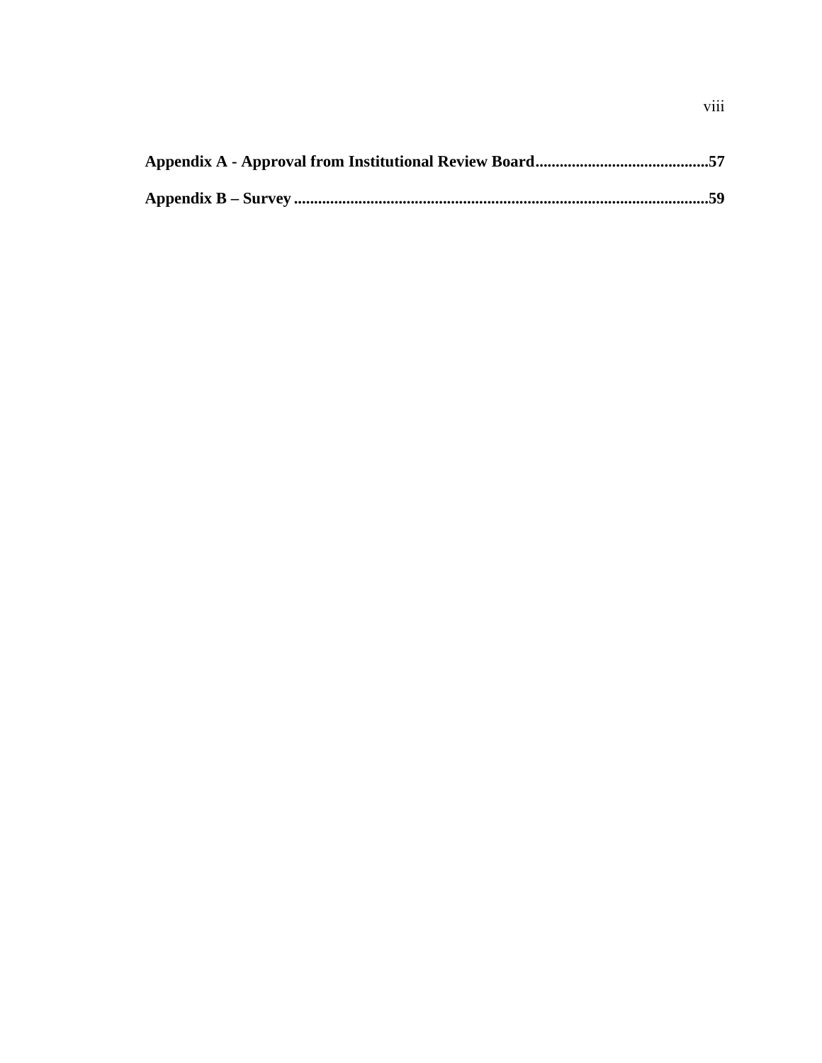**Appendix A - Approval from Institutional Review Board**..........................................**57**

**Appendix B – Survey**.....................................................................................................**59**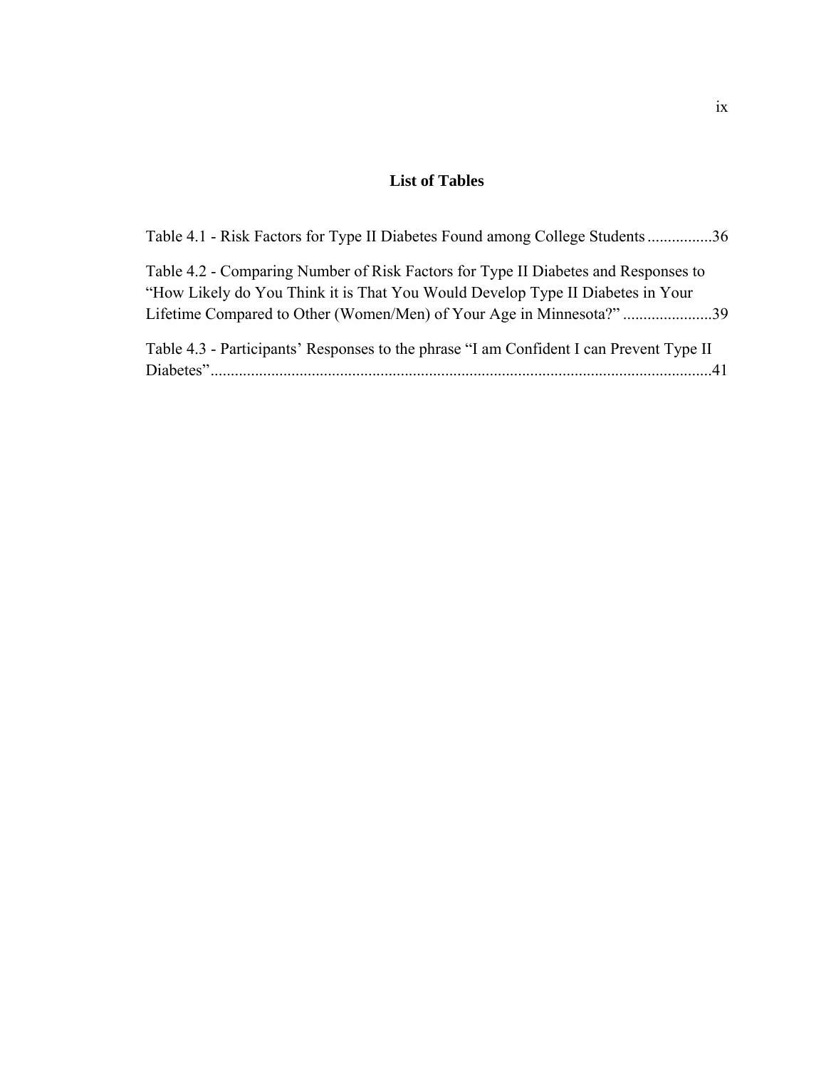# List of Tables

Table 4.1 - Risk Factors for Type II Diabetes Found among College Students ................36

Table 4.2 - Comparing Number of Risk Factors for Type II Diabetes and Responses to “How Likely do You Think it is That You Would Develop Type II Diabetes in Your Lifetime Compared to Other (Women/Men) of Your Age in Minnesota?” ......................39

Table 4.3 - Participants’ Responses to the phrase “I am Confident I can Prevent Type II Diabetes”...........................................................................................................................41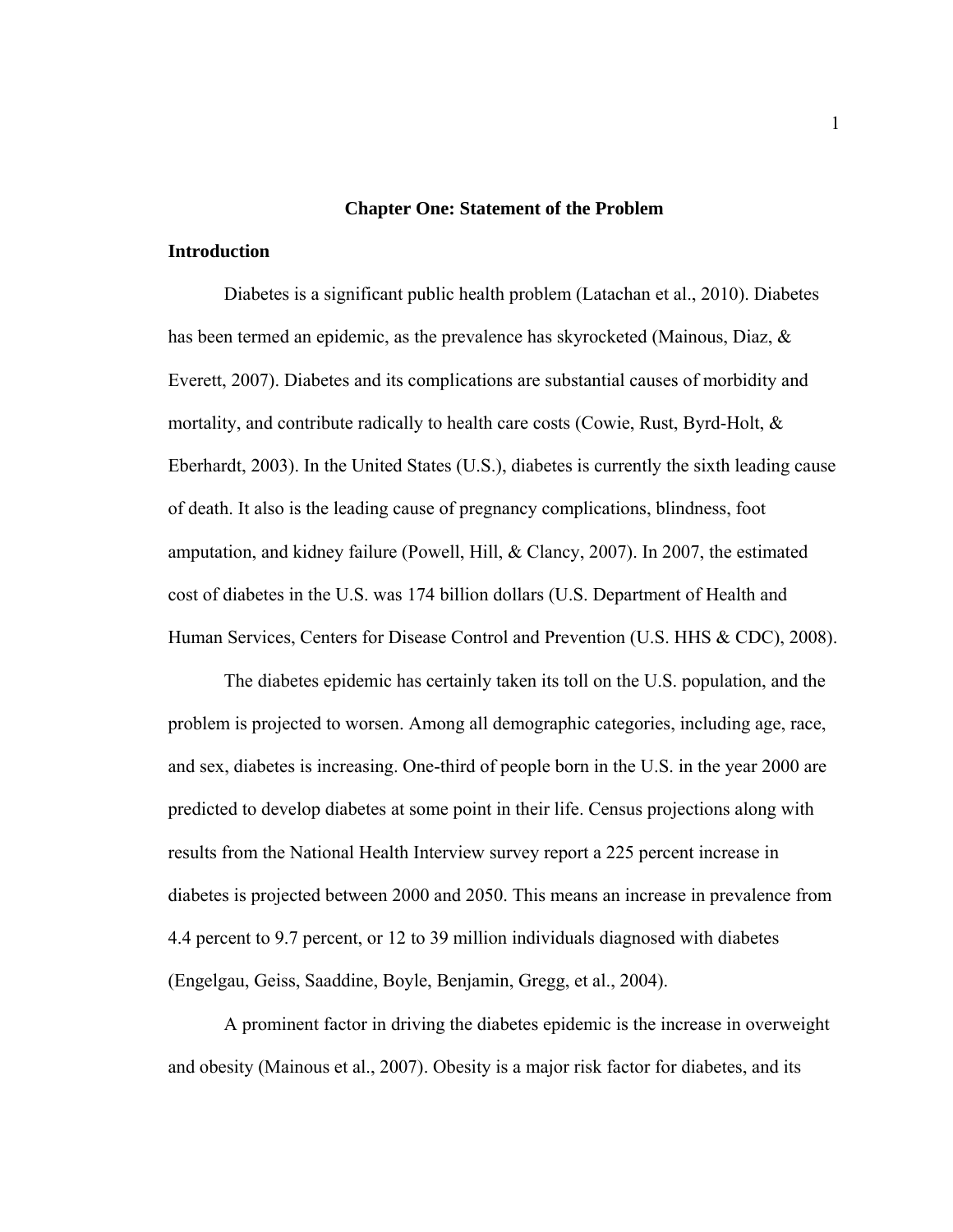# Chapter One: Statement of the Problem

## Introduction

Diabetes is a significant public health problem (Latachan et al., 2010). Diabetes has been termed an epidemic, as the prevalence has skyrocketed (Mainous, Diaz, & Everett, 2007). Diabetes and its complications are substantial causes of morbidity and mortality, and contribute radically to health care costs (Cowie, Rust, Byrd-Holt, & Eberhardt, 2003). In the United States (U.S.), diabetes is currently the sixth leading cause of death. It also is the leading cause of pregnancy complications, blindness, foot amputation, and kidney failure (Powell, Hill, & Clancy, 2007). In 2007, the estimated cost of diabetes in the U.S. was 174 billion dollars (U.S. Department of Health and Human Services, Centers for Disease Control and Prevention (U.S. HHS & CDC), 2008).

The diabetes epidemic has certainly taken its toll on the U.S. population, and the problem is projected to worsen. Among all demographic categories, including age, race, and sex, diabetes is increasing. One-third of people born in the U.S. in the year 2000 are predicted to develop diabetes at some point in their life. Census projections along with results from the National Health Interview survey report a 225 percent increase in diabetes is projected between 2000 and 2050. This means an increase in prevalence from 4.4 percent to 9.7 percent, or 12 to 39 million individuals diagnosed with diabetes (Engelgau, Geiss, Saaddine, Boyle, Benjamin, Gregg, et al., 2004).

A prominent factor in driving the diabetes epidemic is the increase in overweight and obesity (Mainous et al., 2007). Obesity is a major risk factor for diabetes, and its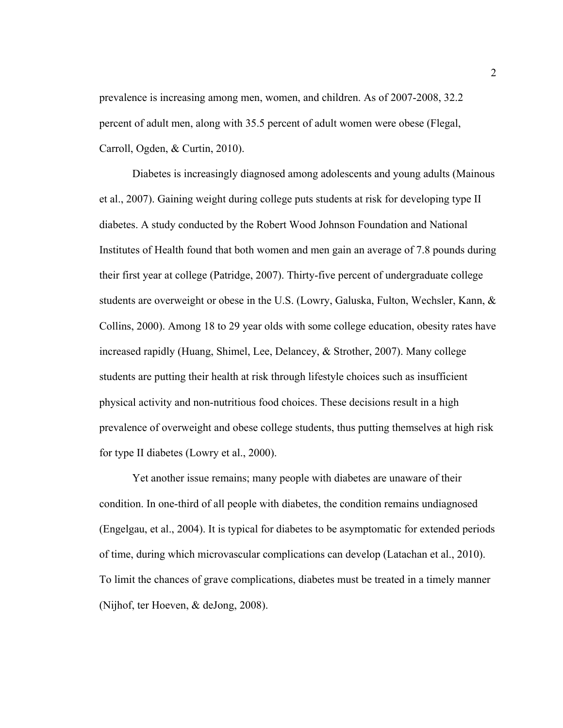prevalence is increasing among men, women, and children. As of 2007-2008, 32.2 percent of adult men, along with 35.5 percent of adult women were obese (Flegal, Carroll, Ogden, & Curtin, 2010).

Diabetes is increasingly diagnosed among adolescents and young adults (Mainous et al., 2007). Gaining weight during college puts students at risk for developing type II diabetes. A study conducted by the Robert Wood Johnson Foundation and National Institutes of Health found that both women and men gain an average of 7.8 pounds during their first year at college (Patridge, 2007). Thirty-five percent of undergraduate college students are overweight or obese in the U.S. (Lowry, Galuska, Fulton, Wechsler, Kann, & Collins, 2000). Among 18 to 29 year olds with some college education, obesity rates have increased rapidly (Huang, Shimel, Lee, Delancey, & Strother, 2007). Many college students are putting their health at risk through lifestyle choices such as insufficient physical activity and non-nutritious food choices. These decisions result in a high prevalence of overweight and obese college students, thus putting themselves at high risk for type II diabetes (Lowry et al., 2000).

Yet another issue remains; many people with diabetes are unaware of their condition. In one-third of all people with diabetes, the condition remains undiagnosed (Engelgau, et al., 2004). It is typical for diabetes to be asymptomatic for extended periods of time, during which microvascular complications can develop (Latachan et al., 2010). To limit the chances of grave complications, diabetes must be treated in a timely manner (Nijhof, ter Hoeven, & deJong, 2008).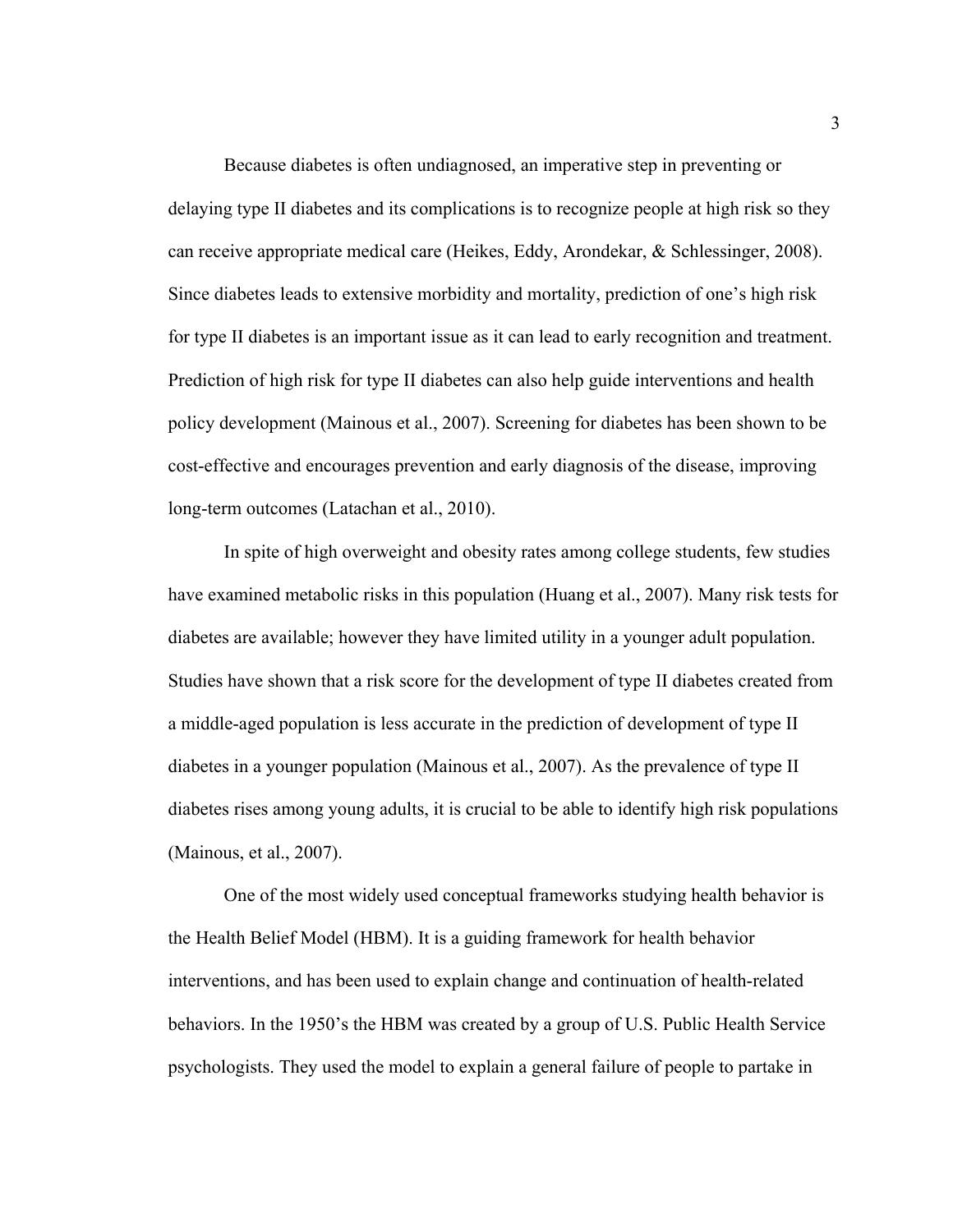Because diabetes is often undiagnosed, an imperative step in preventing or delaying type II diabetes and its complications is to recognize people at high risk so they can receive appropriate medical care (Heikes, Eddy, Arondekar, & Schlessinger, 2008). Since diabetes leads to extensive morbidity and mortality, prediction of one's high risk for type II diabetes is an important issue as it can lead to early recognition and treatment. Prediction of high risk for type II diabetes can also help guide interventions and health policy development (Mainous et al., 2007). Screening for diabetes has been shown to be cost-effective and encourages prevention and early diagnosis of the disease, improving long-term outcomes (Latachan et al., 2010).

In spite of high overweight and obesity rates among college students, few studies have examined metabolic risks in this population (Huang et al., 2007). Many risk tests for diabetes are available; however they have limited utility in a younger adult population. Studies have shown that a risk score for the development of type II diabetes created from a middle-aged population is less accurate in the prediction of development of type II diabetes in a younger population (Mainous et al., 2007). As the prevalence of type II diabetes rises among young adults, it is crucial to be able to identify high risk populations (Mainous, et al., 2007).

One of the most widely used conceptual frameworks studying health behavior is the Health Belief Model (HBM). It is a guiding framework for health behavior interventions, and has been used to explain change and continuation of health-related behaviors. In the 1950's the HBM was created by a group of U.S. Public Health Service psychologists. They used the model to explain a general failure of people to partake in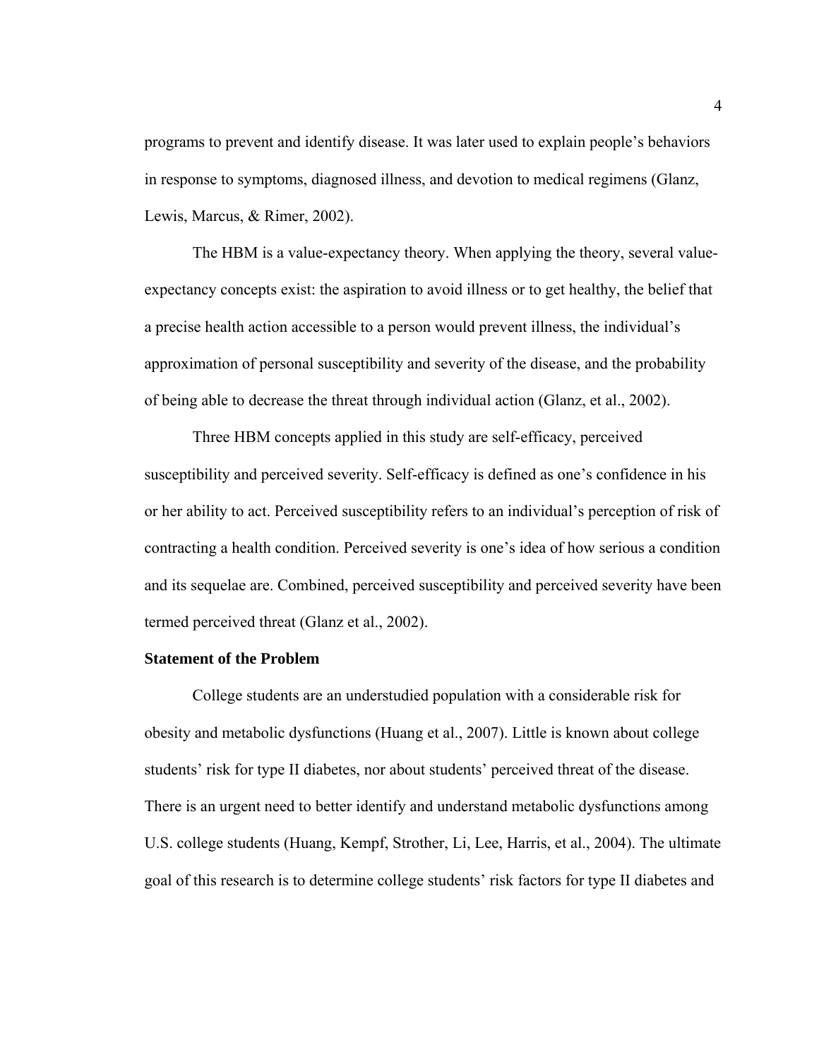programs to prevent and identify disease. It was later used to explain people's behaviors in response to symptoms, diagnosed illness, and devotion to medical regimens (Glanz, Lewis, Marcus, & Rimer, 2002).

The HBM is a value-expectancy theory. When applying the theory, several value-expectancy concepts exist: the aspiration to avoid illness or to get healthy, the belief that a precise health action accessible to a person would prevent illness, the individual's approximation of personal susceptibility and severity of the disease, and the probability of being able to decrease the threat through individual action (Glanz, et al., 2002).

Three HBM concepts applied in this study are self-efficacy, perceived susceptibility and perceived severity. Self-efficacy is defined as one's confidence in his or her ability to act. Perceived susceptibility refers to an individual's perception of risk of contracting a health condition. Perceived severity is one's idea of how serious a condition and its sequelae are. Combined, perceived susceptibility and perceived severity have been termed perceived threat (Glanz et al., 2002).

**Statement of the Problem**

College students are an understudied population with a considerable risk for obesity and metabolic dysfunctions (Huang et al., 2007). Little is known about college students' risk for type II diabetes, nor about students' perceived threat of the disease. There is an urgent need to better identify and understand metabolic dysfunctions among U.S. college students (Huang, Kempf, Strother, Li, Lee, Harris, et al., 2004). The ultimate goal of this research is to determine college students' risk factors for type II diabetes and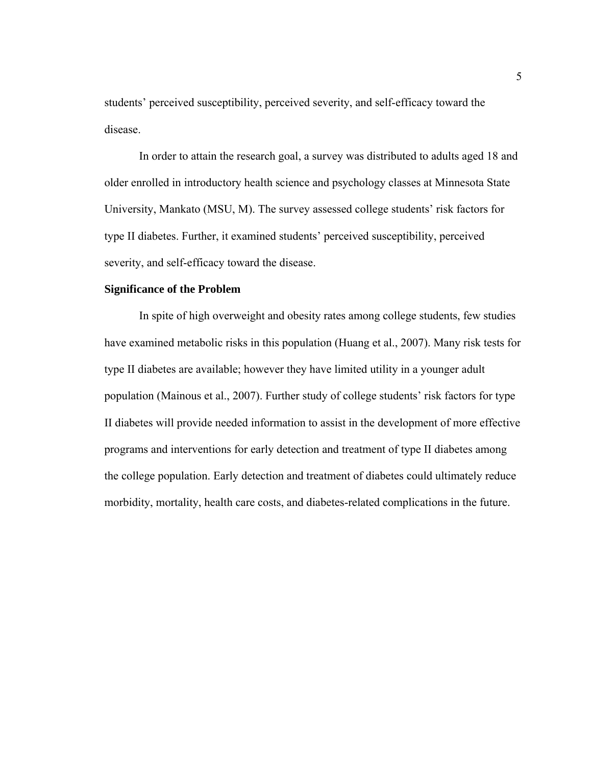students' perceived susceptibility, perceived severity, and self-efficacy toward the disease.

In order to attain the research goal, a survey was distributed to adults aged 18 and older enrolled in introductory health science and psychology classes at Minnesota State University, Mankato (MSU, M). The survey assessed college students' risk factors for type II diabetes. Further, it examined students' perceived susceptibility, perceived severity, and self-efficacy toward the disease.

**Significance of the Problem**

In spite of high overweight and obesity rates among college students, few studies have examined metabolic risks in this population (Huang et al., 2007). Many risk tests for type II diabetes are available; however they have limited utility in a younger adult population (Mainous et al., 2007). Further study of college students' risk factors for type II diabetes will provide needed information to assist in the development of more effective programs and interventions for early detection and treatment of type II diabetes among the college population. Early detection and treatment of diabetes could ultimately reduce morbidity, mortality, health care costs, and diabetes-related complications in the future.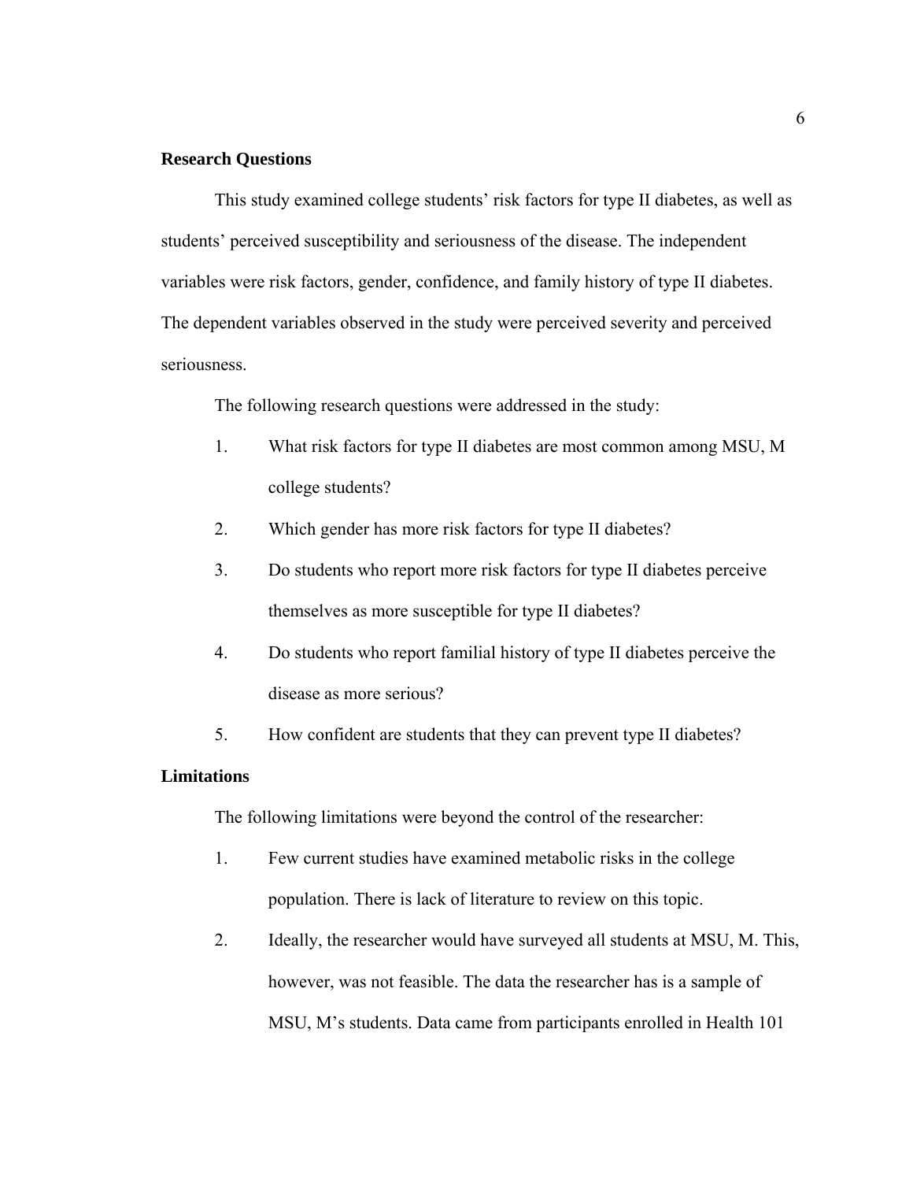**Research Questions**

This study examined college students' risk factors for type II diabetes, as well as students' perceived susceptibility and seriousness of the disease. The independent variables were risk factors, gender, confidence, and family history of type II diabetes. The dependent variables observed in the study were perceived severity and perceived seriousness.

The following research questions were addressed in the study:

1. What risk factors for type II diabetes are most common among MSU, M college students?
2. Which gender has more risk factors for type II diabetes?
3. Do students who report more risk factors for type II diabetes perceive themselves as more susceptible for type II diabetes?
4. Do students who report familial history of type II diabetes perceive the disease as more serious?
5. How confident are students that they can prevent type II diabetes?

**Limitations**

The following limitations were beyond the control of the researcher:

1. Few current studies have examined metabolic risks in the college population. There is lack of literature to review on this topic.
2. Ideally, the researcher would have surveyed all students at MSU, M. This, however, was not feasible. The data the researcher has is a sample of MSU, M's students. Data came from participants enrolled in Health 101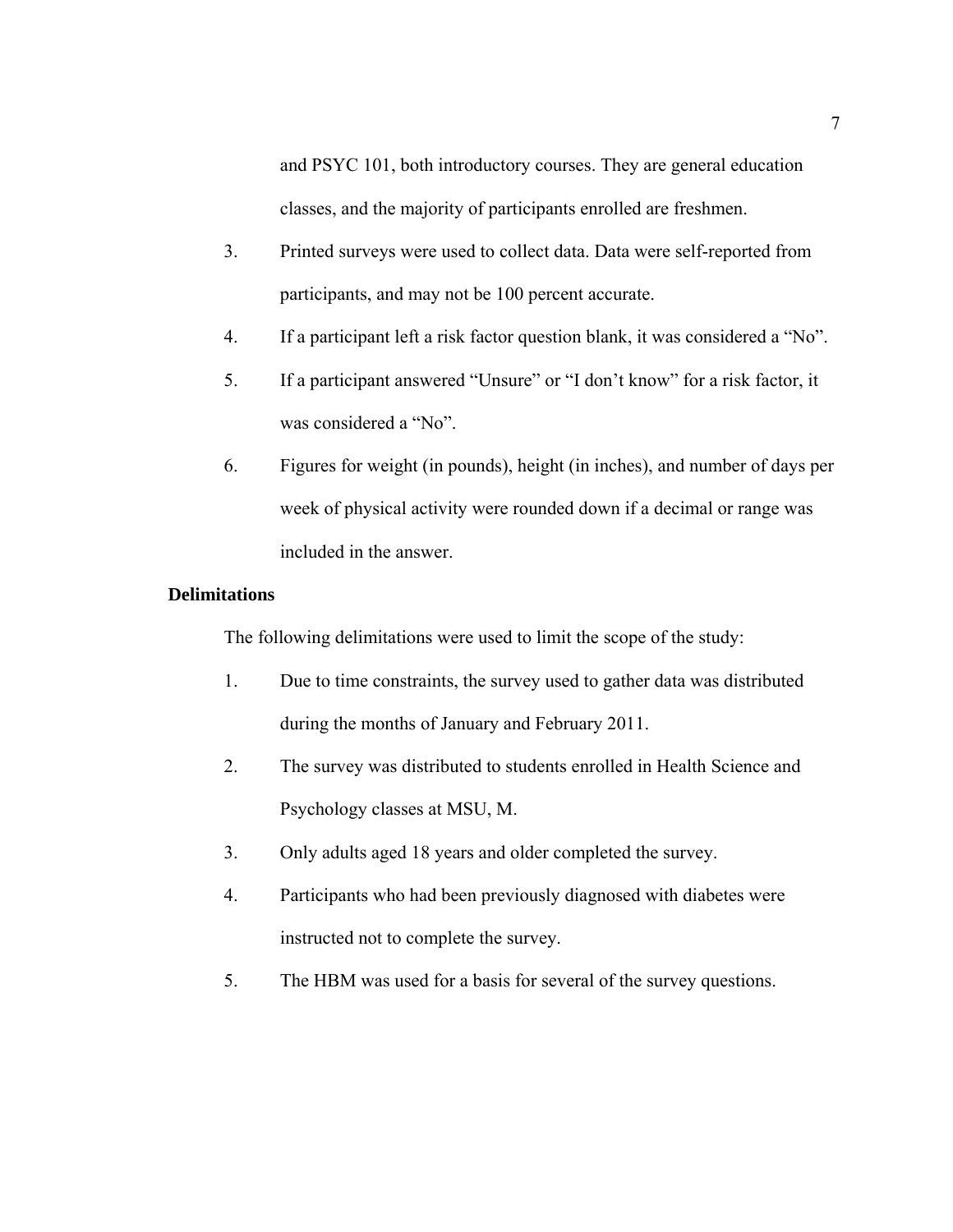and PSYC 101, both introductory courses. They are general education classes, and the majority of participants enrolled are freshmen.

3. Printed surveys were used to collect data. Data were self-reported from participants, and may not be 100 percent accurate.
4. If a participant left a risk factor question blank, it was considered a "No".
5. If a participant answered "Unsure" or "I don't know" for a risk factor, it was considered a "No".
6. Figures for weight (in pounds), height (in inches), and number of days per week of physical activity were rounded down if a decimal or range was included in the answer.

**Delimitations**

The following delimitations were used to limit the scope of the study:

1. Due to time constraints, the survey used to gather data was distributed during the months of January and February 2011.
2. The survey was distributed to students enrolled in Health Science and Psychology classes at MSU, M.
3. Only adults aged 18 years and older completed the survey.
4. Participants who had been previously diagnosed with diabetes were instructed not to complete the survey.
5. The HBM was used for a basis for several of the survey questions.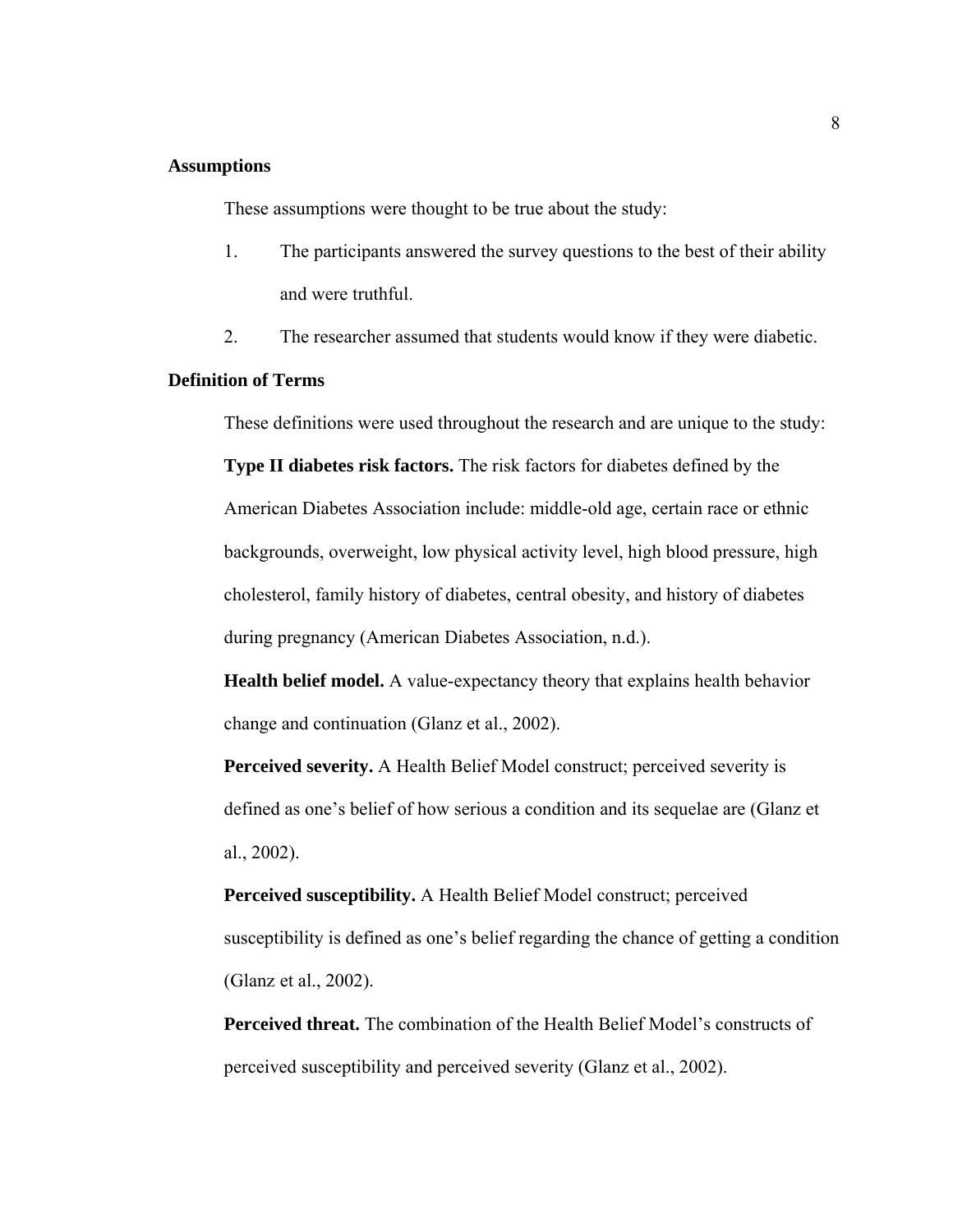## Assumptions

These assumptions were thought to be true about the study:

1. The participants answered the survey questions to the best of their ability and were truthful.
2. The researcher assumed that students would know if they were diabetic.

## Definition of Terms

These definitions were used throughout the research and are unique to the study:

**Type II diabetes risk factors.** The risk factors for diabetes defined by the American Diabetes Association include: middle-old age, certain race or ethnic backgrounds, overweight, low physical activity level, high blood pressure, high cholesterol, family history of diabetes, central obesity, and history of diabetes during pregnancy (American Diabetes Association, n.d.).

**Health belief model.** A value-expectancy theory that explains health behavior change and continuation (Glanz et al., 2002).

**Perceived severity.** A Health Belief Model construct; perceived severity is defined as one's belief of how serious a condition and its sequelae are (Glanz et al., 2002).

**Perceived susceptibility.** A Health Belief Model construct; perceived susceptibility is defined as one's belief regarding the chance of getting a condition (Glanz et al., 2002).

**Perceived threat.** The combination of the Health Belief Model's constructs of perceived susceptibility and perceived severity (Glanz et al., 2002).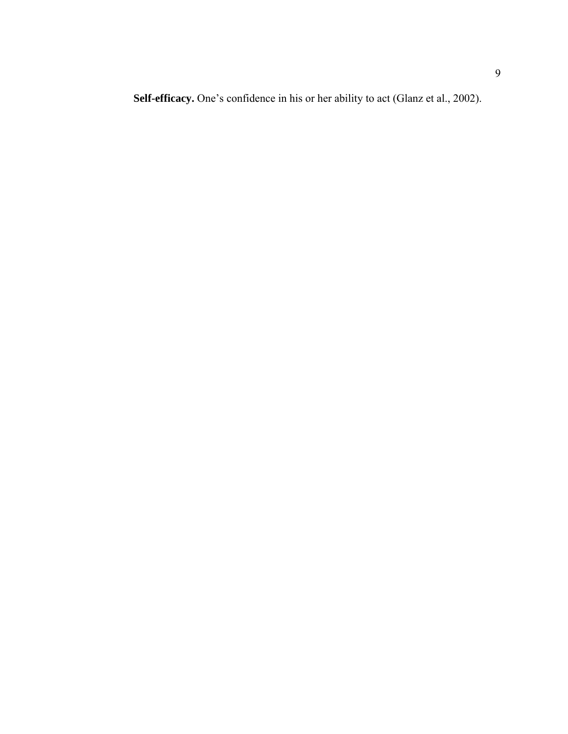**Self-efficacy.** One’s confidence in his or her ability to act (Glanz et al., 2002).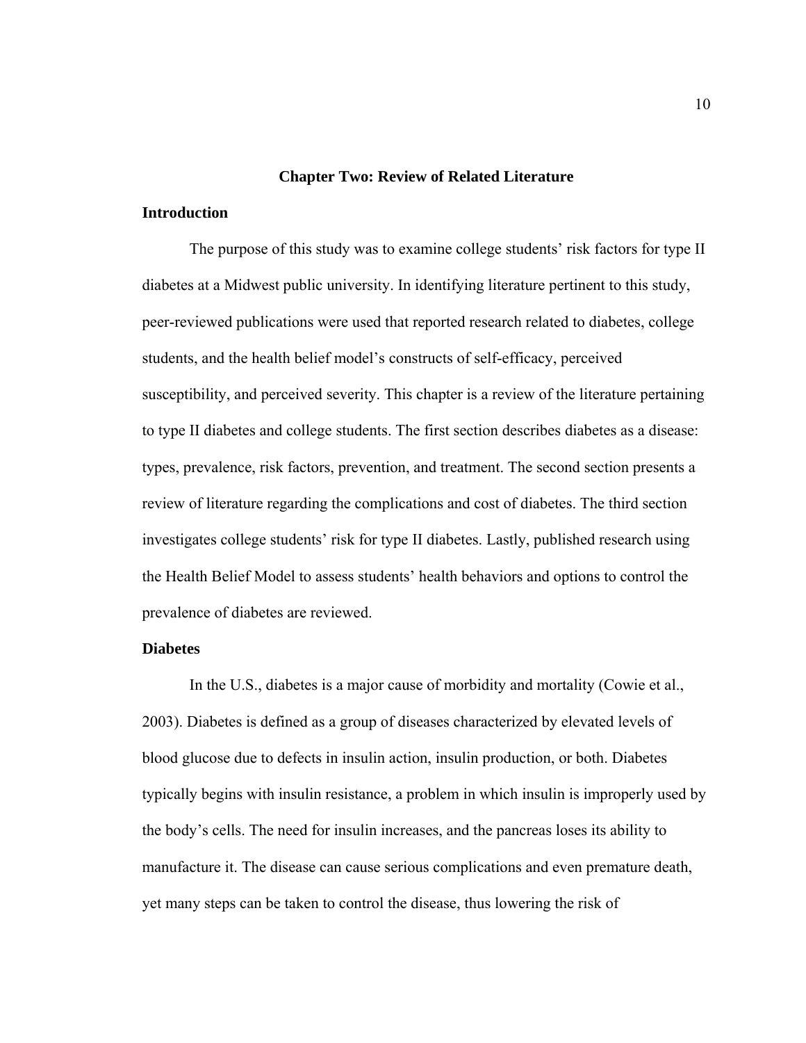# Chapter Two: Review of Related Literature

## Introduction

The purpose of this study was to examine college students' risk factors for type II diabetes at a Midwest public university. In identifying literature pertinent to this study, peer-reviewed publications were used that reported research related to diabetes, college students, and the health belief model's constructs of self-efficacy, perceived susceptibility, and perceived severity. This chapter is a review of the literature pertaining to type II diabetes and college students. The first section describes diabetes as a disease: types, prevalence, risk factors, prevention, and treatment. The second section presents a review of literature regarding the complications and cost of diabetes. The third section investigates college students' risk for type II diabetes. Lastly, published research using the Health Belief Model to assess students' health behaviors and options to control the prevalence of diabetes are reviewed.

## Diabetes

In the U.S., diabetes is a major cause of morbidity and mortality (Cowie et al., 2003). Diabetes is defined as a group of diseases characterized by elevated levels of blood glucose due to defects in insulin action, insulin production, or both. Diabetes typically begins with insulin resistance, a problem in which insulin is improperly used by the body's cells. The need for insulin increases, and the pancreas loses its ability to manufacture it. The disease can cause serious complications and even premature death, yet many steps can be taken to control the disease, thus lowering the risk of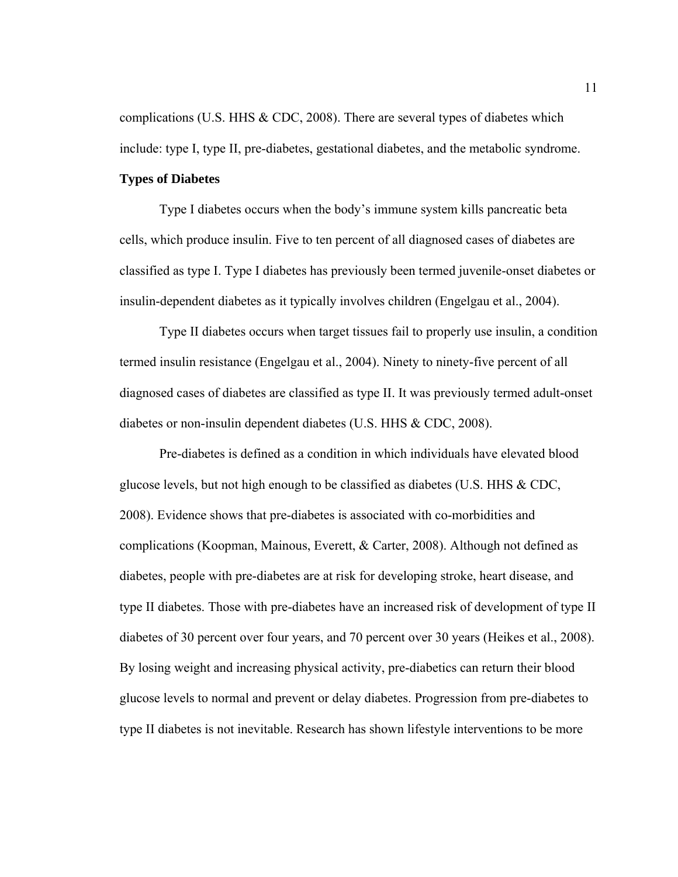complications (U.S. HHS & CDC, 2008). There are several types of diabetes which include: type I, type II, pre-diabetes, gestational diabetes, and the metabolic syndrome.

**Types of Diabetes**

Type I diabetes occurs when the body's immune system kills pancreatic beta cells, which produce insulin. Five to ten percent of all diagnosed cases of diabetes are classified as type I. Type I diabetes has previously been termed juvenile-onset diabetes or insulin-dependent diabetes as it typically involves children (Engelgau et al., 2004).

Type II diabetes occurs when target tissues fail to properly use insulin, a condition termed insulin resistance (Engelgau et al., 2004). Ninety to ninety-five percent of all diagnosed cases of diabetes are classified as type II. It was previously termed adult-onset diabetes or non-insulin dependent diabetes (U.S. HHS & CDC, 2008).

Pre-diabetes is defined as a condition in which individuals have elevated blood glucose levels, but not high enough to be classified as diabetes (U.S. HHS & CDC, 2008). Evidence shows that pre-diabetes is associated with co-morbidities and complications (Koopman, Mainous, Everett, & Carter, 2008). Although not defined as diabetes, people with pre-diabetes are at risk for developing stroke, heart disease, and type II diabetes. Those with pre-diabetes have an increased risk of development of type II diabetes of 30 percent over four years, and 70 percent over 30 years (Heikes et al., 2008). By losing weight and increasing physical activity, pre-diabetics can return their blood glucose levels to normal and prevent or delay diabetes. Progression from pre-diabetes to type II diabetes is not inevitable. Research has shown lifestyle interventions to be more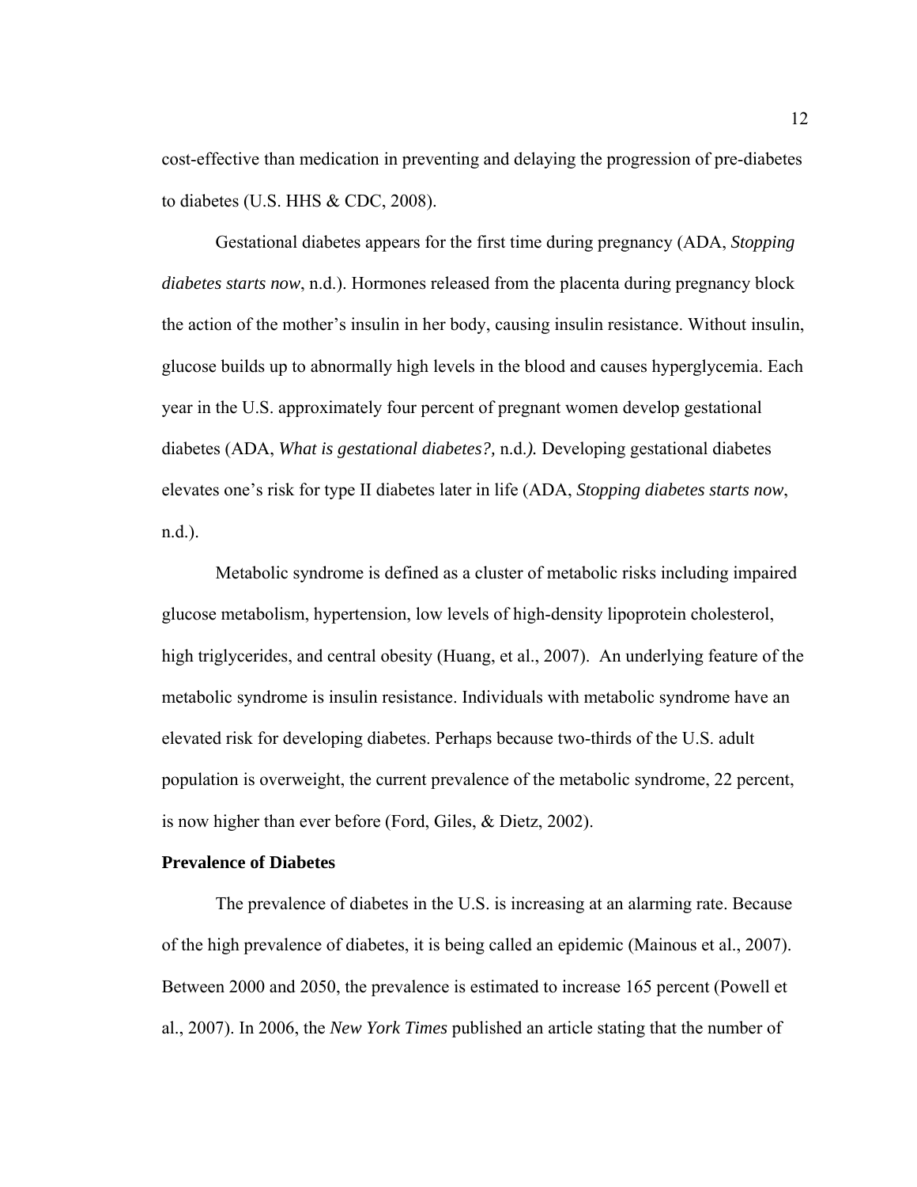cost-effective than medication in preventing and delaying the progression of pre-diabetes to diabetes (U.S. HHS & CDC, 2008).

Gestational diabetes appears for the first time during pregnancy (ADA, *Stopping diabetes starts now*, n.d.). Hormones released from the placenta during pregnancy block the action of the mother's insulin in her body, causing insulin resistance. Without insulin, glucose builds up to abnormally high levels in the blood and causes hyperglycemia. Each year in the U.S. approximately four percent of pregnant women develop gestational diabetes (ADA, *What is gestational diabetes?,* n.d.*).* Developing gestational diabetes elevates one's risk for type II diabetes later in life (ADA, *Stopping diabetes starts now*, n.d.).

Metabolic syndrome is defined as a cluster of metabolic risks including impaired glucose metabolism, hypertension, low levels of high-density lipoprotein cholesterol, high triglycerides, and central obesity (Huang, et al., 2007). An underlying feature of the metabolic syndrome is insulin resistance. Individuals with metabolic syndrome have an elevated risk for developing diabetes. Perhaps because two-thirds of the U.S. adult population is overweight, the current prevalence of the metabolic syndrome, 22 percent, is now higher than ever before (Ford, Giles, & Dietz, 2002).

**Prevalence of Diabetes**

The prevalence of diabetes in the U.S. is increasing at an alarming rate. Because of the high prevalence of diabetes, it is being called an epidemic (Mainous et al., 2007). Between 2000 and 2050, the prevalence is estimated to increase 165 percent (Powell et al., 2007). In 2006, the *New York Times* published an article stating that the number of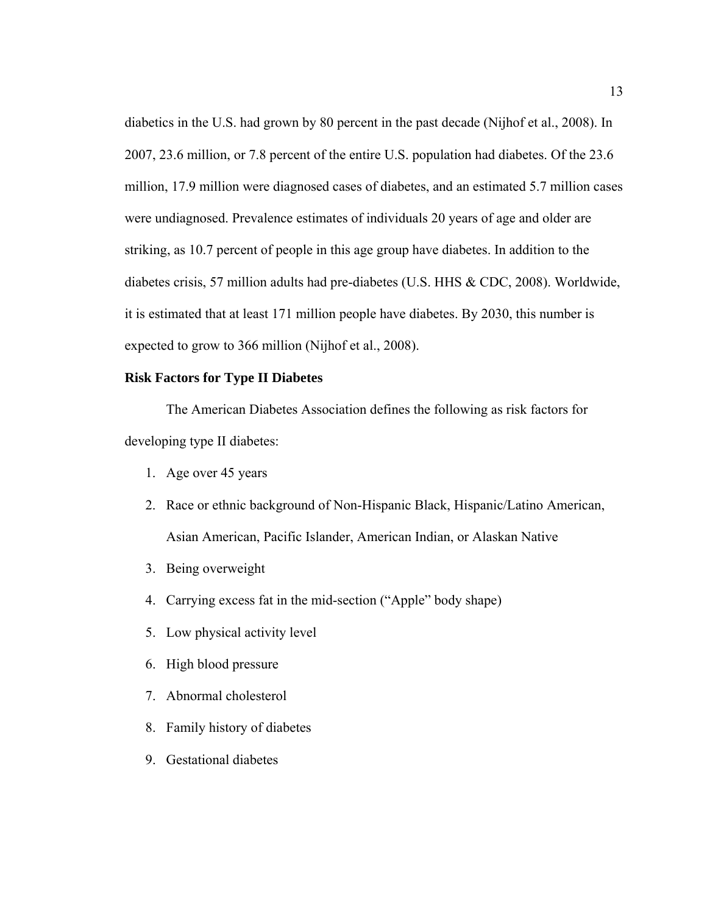diabetics in the U.S. had grown by 80 percent in the past decade (Nijhof et al., 2008). In 2007, 23.6 million, or 7.8 percent of the entire U.S. population had diabetes. Of the 23.6 million, 17.9 million were diagnosed cases of diabetes, and an estimated 5.7 million cases were undiagnosed. Prevalence estimates of individuals 20 years of age and older are striking, as 10.7 percent of people in this age group have diabetes. In addition to the diabetes crisis, 57 million adults had pre-diabetes (U.S. HHS & CDC, 2008). Worldwide, it is estimated that at least 171 million people have diabetes. By 2030, this number is expected to grow to 366 million (Nijhof et al., 2008).

**Risk Factors for Type II Diabetes**

The American Diabetes Association defines the following as risk factors for developing type II diabetes:

1. Age over 45 years
2. Race or ethnic background of Non-Hispanic Black, Hispanic/Latino American, Asian American, Pacific Islander, American Indian, or Alaskan Native
3. Being overweight
4. Carrying excess fat in the mid-section ("Apple" body shape)
5. Low physical activity level
6. High blood pressure
7. Abnormal cholesterol
8. Family history of diabetes
9. Gestational diabetes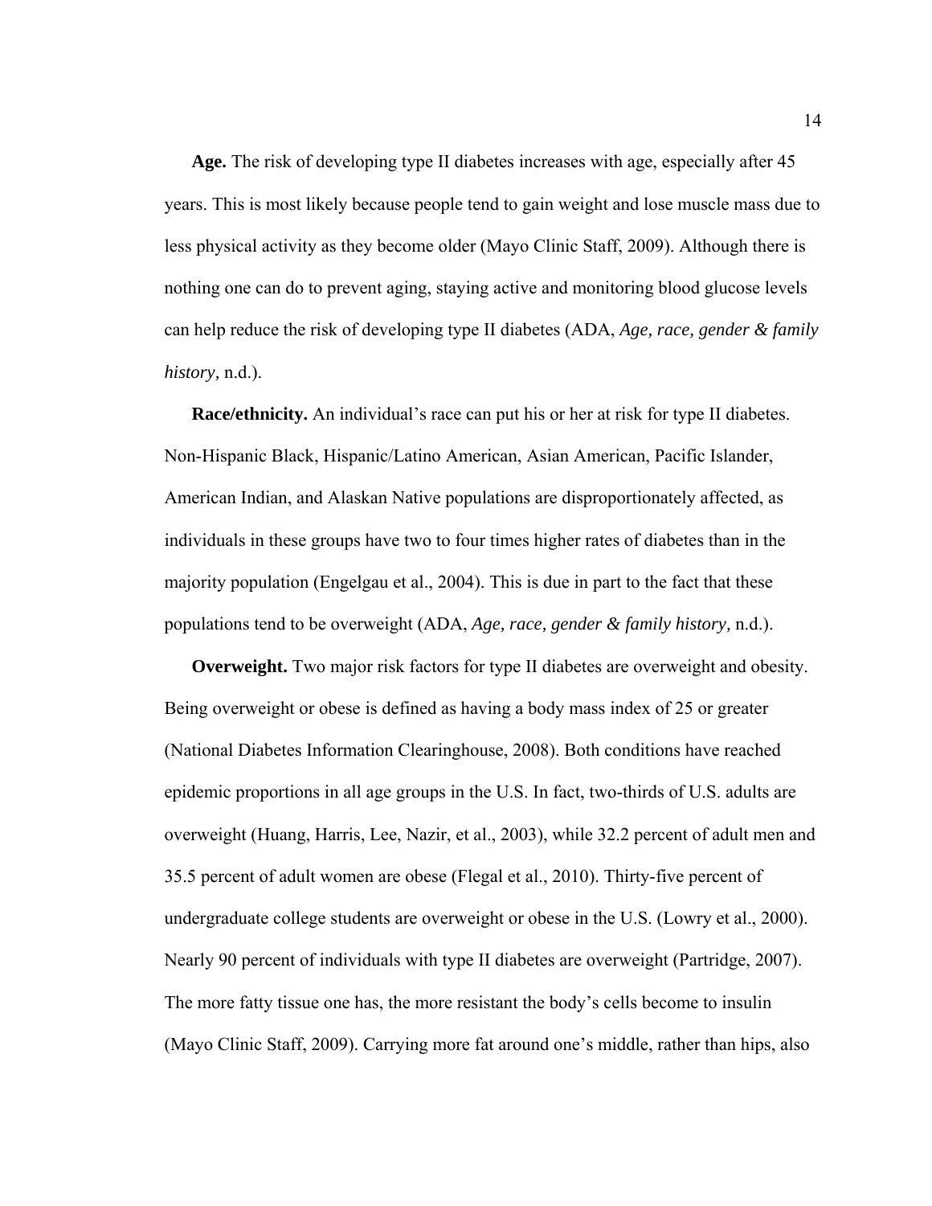**Age.** The risk of developing type II diabetes increases with age, especially after 45 years. This is most likely because people tend to gain weight and lose muscle mass due to less physical activity as they become older (Mayo Clinic Staff, 2009). Although there is nothing one can do to prevent aging, staying active and monitoring blood glucose levels can help reduce the risk of developing type II diabetes (ADA, *Age, race, gender & family history,* n.d.).

**Race/ethnicity.** An individual's race can put his or her at risk for type II diabetes. Non-Hispanic Black, Hispanic/Latino American, Asian American, Pacific Islander, American Indian, and Alaskan Native populations are disproportionately affected, as individuals in these groups have two to four times higher rates of diabetes than in the majority population (Engelgau et al., 2004). This is due in part to the fact that these populations tend to be overweight (ADA, *Age, race, gender & family history,* n.d.).

**Overweight.** Two major risk factors for type II diabetes are overweight and obesity. Being overweight or obese is defined as having a body mass index of 25 or greater (National Diabetes Information Clearinghouse, 2008). Both conditions have reached epidemic proportions in all age groups in the U.S. In fact, two-thirds of U.S. adults are overweight (Huang, Harris, Lee, Nazir, et al., 2003), while 32.2 percent of adult men and 35.5 percent of adult women are obese (Flegal et al., 2010). Thirty-five percent of undergraduate college students are overweight or obese in the U.S. (Lowry et al., 2000). Nearly 90 percent of individuals with type II diabetes are overweight (Partridge, 2007). The more fatty tissue one has, the more resistant the body's cells become to insulin (Mayo Clinic Staff, 2009). Carrying more fat around one's middle, rather than hips, also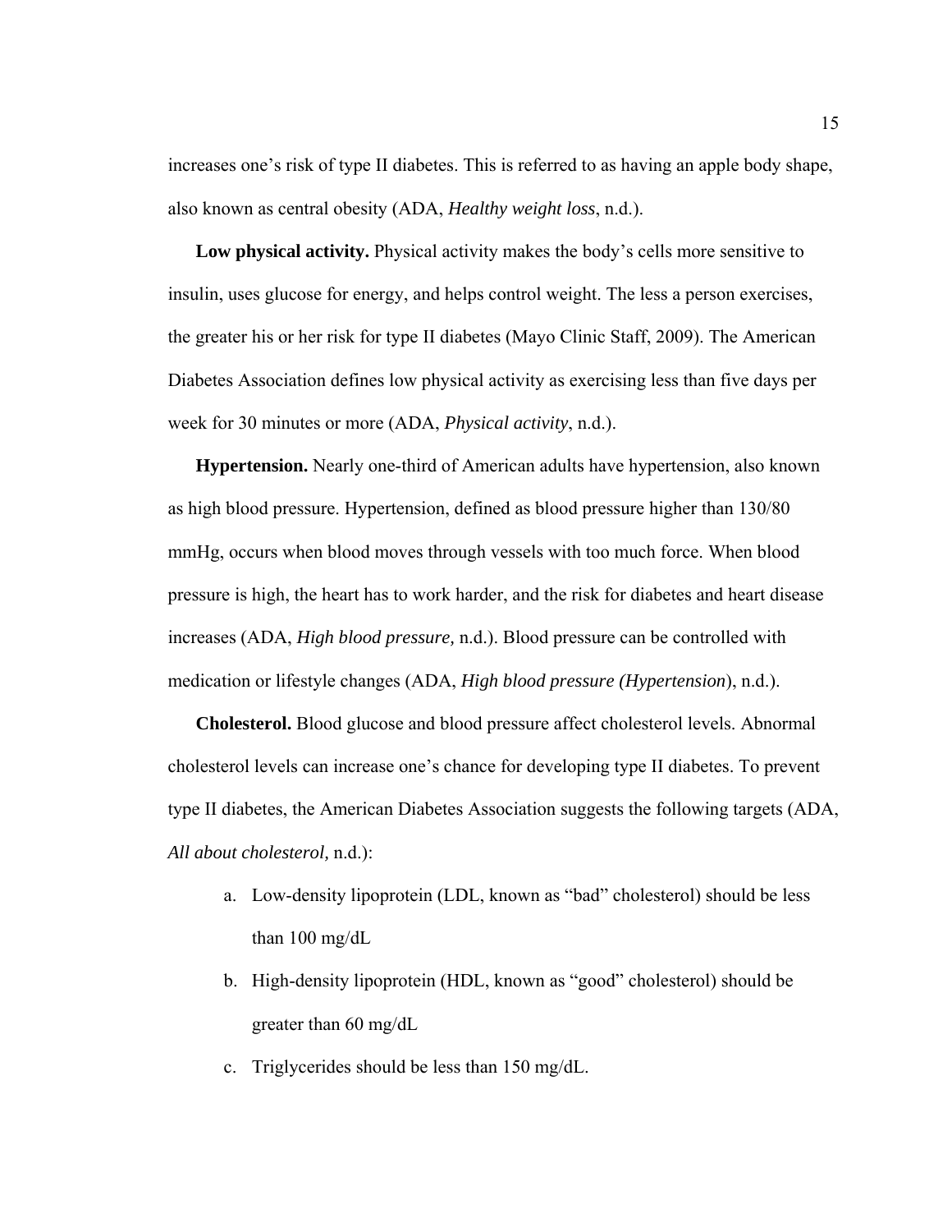increases one's risk of type II diabetes. This is referred to as having an apple body shape, also known as central obesity (ADA, *Healthy weight loss*, n.d.).

**Low physical activity.** Physical activity makes the body's cells more sensitive to insulin, uses glucose for energy, and helps control weight. The less a person exercises, the greater his or her risk for type II diabetes (Mayo Clinic Staff, 2009). The American Diabetes Association defines low physical activity as exercising less than five days per week for 30 minutes or more (ADA, *Physical activity*, n.d.).

**Hypertension.** Nearly one-third of American adults have hypertension, also known as high blood pressure. Hypertension, defined as blood pressure higher than 130/80 mmHg, occurs when blood moves through vessels with too much force. When blood pressure is high, the heart has to work harder, and the risk for diabetes and heart disease increases (ADA, *High blood pressure,* n.d.). Blood pressure can be controlled with medication or lifestyle changes (ADA, *High blood pressure (Hypertension*), n.d.).

**Cholesterol.** Blood glucose and blood pressure affect cholesterol levels. Abnormal cholesterol levels can increase one's chance for developing type II diabetes. To prevent type II diabetes, the American Diabetes Association suggests the following targets (ADA, *All about cholesterol,* n.d.):

a. Low-density lipoprotein (LDL, known as "bad" cholesterol) should be less than 100 mg/dL

b. High-density lipoprotein (HDL, known as "good" cholesterol) should be greater than 60 mg/dL

c. Triglycerides should be less than 150 mg/dL.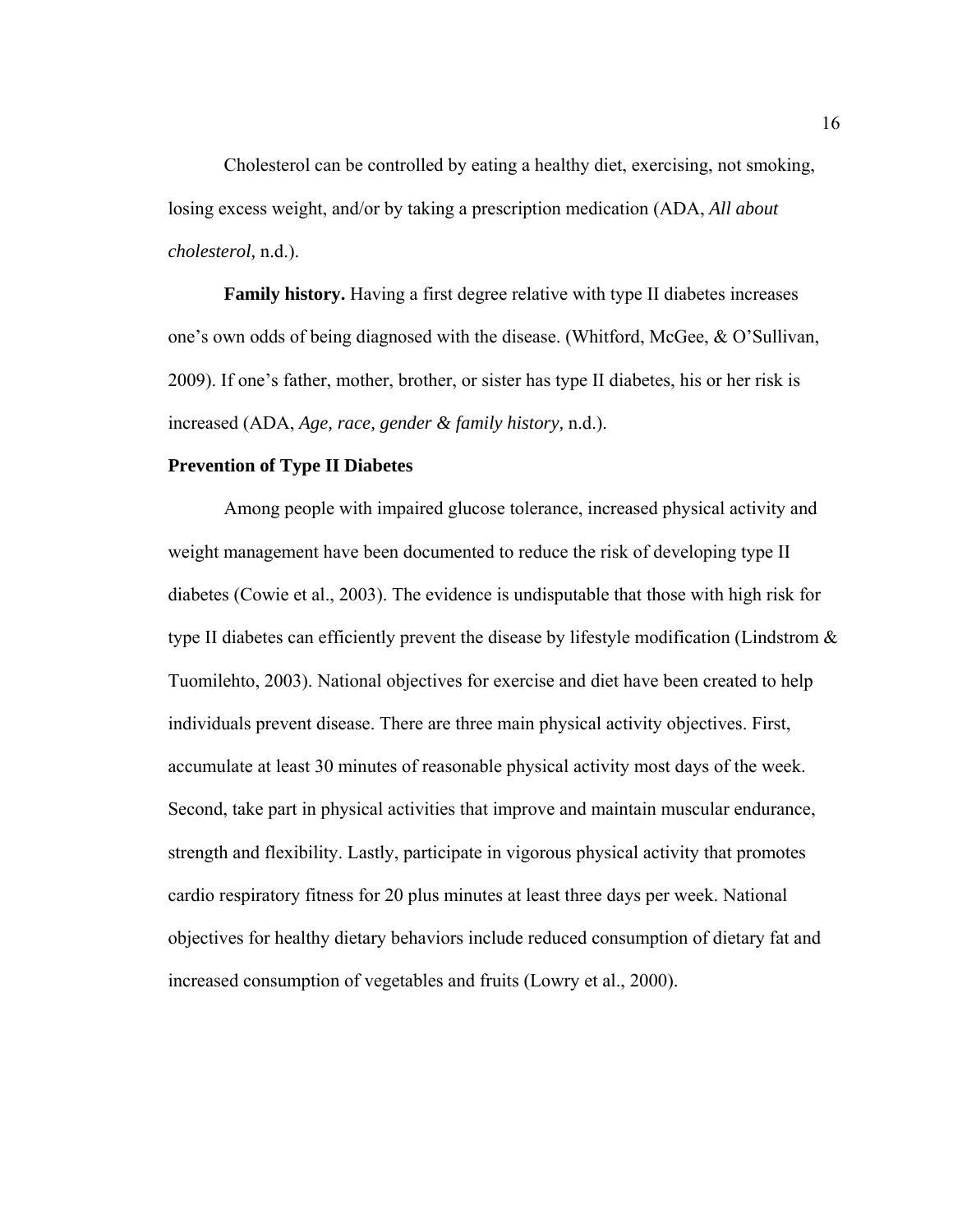Cholesterol can be controlled by eating a healthy diet, exercising, not smoking, losing excess weight, and/or by taking a prescription medication (ADA, *All about cholesterol,* n.d.).

**Family history.** Having a first degree relative with type II diabetes increases one's own odds of being diagnosed with the disease. (Whitford, McGee, & O'Sullivan, 2009). If one's father, mother, brother, or sister has type II diabetes, his or her risk is increased (ADA, *Age, race, gender & family history,* n.d.).

**Prevention of Type II Diabetes**

Among people with impaired glucose tolerance, increased physical activity and weight management have been documented to reduce the risk of developing type II diabetes (Cowie et al., 2003). The evidence is undisputable that those with high risk for type II diabetes can efficiently prevent the disease by lifestyle modification (Lindstrom & Tuomilehto, 2003). National objectives for exercise and diet have been created to help individuals prevent disease. There are three main physical activity objectives. First, accumulate at least 30 minutes of reasonable physical activity most days of the week. Second, take part in physical activities that improve and maintain muscular endurance, strength and flexibility. Lastly, participate in vigorous physical activity that promotes cardio respiratory fitness for 20 plus minutes at least three days per week. National objectives for healthy dietary behaviors include reduced consumption of dietary fat and increased consumption of vegetables and fruits (Lowry et al., 2000).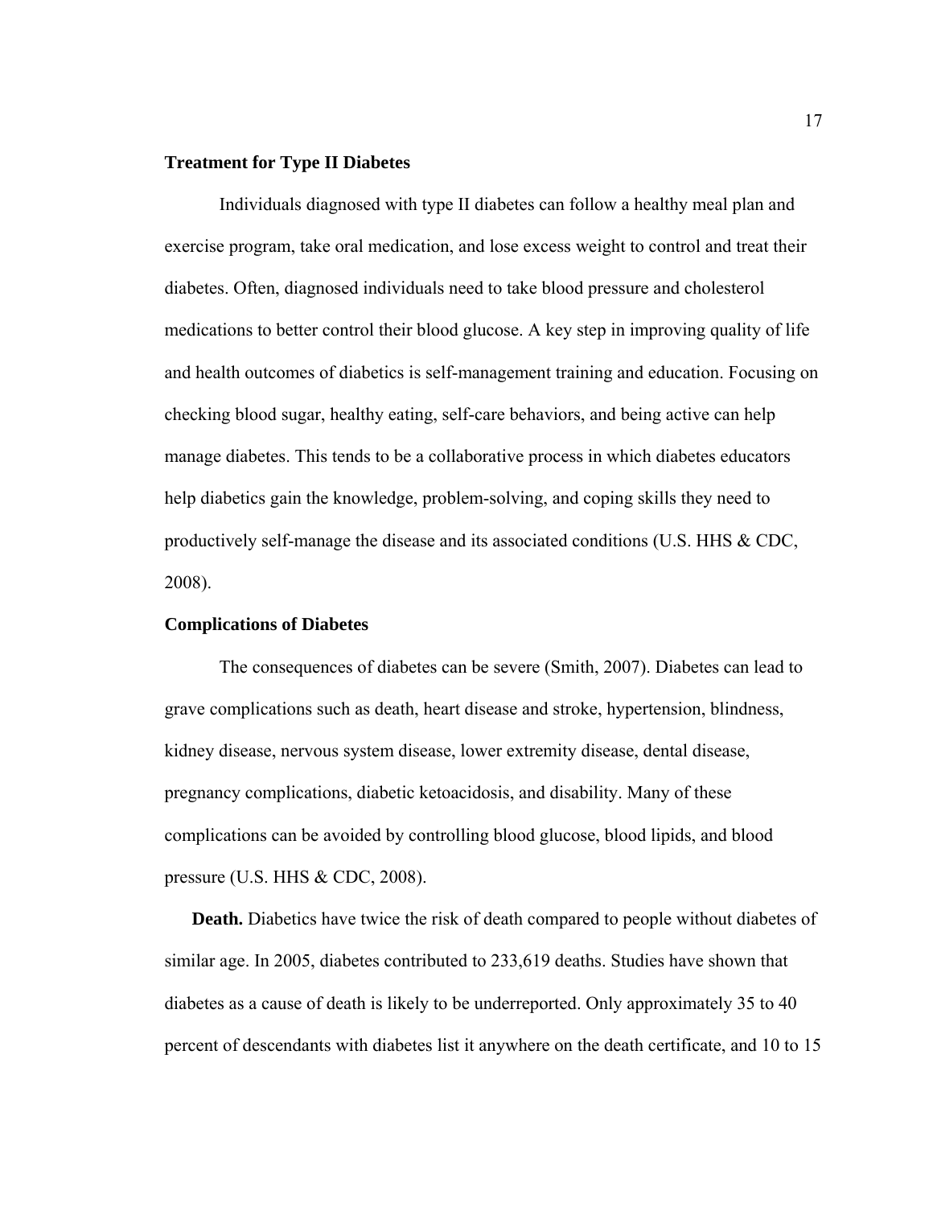## Treatment for Type II Diabetes

Individuals diagnosed with type II diabetes can follow a healthy meal plan and exercise program, take oral medication, and lose excess weight to control and treat their diabetes. Often, diagnosed individuals need to take blood pressure and cholesterol medications to better control their blood glucose. A key step in improving quality of life and health outcomes of diabetics is self-management training and education. Focusing on checking blood sugar, healthy eating, self-care behaviors, and being active can help manage diabetes. This tends to be a collaborative process in which diabetes educators help diabetics gain the knowledge, problem-solving, and coping skills they need to productively self-manage the disease and its associated conditions (U.S. HHS & CDC, 2008).

## Complications of Diabetes

The consequences of diabetes can be severe (Smith, 2007). Diabetes can lead to grave complications such as death, heart disease and stroke, hypertension, blindness, kidney disease, nervous system disease, lower extremity disease, dental disease, pregnancy complications, diabetic ketoacidosis, and disability. Many of these complications can be avoided by controlling blood glucose, blood lipids, and blood pressure (U.S. HHS & CDC, 2008).

**Death.** Diabetics have twice the risk of death compared to people without diabetes of similar age. In 2005, diabetes contributed to 233,619 deaths. Studies have shown that diabetes as a cause of death is likely to be underreported. Only approximately 35 to 40 percent of descendants with diabetes list it anywhere on the death certificate, and 10 to 15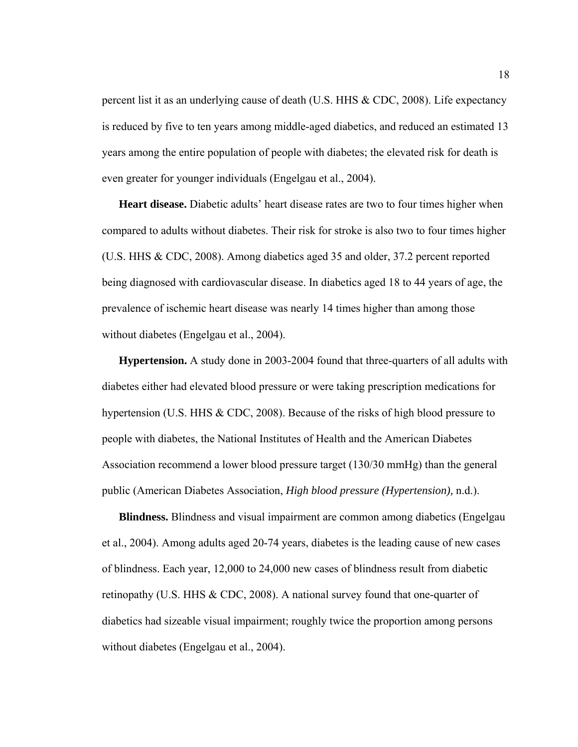percent list it as an underlying cause of death (U.S. HHS & CDC, 2008). Life expectancy is reduced by five to ten years among middle-aged diabetics, and reduced an estimated 13 years among the entire population of people with diabetes; the elevated risk for death is even greater for younger individuals (Engelgau et al., 2004).

**Heart disease.** Diabetic adults' heart disease rates are two to four times higher when compared to adults without diabetes. Their risk for stroke is also two to four times higher (U.S. HHS & CDC, 2008). Among diabetics aged 35 and older, 37.2 percent reported being diagnosed with cardiovascular disease. In diabetics aged 18 to 44 years of age, the prevalence of ischemic heart disease was nearly 14 times higher than among those without diabetes (Engelgau et al., 2004).

**Hypertension.** A study done in 2003-2004 found that three-quarters of all adults with diabetes either had elevated blood pressure or were taking prescription medications for hypertension (U.S. HHS & CDC, 2008). Because of the risks of high blood pressure to people with diabetes, the National Institutes of Health and the American Diabetes Association recommend a lower blood pressure target (130/30 mmHg) than the general public (American Diabetes Association, *High blood pressure (Hypertension),* n.d.).

**Blindness.** Blindness and visual impairment are common among diabetics (Engelgau et al., 2004). Among adults aged 20-74 years, diabetes is the leading cause of new cases of blindness. Each year, 12,000 to 24,000 new cases of blindness result from diabetic retinopathy (U.S. HHS & CDC, 2008). A national survey found that one-quarter of diabetics had sizeable visual impairment; roughly twice the proportion among persons without diabetes (Engelgau et al., 2004).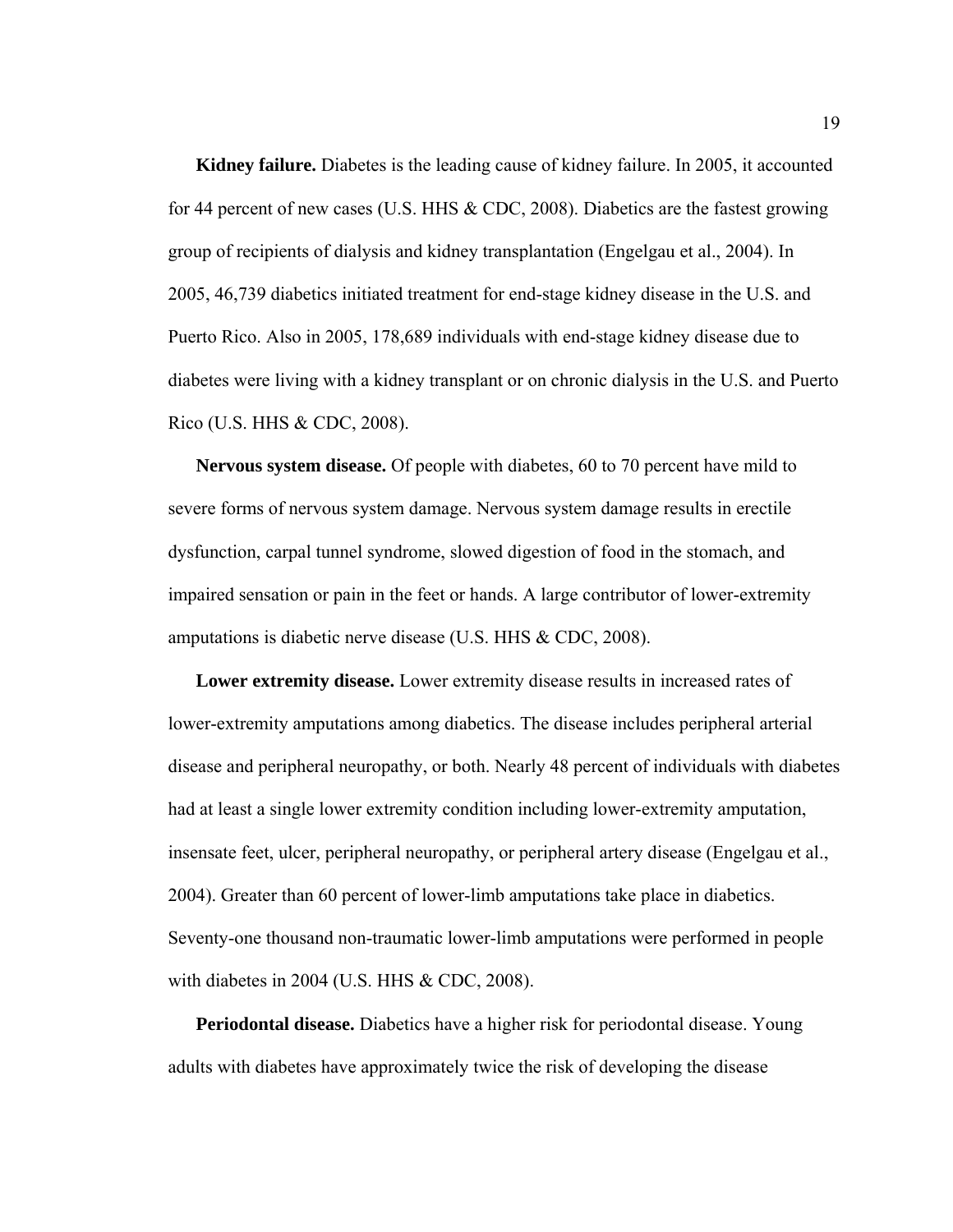**Kidney failure.** Diabetes is the leading cause of kidney failure. In 2005, it accounted for 44 percent of new cases (U.S. HHS & CDC, 2008). Diabetics are the fastest growing group of recipients of dialysis and kidney transplantation (Engelgau et al., 2004). In 2005, 46,739 diabetics initiated treatment for end-stage kidney disease in the U.S. and Puerto Rico. Also in 2005, 178,689 individuals with end-stage kidney disease due to diabetes were living with a kidney transplant or on chronic dialysis in the U.S. and Puerto Rico (U.S. HHS & CDC, 2008).

**Nervous system disease.** Of people with diabetes, 60 to 70 percent have mild to severe forms of nervous system damage. Nervous system damage results in erectile dysfunction, carpal tunnel syndrome, slowed digestion of food in the stomach, and impaired sensation or pain in the feet or hands. A large contributor of lower-extremity amputations is diabetic nerve disease (U.S. HHS & CDC, 2008).

**Lower extremity disease.** Lower extremity disease results in increased rates of lower-extremity amputations among diabetics. The disease includes peripheral arterial disease and peripheral neuropathy, or both. Nearly 48 percent of individuals with diabetes had at least a single lower extremity condition including lower-extremity amputation, insensate feet, ulcer, peripheral neuropathy, or peripheral artery disease (Engelgau et al., 2004). Greater than 60 percent of lower-limb amputations take place in diabetics. Seventy-one thousand non-traumatic lower-limb amputations were performed in people with diabetes in 2004 (U.S. HHS & CDC, 2008).

**Periodontal disease.** Diabetics have a higher risk for periodontal disease. Young adults with diabetes have approximately twice the risk of developing the disease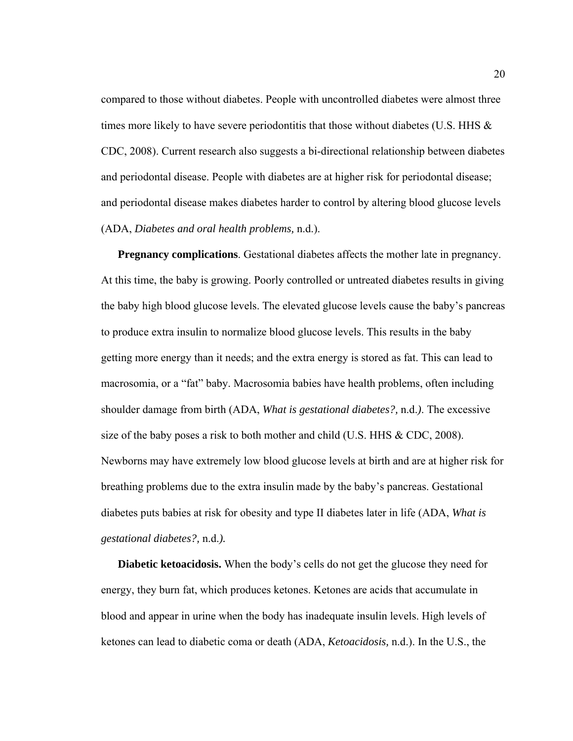compared to those without diabetes. People with uncontrolled diabetes were almost three times more likely to have severe periodontitis that those without diabetes (U.S. HHS & CDC, 2008). Current research also suggests a bi-directional relationship between diabetes and periodontal disease. People with diabetes are at higher risk for periodontal disease; and periodontal disease makes diabetes harder to control by altering blood glucose levels (ADA, *Diabetes and oral health problems,* n.d.).

**Pregnancy complications**. Gestational diabetes affects the mother late in pregnancy. At this time, the baby is growing. Poorly controlled or untreated diabetes results in giving the baby high blood glucose levels. The elevated glucose levels cause the baby's pancreas to produce extra insulin to normalize blood glucose levels. This results in the baby getting more energy than it needs; and the extra energy is stored as fat. This can lead to macrosomia, or a "fat" baby. Macrosomia babies have health problems, often including shoulder damage from birth (ADA, *What is gestational diabetes?,* n.d.). The excessive size of the baby poses a risk to both mother and child (U.S. HHS & CDC, 2008). Newborns may have extremely low blood glucose levels at birth and are at higher risk for breathing problems due to the extra insulin made by the baby's pancreas. Gestational diabetes puts babies at risk for obesity and type II diabetes later in life (ADA, *What is gestational diabetes?,* n.d.).

**Diabetic ketoacidosis.** When the body's cells do not get the glucose they need for energy, they burn fat, which produces ketones. Ketones are acids that accumulate in blood and appear in urine when the body has inadequate insulin levels. High levels of ketones can lead to diabetic coma or death (ADA, *Ketoacidosis,* n.d.). In the U.S., the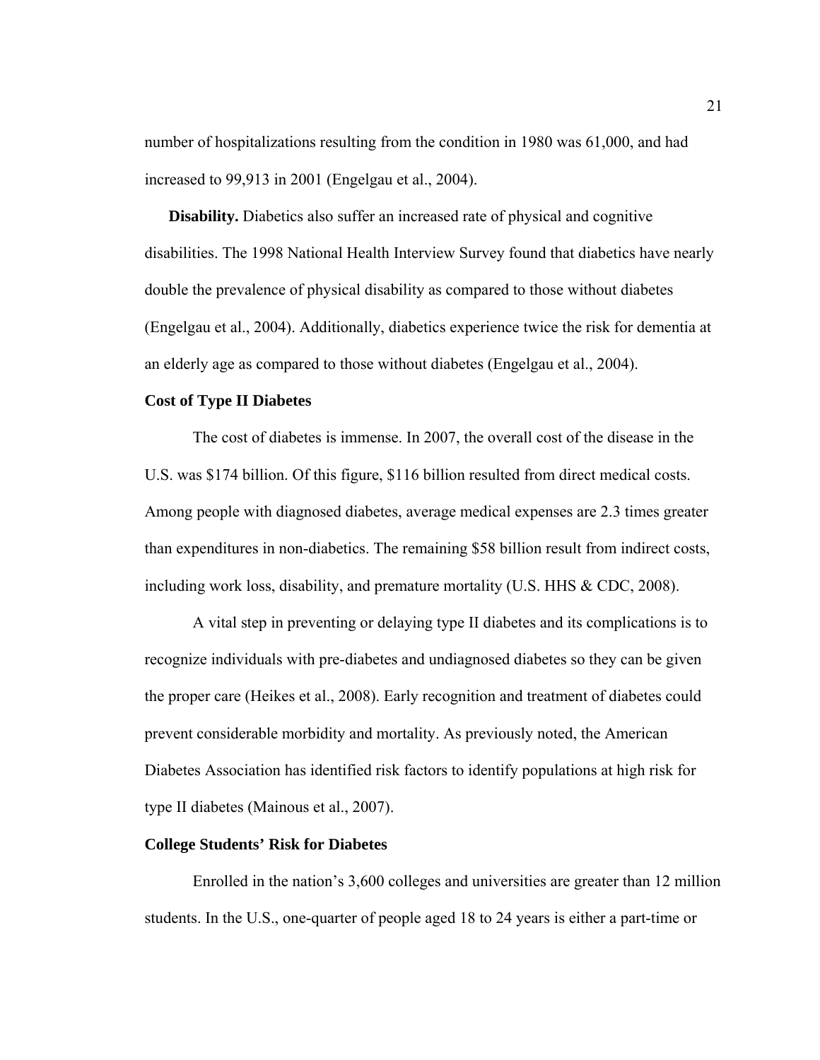number of hospitalizations resulting from the condition in 1980 was 61,000, and had increased to 99,913 in 2001 (Engelgau et al., 2004).

**Disability.** Diabetics also suffer an increased rate of physical and cognitive disabilities. The 1998 National Health Interview Survey found that diabetics have nearly double the prevalence of physical disability as compared to those without diabetes (Engelgau et al., 2004). Additionally, diabetics experience twice the risk for dementia at an elderly age as compared to those without diabetes (Engelgau et al., 2004).

### Cost of Type II Diabetes

The cost of diabetes is immense. In 2007, the overall cost of the disease in the U.S. was $174 billion. Of this figure, $116 billion resulted from direct medical costs. Among people with diagnosed diabetes, average medical expenses are 2.3 times greater than expenditures in non-diabetics. The remaining $58 billion result from indirect costs, including work loss, disability, and premature mortality (U.S. HHS & CDC, 2008).

A vital step in preventing or delaying type II diabetes and its complications is to recognize individuals with pre-diabetes and undiagnosed diabetes so they can be given the proper care (Heikes et al., 2008). Early recognition and treatment of diabetes could prevent considerable morbidity and mortality. As previously noted, the American Diabetes Association has identified risk factors to identify populations at high risk for type II diabetes (Mainous et al., 2007).

### College Students' Risk for Diabetes

Enrolled in the nation's 3,600 colleges and universities are greater than 12 million students. In the U.S., one-quarter of people aged 18 to 24 years is either a part-time or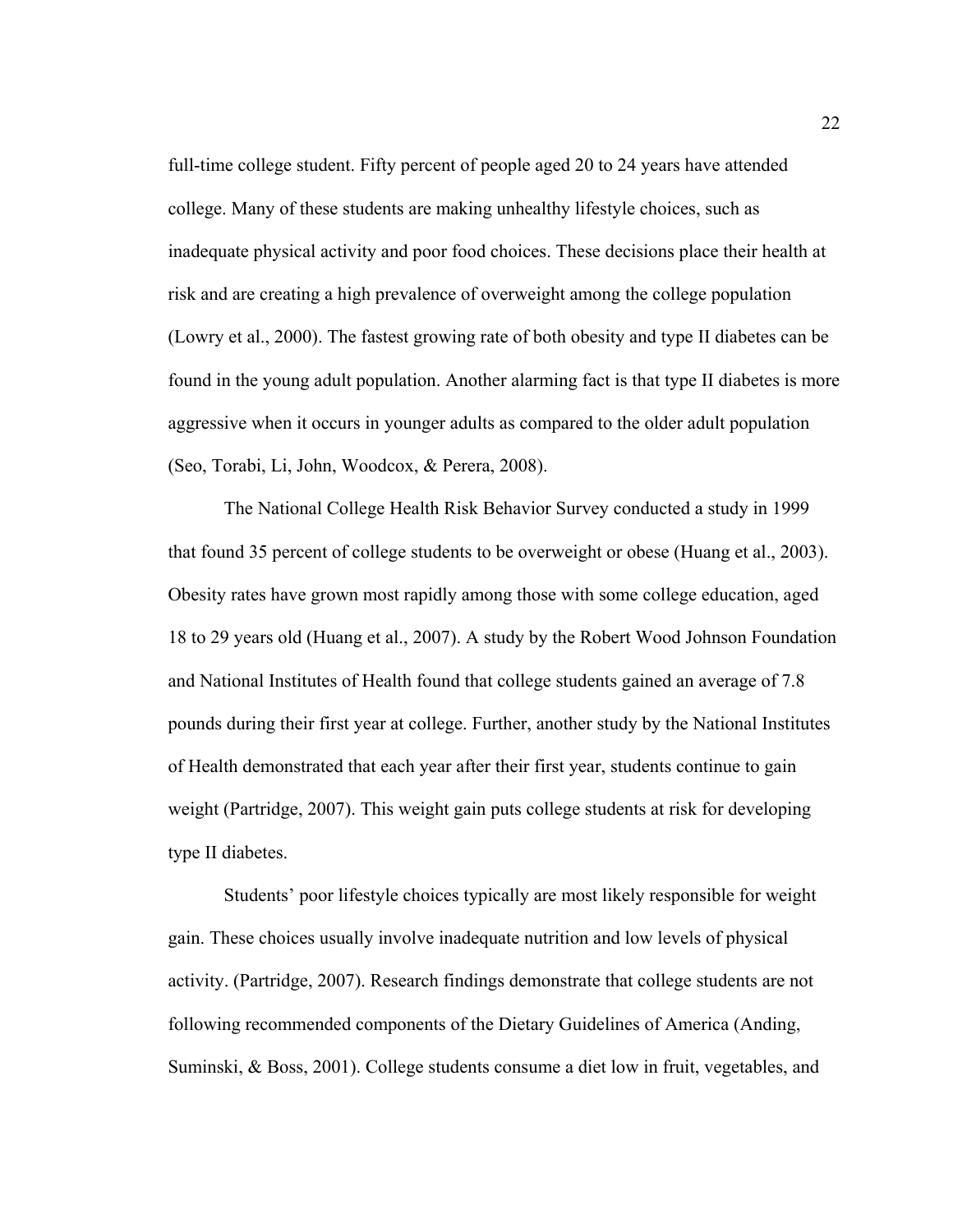full-time college student. Fifty percent of people aged 20 to 24 years have attended college. Many of these students are making unhealthy lifestyle choices, such as inadequate physical activity and poor food choices. These decisions place their health at risk and are creating a high prevalence of overweight among the college population (Lowry et al., 2000). The fastest growing rate of both obesity and type II diabetes can be found in the young adult population. Another alarming fact is that type II diabetes is more aggressive when it occurs in younger adults as compared to the older adult population (Seo, Torabi, Li, John, Woodcox, & Perera, 2008).

The National College Health Risk Behavior Survey conducted a study in 1999 that found 35 percent of college students to be overweight or obese (Huang et al., 2003). Obesity rates have grown most rapidly among those with some college education, aged 18 to 29 years old (Huang et al., 2007). A study by the Robert Wood Johnson Foundation and National Institutes of Health found that college students gained an average of 7.8 pounds during their first year at college. Further, another study by the National Institutes of Health demonstrated that each year after their first year, students continue to gain weight (Partridge, 2007). This weight gain puts college students at risk for developing type II diabetes.

Students' poor lifestyle choices typically are most likely responsible for weight gain. These choices usually involve inadequate nutrition and low levels of physical activity. (Partridge, 2007). Research findings demonstrate that college students are not following recommended components of the Dietary Guidelines of America (Anding, Suminski, & Boss, 2001). College students consume a diet low in fruit, vegetables, and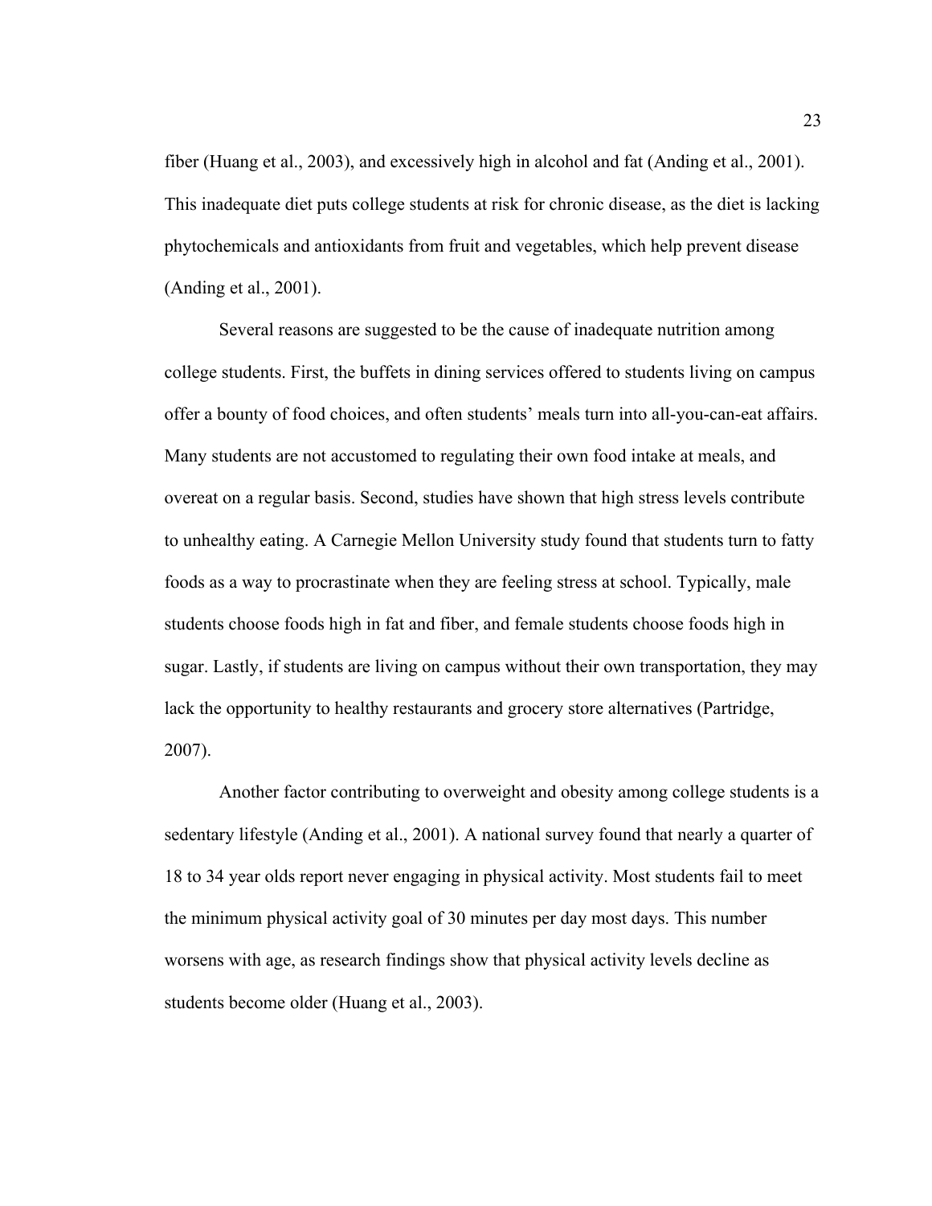fiber (Huang et al., 2003), and excessively high in alcohol and fat (Anding et al., 2001). This inadequate diet puts college students at risk for chronic disease, as the diet is lacking phytochemicals and antioxidants from fruit and vegetables, which help prevent disease (Anding et al., 2001).

Several reasons are suggested to be the cause of inadequate nutrition among college students. First, the buffets in dining services offered to students living on campus offer a bounty of food choices, and often students' meals turn into all-you-can-eat affairs. Many students are not accustomed to regulating their own food intake at meals, and overeat on a regular basis. Second, studies have shown that high stress levels contribute to unhealthy eating. A Carnegie Mellon University study found that students turn to fatty foods as a way to procrastinate when they are feeling stress at school. Typically, male students choose foods high in fat and fiber, and female students choose foods high in sugar. Lastly, if students are living on campus without their own transportation, they may lack the opportunity to healthy restaurants and grocery store alternatives (Partridge, 2007).

Another factor contributing to overweight and obesity among college students is a sedentary lifestyle (Anding et al., 2001). A national survey found that nearly a quarter of 18 to 34 year olds report never engaging in physical activity. Most students fail to meet the minimum physical activity goal of 30 minutes per day most days. This number worsens with age, as research findings show that physical activity levels decline as students become older (Huang et al., 2003).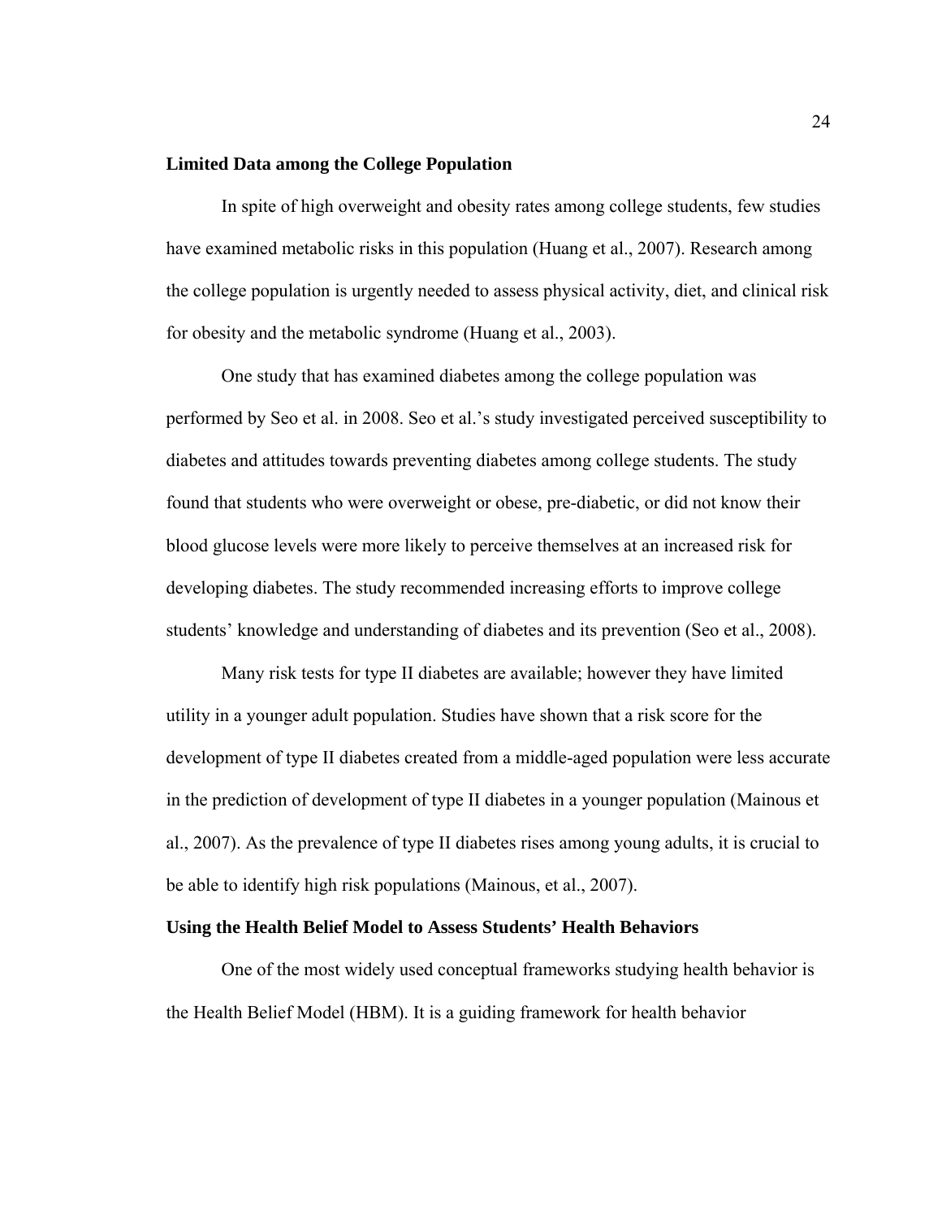**Limited Data among the College Population**

In spite of high overweight and obesity rates among college students, few studies have examined metabolic risks in this population (Huang et al., 2007). Research among the college population is urgently needed to assess physical activity, diet, and clinical risk for obesity and the metabolic syndrome (Huang et al., 2003).

One study that has examined diabetes among the college population was performed by Seo et al. in 2008. Seo et al.'s study investigated perceived susceptibility to diabetes and attitudes towards preventing diabetes among college students. The study found that students who were overweight or obese, pre-diabetic, or did not know their blood glucose levels were more likely to perceive themselves at an increased risk for developing diabetes. The study recommended increasing efforts to improve college students' knowledge and understanding of diabetes and its prevention (Seo et al., 2008).

Many risk tests for type II diabetes are available; however they have limited utility in a younger adult population. Studies have shown that a risk score for the development of type II diabetes created from a middle-aged population were less accurate in the prediction of development of type II diabetes in a younger population (Mainous et al., 2007). As the prevalence of type II diabetes rises among young adults, it is crucial to be able to identify high risk populations (Mainous, et al., 2007).

**Using the Health Belief Model to Assess Students' Health Behaviors**

One of the most widely used conceptual frameworks studying health behavior is the Health Belief Model (HBM). It is a guiding framework for health behavior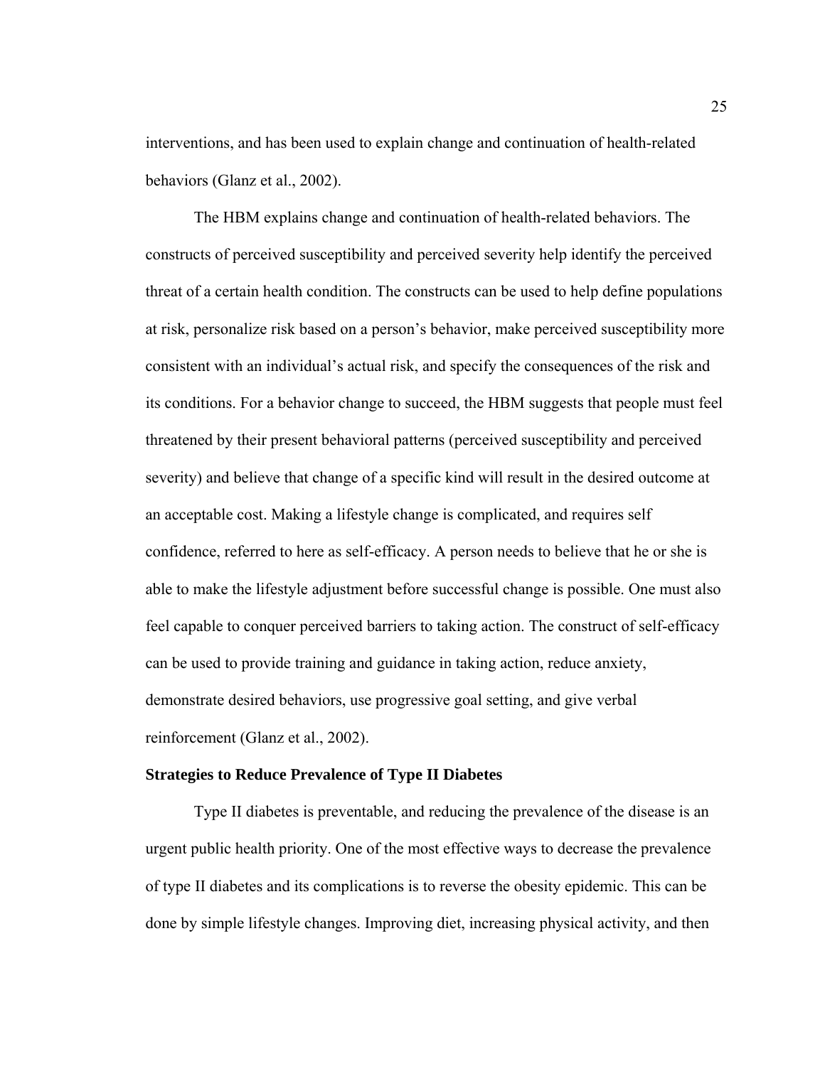interventions, and has been used to explain change and continuation of health-related behaviors (Glanz et al., 2002).

The HBM explains change and continuation of health-related behaviors. The constructs of perceived susceptibility and perceived severity help identify the perceived threat of a certain health condition. The constructs can be used to help define populations at risk, personalize risk based on a person's behavior, make perceived susceptibility more consistent with an individual's actual risk, and specify the consequences of the risk and its conditions. For a behavior change to succeed, the HBM suggests that people must feel threatened by their present behavioral patterns (perceived susceptibility and perceived severity) and believe that change of a specific kind will result in the desired outcome at an acceptable cost. Making a lifestyle change is complicated, and requires self confidence, referred to here as self-efficacy. A person needs to believe that he or she is able to make the lifestyle adjustment before successful change is possible. One must also feel capable to conquer perceived barriers to taking action. The construct of self-efficacy can be used to provide training and guidance in taking action, reduce anxiety, demonstrate desired behaviors, use progressive goal setting, and give verbal reinforcement (Glanz et al., 2002).

**Strategies to Reduce Prevalence of Type II Diabetes**

Type II diabetes is preventable, and reducing the prevalence of the disease is an urgent public health priority. One of the most effective ways to decrease the prevalence of type II diabetes and its complications is to reverse the obesity epidemic. This can be done by simple lifestyle changes. Improving diet, increasing physical activity, and then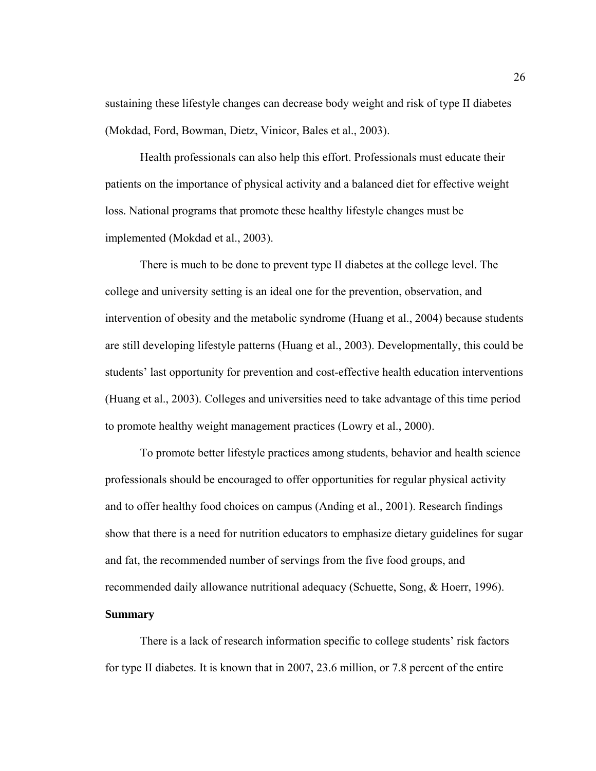sustaining these lifestyle changes can decrease body weight and risk of type II diabetes (Mokdad, Ford, Bowman, Dietz, Vinicor, Bales et al., 2003).

Health professionals can also help this effort. Professionals must educate their patients on the importance of physical activity and a balanced diet for effective weight loss. National programs that promote these healthy lifestyle changes must be implemented (Mokdad et al., 2003).

There is much to be done to prevent type II diabetes at the college level. The college and university setting is an ideal one for the prevention, observation, and intervention of obesity and the metabolic syndrome (Huang et al., 2004) because students are still developing lifestyle patterns (Huang et al., 2003). Developmentally, this could be students' last opportunity for prevention and cost-effective health education interventions (Huang et al., 2003). Colleges and universities need to take advantage of this time period to promote healthy weight management practices (Lowry et al., 2000).

To promote better lifestyle practices among students, behavior and health science professionals should be encouraged to offer opportunities for regular physical activity and to offer healthy food choices on campus (Anding et al., 2001). Research findings show that there is a need for nutrition educators to emphasize dietary guidelines for sugar and fat, the recommended number of servings from the five food groups, and recommended daily allowance nutritional adequacy (Schuette, Song, & Hoerr, 1996).

**Summary**

There is a lack of research information specific to college students' risk factors for type II diabetes. It is known that in 2007, 23.6 million, or 7.8 percent of the entire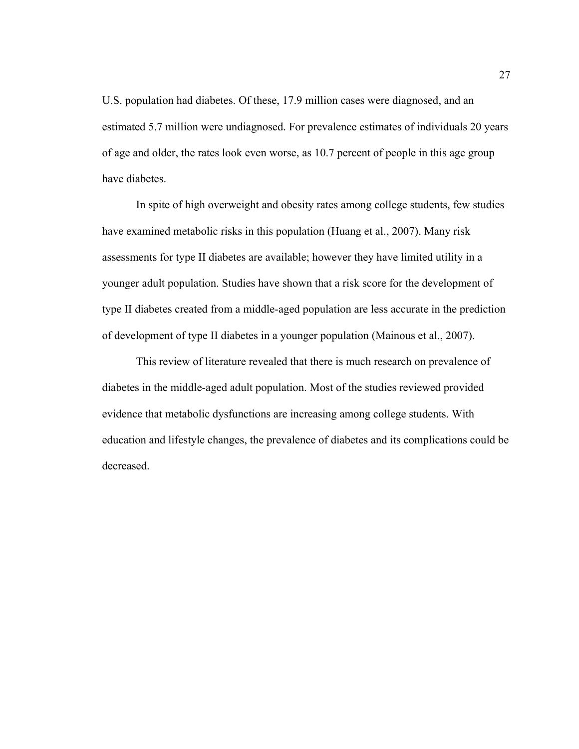U.S. population had diabetes. Of these, 17.9 million cases were diagnosed, and an estimated 5.7 million were undiagnosed. For prevalence estimates of individuals 20 years of age and older, the rates look even worse, as 10.7 percent of people in this age group have diabetes.

In spite of high overweight and obesity rates among college students, few studies have examined metabolic risks in this population (Huang et al., 2007). Many risk assessments for type II diabetes are available; however they have limited utility in a younger adult population. Studies have shown that a risk score for the development of type II diabetes created from a middle-aged population are less accurate in the prediction of development of type II diabetes in a younger population (Mainous et al., 2007).

This review of literature revealed that there is much research on prevalence of diabetes in the middle-aged adult population. Most of the studies reviewed provided evidence that metabolic dysfunctions are increasing among college students. With education and lifestyle changes, the prevalence of diabetes and its complications could be decreased.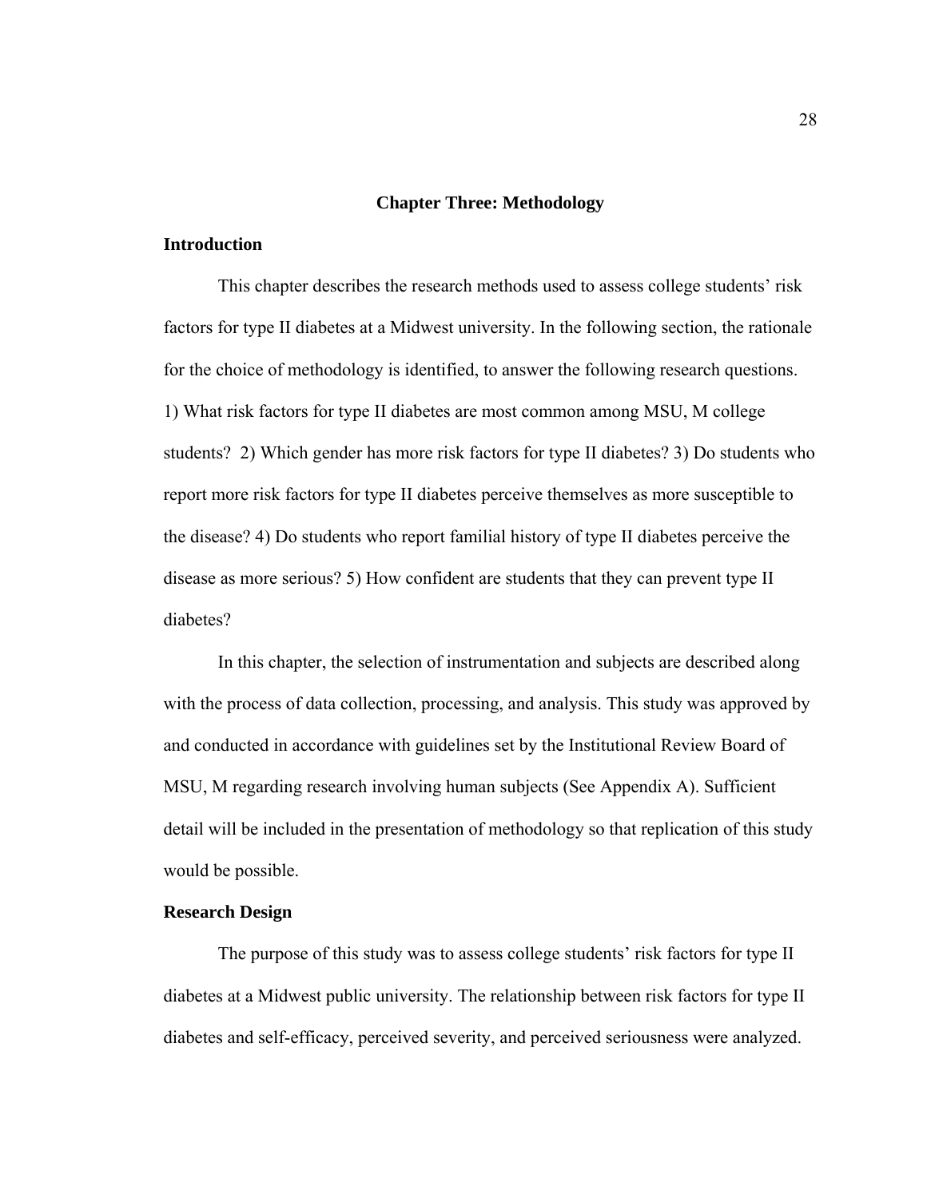# Chapter Three: Methodology

## Introduction

This chapter describes the research methods used to assess college students' risk factors for type II diabetes at a Midwest university. In the following section, the rationale for the choice of methodology is identified, to answer the following research questions. 1) What risk factors for type II diabetes are most common among MSU, M college students? 2) Which gender has more risk factors for type II diabetes? 3) Do students who report more risk factors for type II diabetes perceive themselves as more susceptible to the disease? 4) Do students who report familial history of type II diabetes perceive the disease as more serious? 5) How confident are students that they can prevent type II diabetes?

In this chapter, the selection of instrumentation and subjects are described along with the process of data collection, processing, and analysis. This study was approved by and conducted in accordance with guidelines set by the Institutional Review Board of MSU, M regarding research involving human subjects (See Appendix A). Sufficient detail will be included in the presentation of methodology so that replication of this study would be possible.

## Research Design

The purpose of this study was to assess college students' risk factors for type II diabetes at a Midwest public university. The relationship between risk factors for type II diabetes and self-efficacy, perceived severity, and perceived seriousness were analyzed.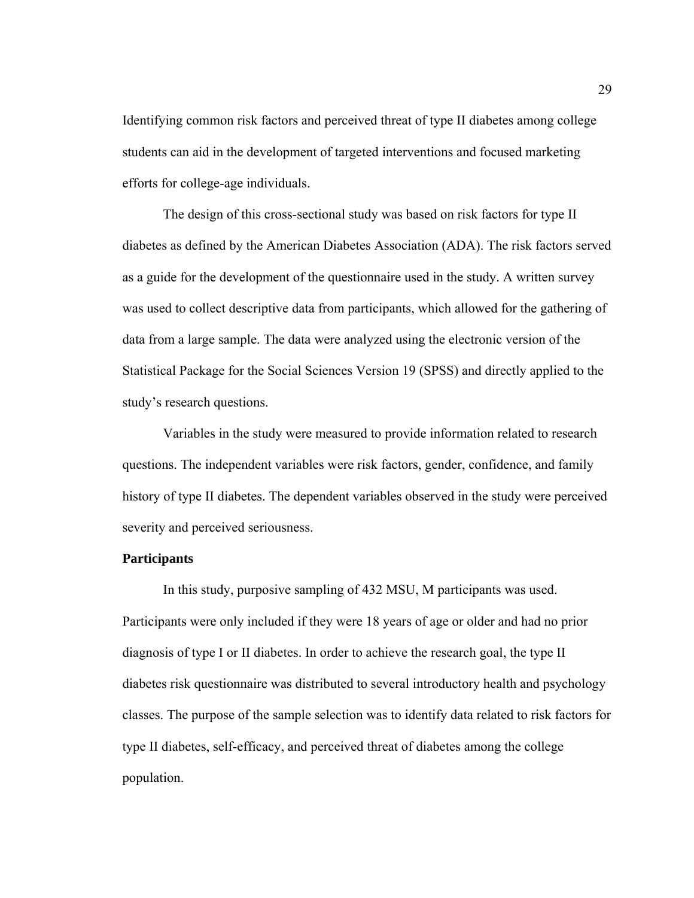Identifying common risk factors and perceived threat of type II diabetes among college students can aid in the development of targeted interventions and focused marketing efforts for college-age individuals.

The design of this cross-sectional study was based on risk factors for type II diabetes as defined by the American Diabetes Association (ADA). The risk factors served as a guide for the development of the questionnaire used in the study. A written survey was used to collect descriptive data from participants, which allowed for the gathering of data from a large sample. The data were analyzed using the electronic version of the Statistical Package for the Social Sciences Version 19 (SPSS) and directly applied to the study's research questions.

Variables in the study were measured to provide information related to research questions. The independent variables were risk factors, gender, confidence, and family history of type II diabetes. The dependent variables observed in the study were perceived severity and perceived seriousness.

**Participants**

In this study, purposive sampling of 432 MSU, M participants was used. Participants were only included if they were 18 years of age or older and had no prior diagnosis of type I or II diabetes. In order to achieve the research goal, the type II diabetes risk questionnaire was distributed to several introductory health and psychology classes. The purpose of the sample selection was to identify data related to risk factors for type II diabetes, self-efficacy, and perceived threat of diabetes among the college population.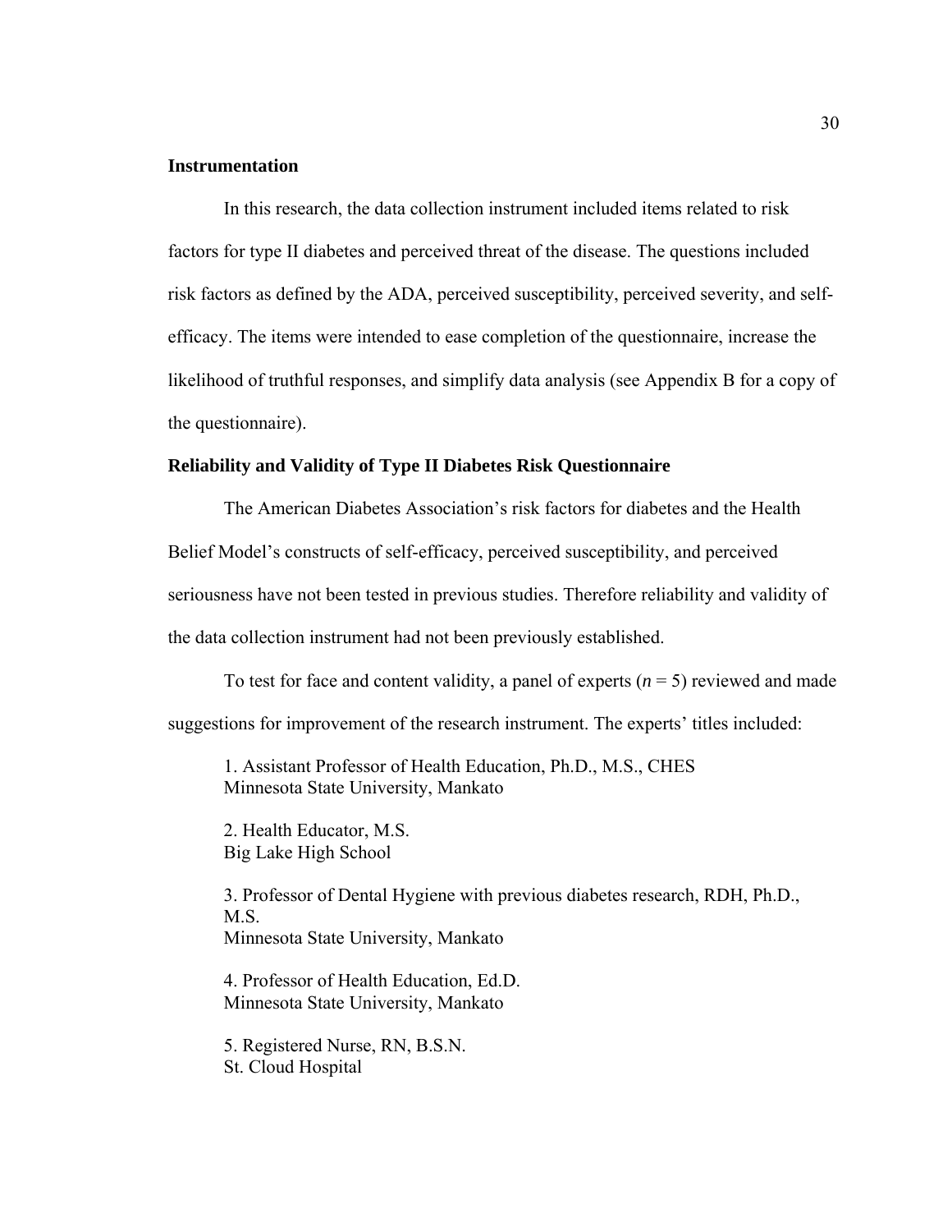**Instrumentation**

In this research, the data collection instrument included items related to risk factors for type II diabetes and perceived threat of the disease. The questions included risk factors as defined by the ADA, perceived susceptibility, perceived severity, and self-efficacy. The items were intended to ease completion of the questionnaire, increase the likelihood of truthful responses, and simplify data analysis (see Appendix B for a copy of the questionnaire).

**Reliability and Validity of Type II Diabetes Risk Questionnaire**

The American Diabetes Association's risk factors for diabetes and the Health Belief Model's constructs of self-efficacy, perceived susceptibility, and perceived seriousness have not been tested in previous studies. Therefore reliability and validity of the data collection instrument had not been previously established.

To test for face and content validity, a panel of experts ($n$ = 5) reviewed and made suggestions for improvement of the research instrument. The experts' titles included:

1. Assistant Professor of Health Education, Ph.D., M.S., CHES
   Minnesota State University, Mankato

2. Health Educator, M.S.
   Big Lake High School

3. Professor of Dental Hygiene with previous diabetes research, RDH, Ph.D., M.S.
   Minnesota State University, Mankato

4. Professor of Health Education, Ed.D.
   Minnesota State University, Mankato

5. Registered Nurse, RN, B.S.N.
   St. Cloud Hospital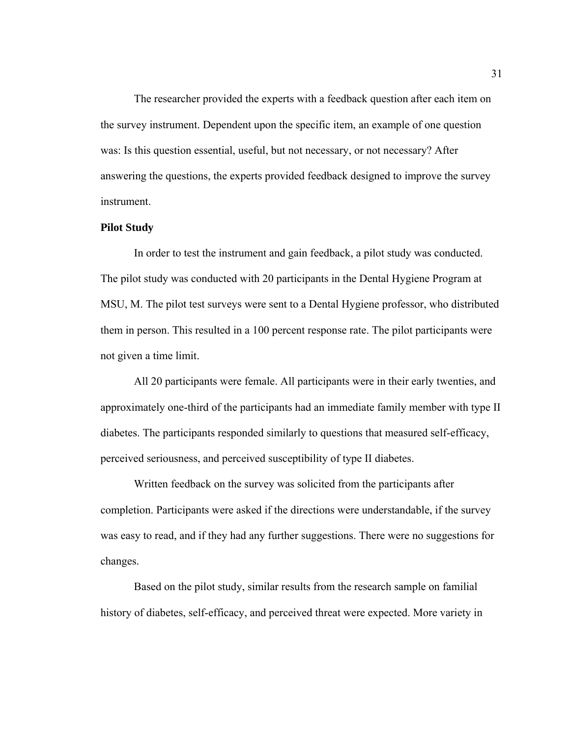The researcher provided the experts with a feedback question after each item on the survey instrument. Dependent upon the specific item, an example of one question was: Is this question essential, useful, but not necessary, or not necessary? After answering the questions, the experts provided feedback designed to improve the survey instrument.

**Pilot Study**

In order to test the instrument and gain feedback, a pilot study was conducted. The pilot study was conducted with 20 participants in the Dental Hygiene Program at MSU, M. The pilot test surveys were sent to a Dental Hygiene professor, who distributed them in person. This resulted in a 100 percent response rate. The pilot participants were not given a time limit.

All 20 participants were female. All participants were in their early twenties, and approximately one-third of the participants had an immediate family member with type II diabetes. The participants responded similarly to questions that measured self-efficacy, perceived seriousness, and perceived susceptibility of type II diabetes.

Written feedback on the survey was solicited from the participants after completion. Participants were asked if the directions were understandable, if the survey was easy to read, and if they had any further suggestions. There were no suggestions for changes.

Based on the pilot study, similar results from the research sample on familial history of diabetes, self-efficacy, and perceived threat were expected. More variety in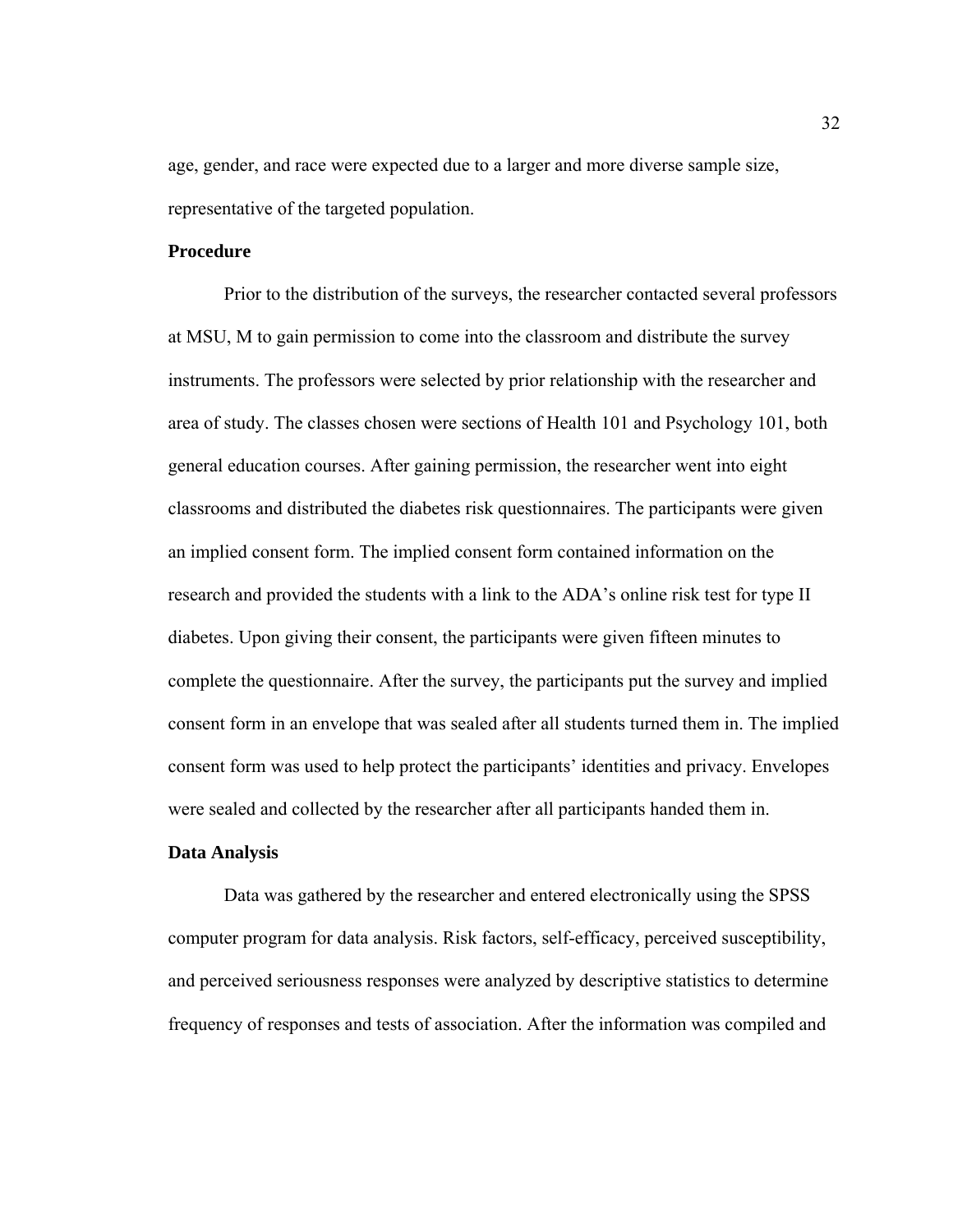age, gender, and race were expected due to a larger and more diverse sample size, representative of the targeted population.

### Procedure

Prior to the distribution of the surveys, the researcher contacted several professors at MSU, M to gain permission to come into the classroom and distribute the survey instruments. The professors were selected by prior relationship with the researcher and area of study. The classes chosen were sections of Health 101 and Psychology 101, both general education courses. After gaining permission, the researcher went into eight classrooms and distributed the diabetes risk questionnaires. The participants were given an implied consent form. The implied consent form contained information on the research and provided the students with a link to the ADA's online risk test for type II diabetes. Upon giving their consent, the participants were given fifteen minutes to complete the questionnaire. After the survey, the participants put the survey and implied consent form in an envelope that was sealed after all students turned them in. The implied consent form was used to help protect the participants' identities and privacy. Envelopes were sealed and collected by the researcher after all participants handed them in.

### Data Analysis

Data was gathered by the researcher and entered electronically using the SPSS computer program for data analysis. Risk factors, self-efficacy, perceived susceptibility, and perceived seriousness responses were analyzed by descriptive statistics to determine frequency of responses and tests of association. After the information was compiled and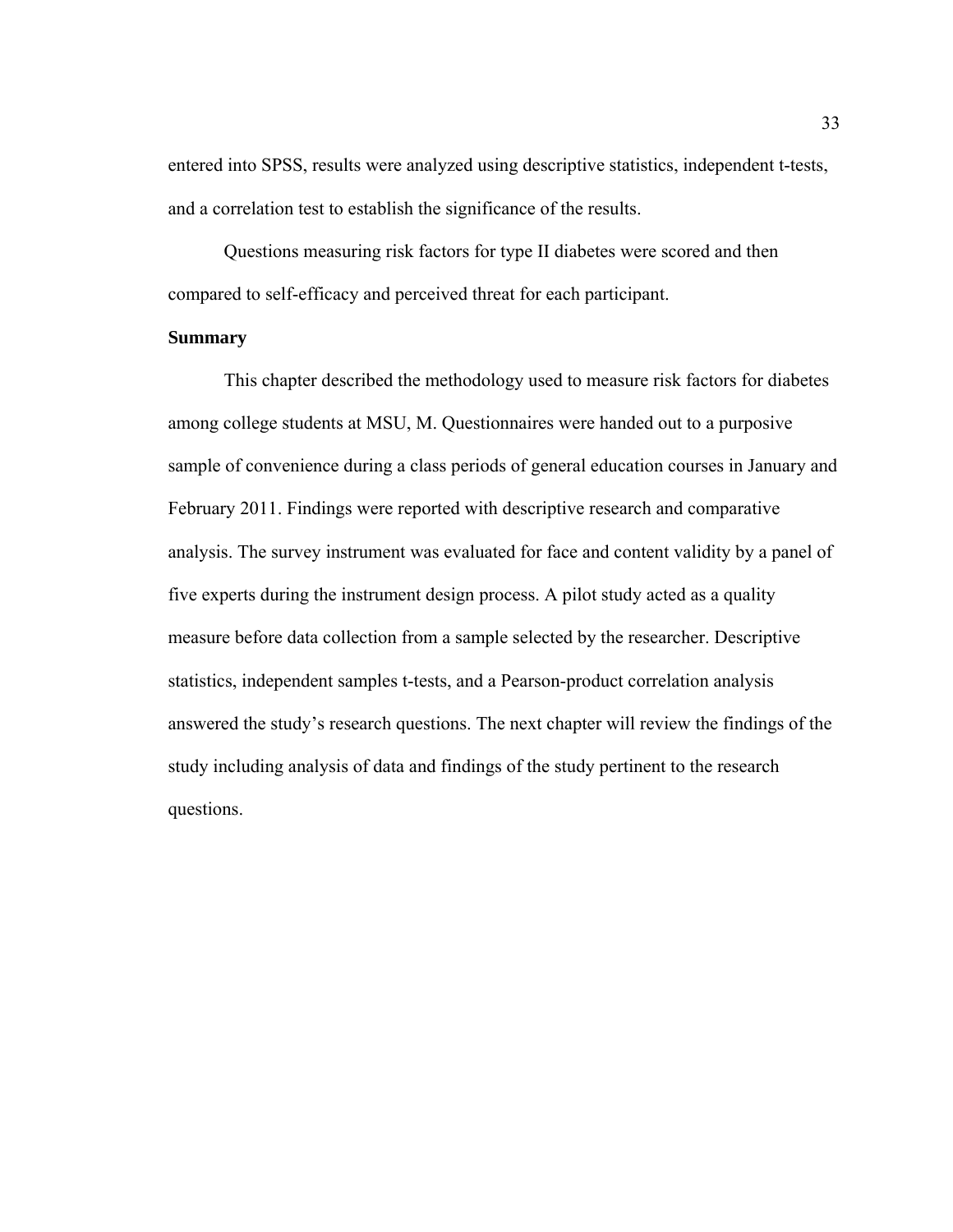entered into SPSS, results were analyzed using descriptive statistics, independent t-tests, and a correlation test to establish the significance of the results.

Questions measuring risk factors for type II diabetes were scored and then compared to self-efficacy and perceived threat for each participant.

## Summary

This chapter described the methodology used to measure risk factors for diabetes among college students at MSU, M. Questionnaires were handed out to a purposive sample of convenience during a class periods of general education courses in January and February 2011. Findings were reported with descriptive research and comparative analysis. The survey instrument was evaluated for face and content validity by a panel of five experts during the instrument design process. A pilot study acted as a quality measure before data collection from a sample selected by the researcher. Descriptive statistics, independent samples t-tests, and a Pearson-product correlation analysis answered the study's research questions. The next chapter will review the findings of the study including analysis of data and findings of the study pertinent to the research questions.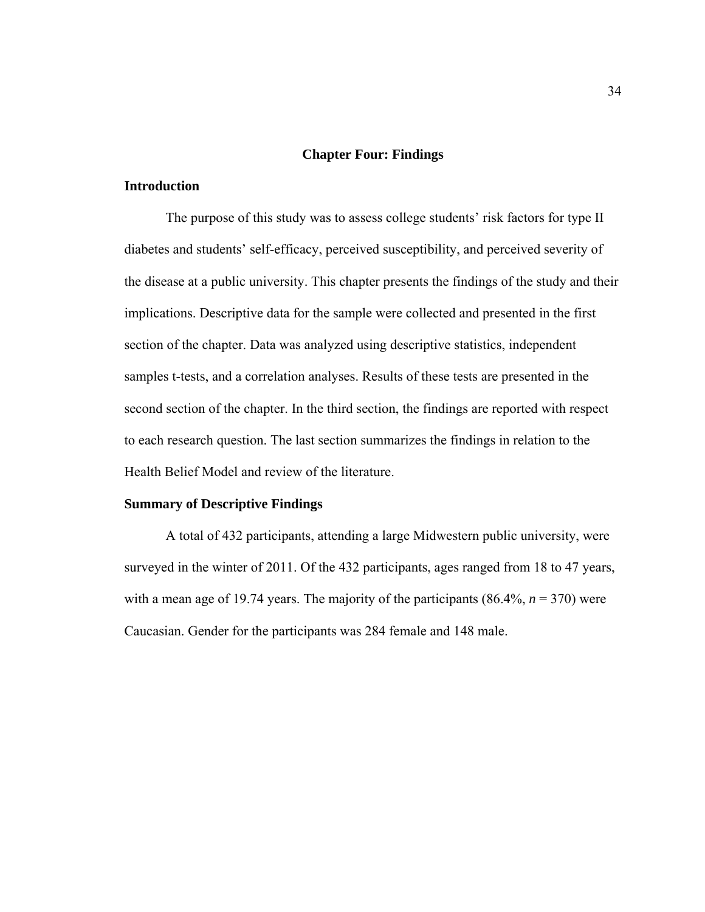# Chapter Four: Findings

## Introduction

The purpose of this study was to assess college students' risk factors for type II diabetes and students' self-efficacy, perceived susceptibility, and perceived severity of the disease at a public university. This chapter presents the findings of the study and their implications. Descriptive data for the sample were collected and presented in the first section of the chapter. Data was analyzed using descriptive statistics, independent samples t-tests, and a correlation analyses. Results of these tests are presented in the second section of the chapter. In the third section, the findings are reported with respect to each research question. The last section summarizes the findings in relation to the Health Belief Model and review of the literature.

## Summary of Descriptive Findings

A total of 432 participants, attending a large Midwestern public university, were surveyed in the winter of 2011. Of the 432 participants, ages ranged from 18 to 47 years, with a mean age of 19.74 years. The majority of the participants (86.4%, $n = 370$) were Caucasian. Gender for the participants was 284 female and 148 male.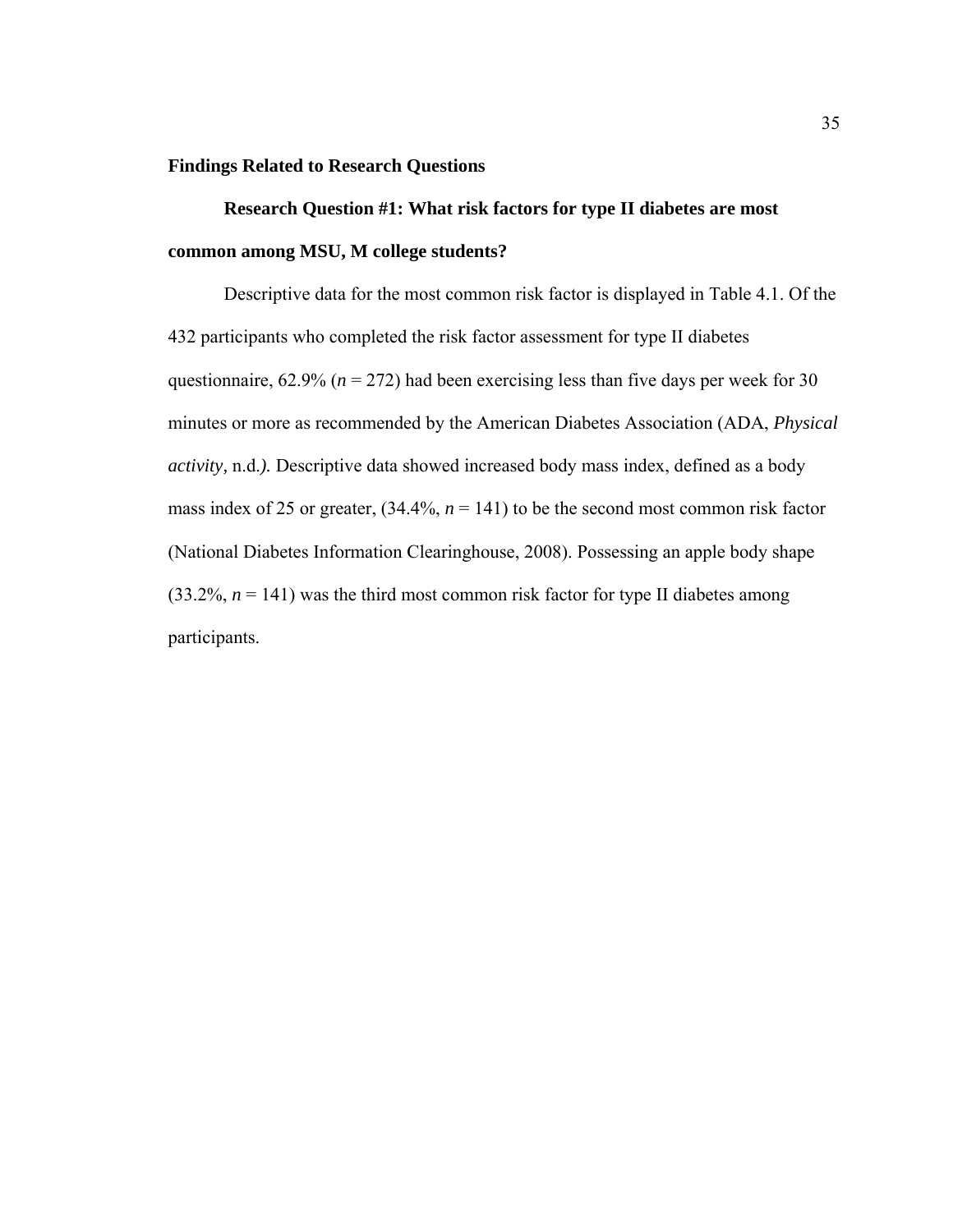## Findings Related to Research Questions

### Research Question #1: What risk factors for type II diabetes are most common among MSU, M college students?

Descriptive data for the most common risk factor is displayed in Table 4.1. Of the 432 participants who completed the risk factor assessment for type II diabetes questionnaire, 62.9% (*n* = 272) had been exercising less than five days per week for 30 minutes or more as recommended by the American Diabetes Association (ADA, *Physical activity,* n.d.*).* Descriptive data showed increased body mass index, defined as a body mass index of 25 or greater, (34.4%, *n* = 141) to be the second most common risk factor (National Diabetes Information Clearinghouse, 2008). Possessing an apple body shape (33.2%, *n* = 141) was the third most common risk factor for type II diabetes among participants.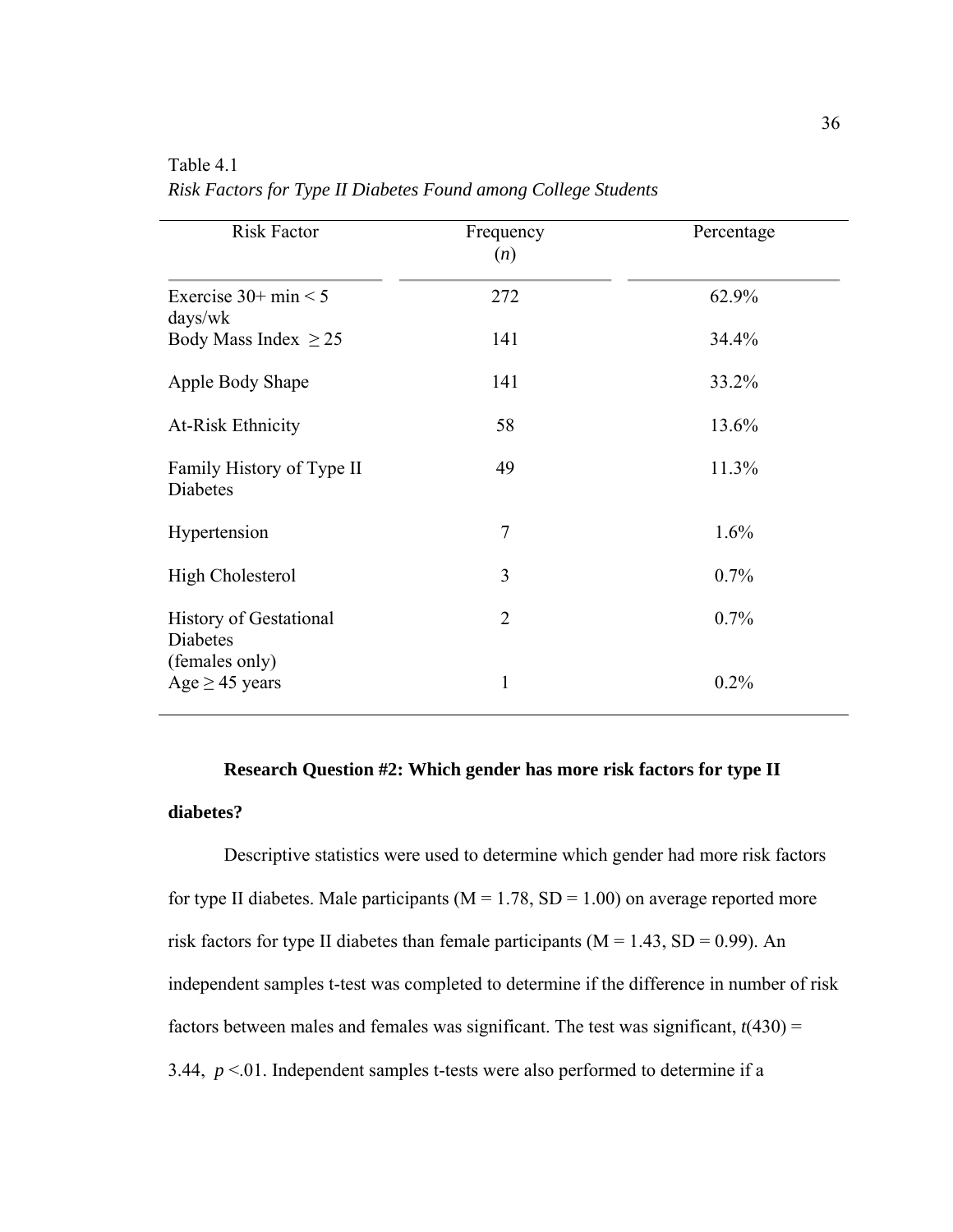Table 4.1

*Risk Factors for Type II Diabetes Found among College Students*

| Risk Factor | Frequency ($n$) | Percentage |
| --- | --- | --- |
| Exercise 30+ min < 5 days/wk | 272 | 62.9% |
| Body Mass Index $\geq 25$ | 141 | 34.4% |
| Apple Body Shape | 141 | 33.2% |
| At-Risk Ethnicity | 58 | 13.6% |
| Family History of Type II Diabetes | 49 | 11.3% |
| Hypertension | 7 | 1.6% |
| High Cholesterol | 3 | 0.7% |
| History of Gestational Diabetes (females only) | 2 | 0.7% |
| Age $\geq 45$ years | 1 | 0.2% |

**Research Question #2: Which gender has more risk factors for type II diabetes?**

Descriptive statistics were used to determine which gender had more risk factors for type II diabetes. Male participants (M = 1.78, SD = 1.00) on average reported more risk factors for type II diabetes than female participants (M = 1.43, SD = 0.99). An independent samples t-test was completed to determine if the difference in number of risk factors between males and females was significant. The test was significant, $t(430) = 3.44$, $p < .01$. Independent samples t-tests were also performed to determine if a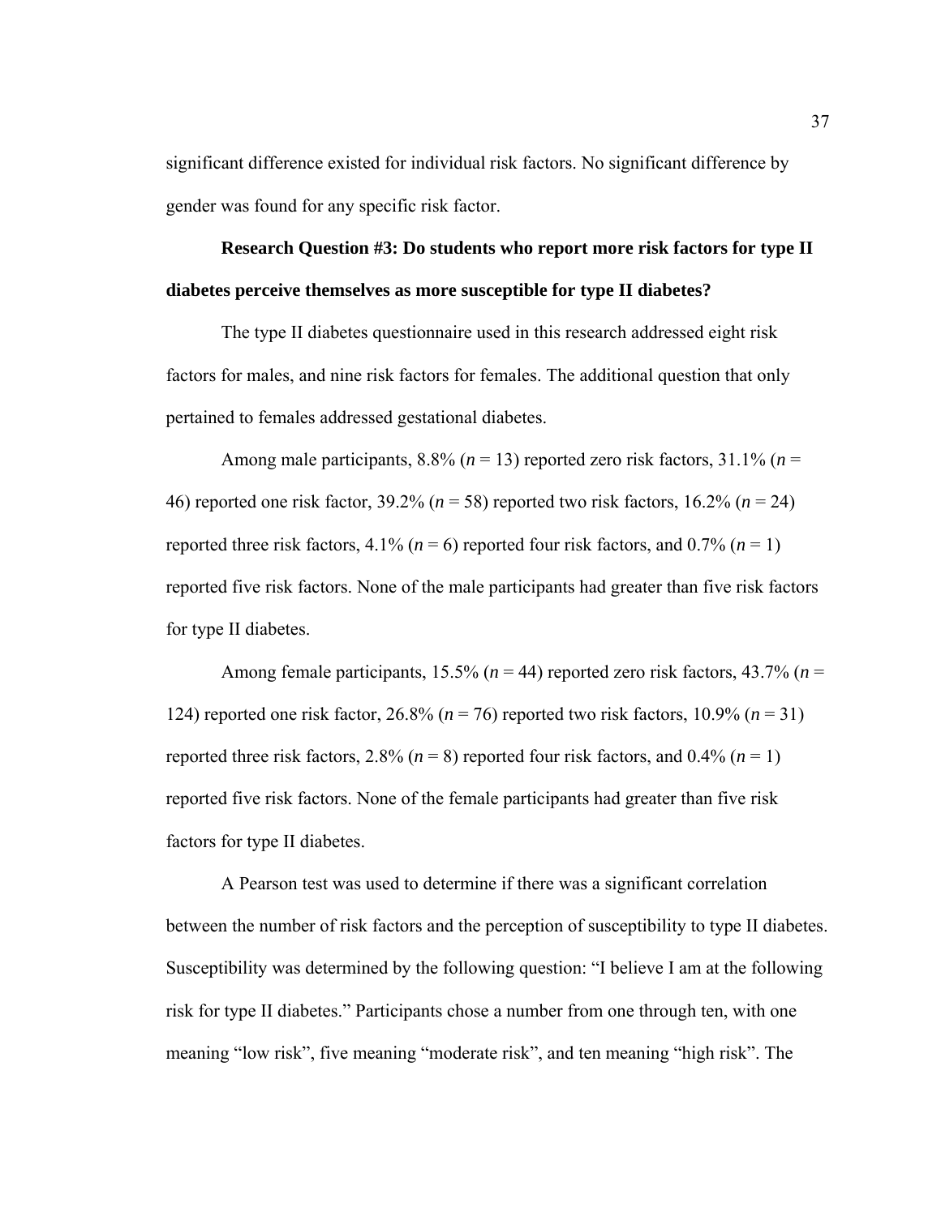significant difference existed for individual risk factors. No significant difference by gender was found for any specific risk factor.

**Research Question #3: Do students who report more risk factors for type II diabetes perceive themselves as more susceptible for type II diabetes?**

The type II diabetes questionnaire used in this research addressed eight risk factors for males, and nine risk factors for females. The additional question that only pertained to females addressed gestational diabetes.

Among male participants, 8.8% ($n$ = 13) reported zero risk factors, 31.1% ($n$ = 46) reported one risk factor, 39.2% ($n$ = 58) reported two risk factors, 16.2% ($n$ = 24) reported three risk factors, 4.1% ($n$ = 6) reported four risk factors, and 0.7% ($n$ = 1) reported five risk factors. None of the male participants had greater than five risk factors for type II diabetes.

Among female participants, 15.5% ($n$ = 44) reported zero risk factors, 43.7% ($n$ = 124) reported one risk factor, 26.8% ($n$ = 76) reported two risk factors, 10.9% ($n$ = 31) reported three risk factors, 2.8% ($n$ = 8) reported four risk factors, and 0.4% ($n$ = 1) reported five risk factors. None of the female participants had greater than five risk factors for type II diabetes.

A Pearson test was used to determine if there was a significant correlation between the number of risk factors and the perception of susceptibility to type II diabetes. Susceptibility was determined by the following question: "I believe I am at the following risk for type II diabetes." Participants chose a number from one through ten, with one meaning "low risk", five meaning "moderate risk", and ten meaning "high risk". The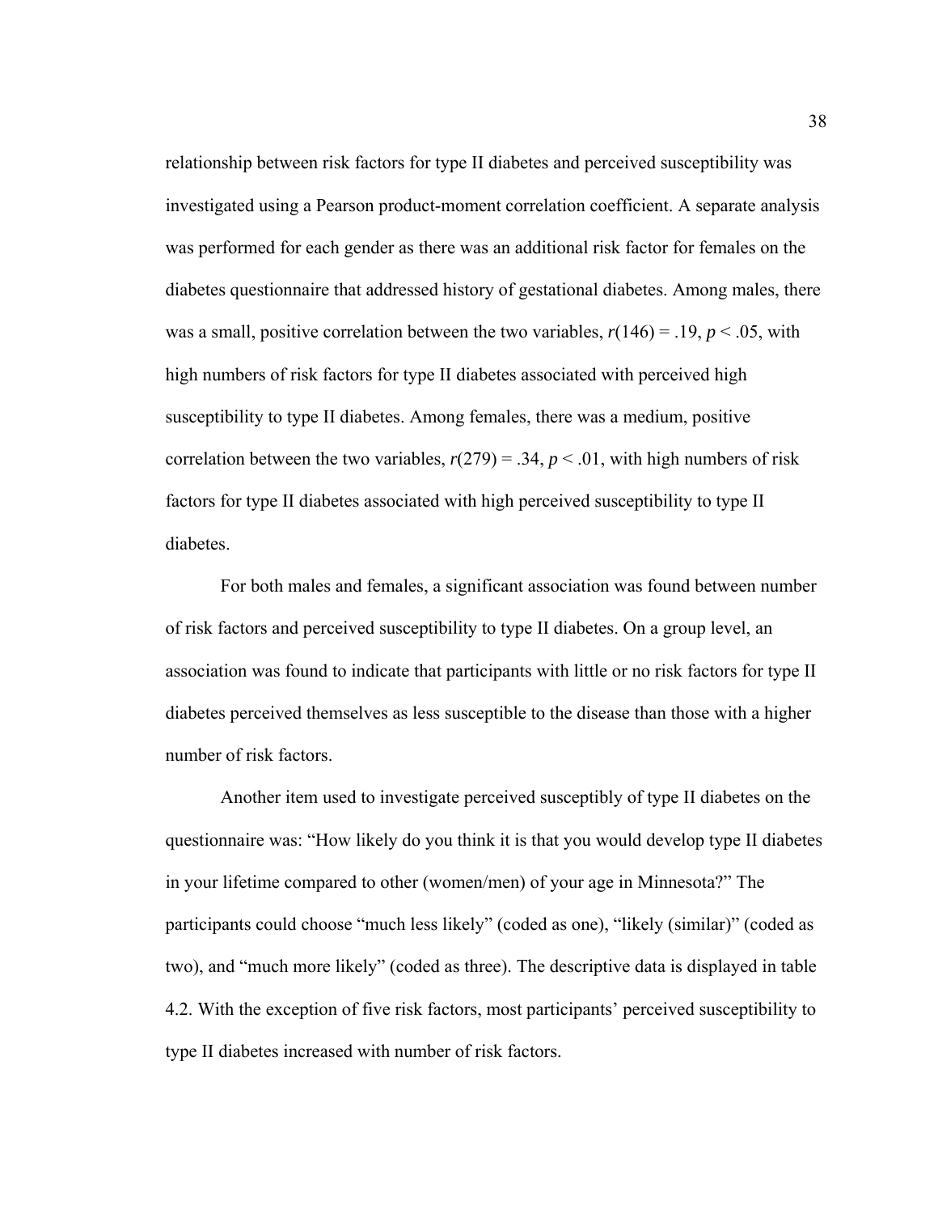relationship between risk factors for type II diabetes and perceived susceptibility was investigated using a Pearson product-moment correlation coefficient. A separate analysis was performed for each gender as there was an additional risk factor for females on the diabetes questionnaire that addressed history of gestational diabetes. Among males, there was a small, positive correlation between the two variables, $r(146) = .19$, $p < .05$, with high numbers of risk factors for type II diabetes associated with perceived high susceptibility to type II diabetes. Among females, there was a medium, positive correlation between the two variables, $r(279) = .34$, $p < .01$, with high numbers of risk factors for type II diabetes associated with high perceived susceptibility to type II diabetes.

For both males and females, a significant association was found between number of risk factors and perceived susceptibility to type II diabetes. On a group level, an association was found to indicate that participants with little or no risk factors for type II diabetes perceived themselves as less susceptible to the disease than those with a higher number of risk factors.

Another item used to investigate perceived susceptibly of type II diabetes on the questionnaire was: "How likely do you think it is that you would develop type II diabetes in your lifetime compared to other (women/men) of your age in Minnesota?" The participants could choose "much less likely" (coded as one), "likely (similar)" (coded as two), and "much more likely" (coded as three). The descriptive data is displayed in table 4.2. With the exception of five risk factors, most participants' perceived susceptibility to type II diabetes increased with number of risk factors.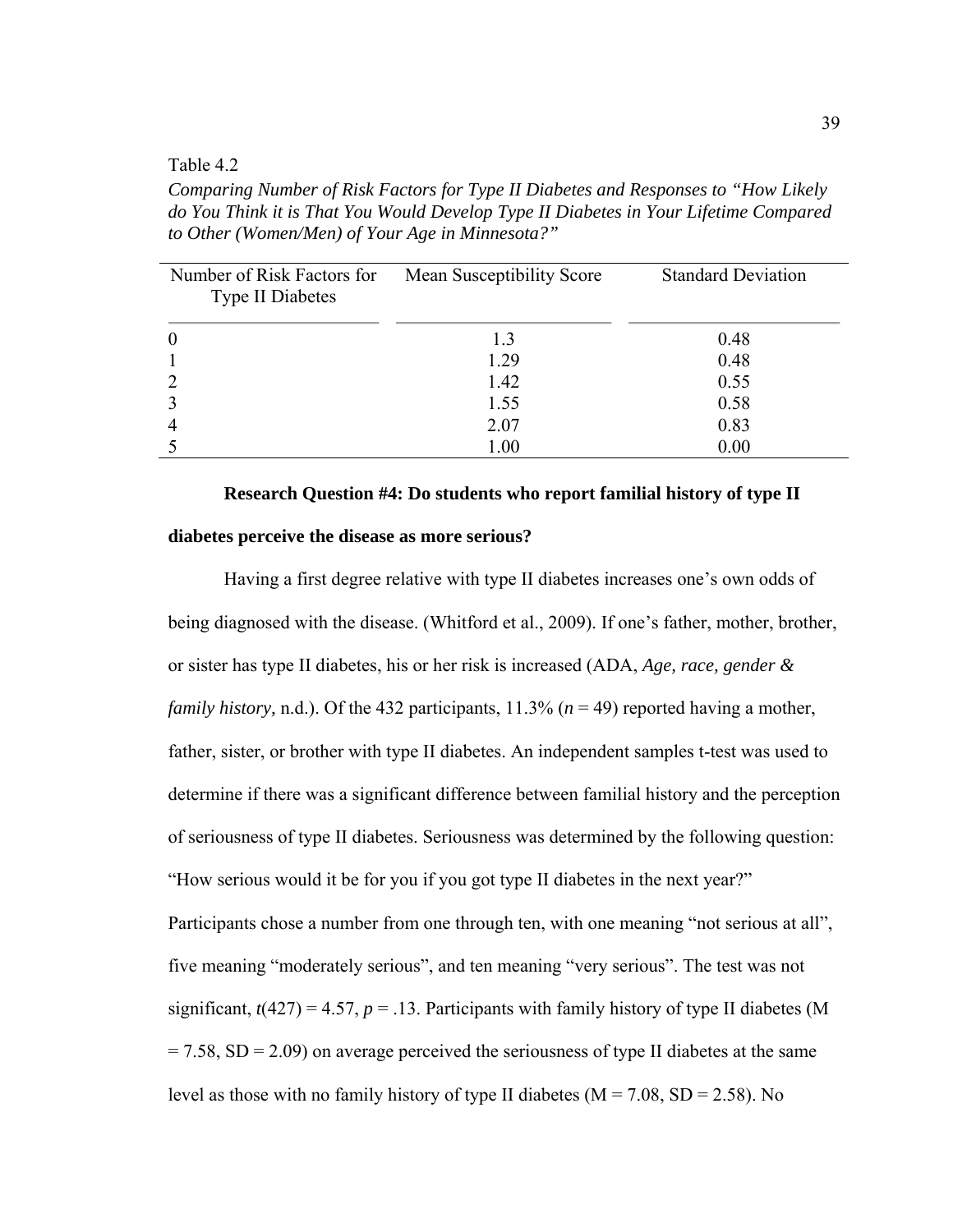Table 4.2

*Comparing Number of Risk Factors for Type II Diabetes and Responses to "How Likely do You Think it is That You Would Develop Type II Diabetes in Your Lifetime Compared to Other (Women/Men) of Your Age in Minnesota?"*

| Number of Risk Factors for Type II Diabetes | Mean Susceptibility Score | Standard Deviation |
|---|---|---|
| 0 | 1.3 | 0.48 |
| 1 | 1.29 | 0.48 |
| 2 | 1.42 | 0.55 |
| 3 | 1.55 | 0.58 |
| 4 | 2.07 | 0.83 |
| 5 | 1.00 | 0.00 |

**Research Question #4: Do students who report familial history of type II diabetes perceive the disease as more serious?**

Having a first degree relative with type II diabetes increases one's own odds of being diagnosed with the disease. (Whitford et al., 2009). If one's father, mother, brother, or sister has type II diabetes, his or her risk is increased (ADA, *Age, race, gender & family history,* n.d.). Of the 432 participants, 11.3% (*n* = 49) reported having a mother, father, sister, or brother with type II diabetes. An independent samples t-test was used to determine if there was a significant difference between familial history and the perception of seriousness of type II diabetes. Seriousness was determined by the following question: "How serious would it be for you if you got type II diabetes in the next year?" Participants chose a number from one through ten, with one meaning "not serious at all", five meaning "moderately serious", and ten meaning "very serious". The test was not significant, $t(427) = 4.57$, $p = .13$. Participants with family history of type II diabetes (M = 7.58, SD = 2.09) on average perceived the seriousness of type II diabetes at the same level as those with no family history of type II diabetes (M = 7.08, SD = 2.58). No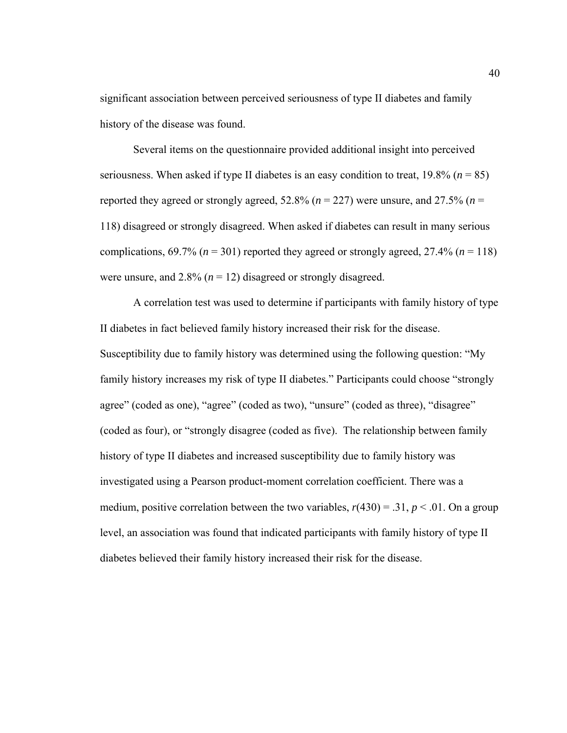significant association between perceived seriousness of type II diabetes and family history of the disease was found.

Several items on the questionnaire provided additional insight into perceived seriousness. When asked if type II diabetes is an easy condition to treat, 19.8% ($n$ = 85) reported they agreed or strongly agreed, 52.8% ($n$ = 227) were unsure, and 27.5% ($n$ = 118) disagreed or strongly disagreed. When asked if diabetes can result in many serious complications, 69.7% ($n$ = 301) reported they agreed or strongly agreed, 27.4% ($n$ = 118) were unsure, and 2.8% ($n$ = 12) disagreed or strongly disagreed.

A correlation test was used to determine if participants with family history of type II diabetes in fact believed family history increased their risk for the disease. Susceptibility due to family history was determined using the following question: "My family history increases my risk of type II diabetes." Participants could choose "strongly agree" (coded as one), "agree" (coded as two), "unsure" (coded as three), "disagree" (coded as four), or "strongly disagree (coded as five). The relationship between family history of type II diabetes and increased susceptibility due to family history was investigated using a Pearson product-moment correlation coefficient. There was a medium, positive correlation between the two variables, $r(430) = .31$, $p < .01$. On a group level, an association was found that indicated participants with family history of type II diabetes believed their family history increased their risk for the disease.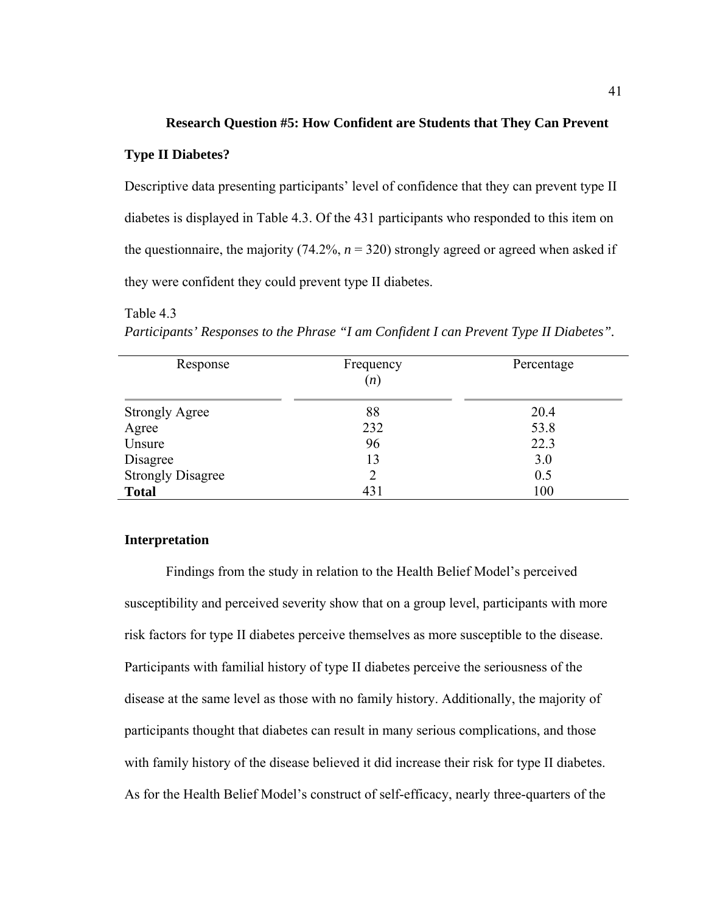### Research Question #5: How Confident are Students that They Can Prevent Type II Diabetes?

Descriptive data presenting participants' level of confidence that they can prevent type II diabetes is displayed in Table 4.3. Of the 431 participants who responded to this item on the questionnaire, the majority (74.2%, *n* = 320) strongly agreed or agreed when asked if they were confident they could prevent type II diabetes.

Table 4.3

*Participants' Responses to the Phrase "I am Confident I can Prevent Type II Diabetes".*

| Response | Frequency (*n*) | Percentage |
|---|---|---|
| Strongly Agree | 88 | 20.4 |
| Agree | 232 | 53.8 |
| Unsure | 96 | 22.3 |
| Disagree | 13 | 3.0 |
| Strongly Disagree | 2 | 0.5 |
| **Total** | 431 | 100 |

#### Interpretation

Findings from the study in relation to the Health Belief Model's perceived susceptibility and perceived severity show that on a group level, participants with more risk factors for type II diabetes perceive themselves as more susceptible to the disease. Participants with familial history of type II diabetes perceive the seriousness of the disease at the same level as those with no family history. Additionally, the majority of participants thought that diabetes can result in many serious complications, and those with family history of the disease believed it did increase their risk for type II diabetes. As for the Health Belief Model's construct of self-efficacy, nearly three-quarters of the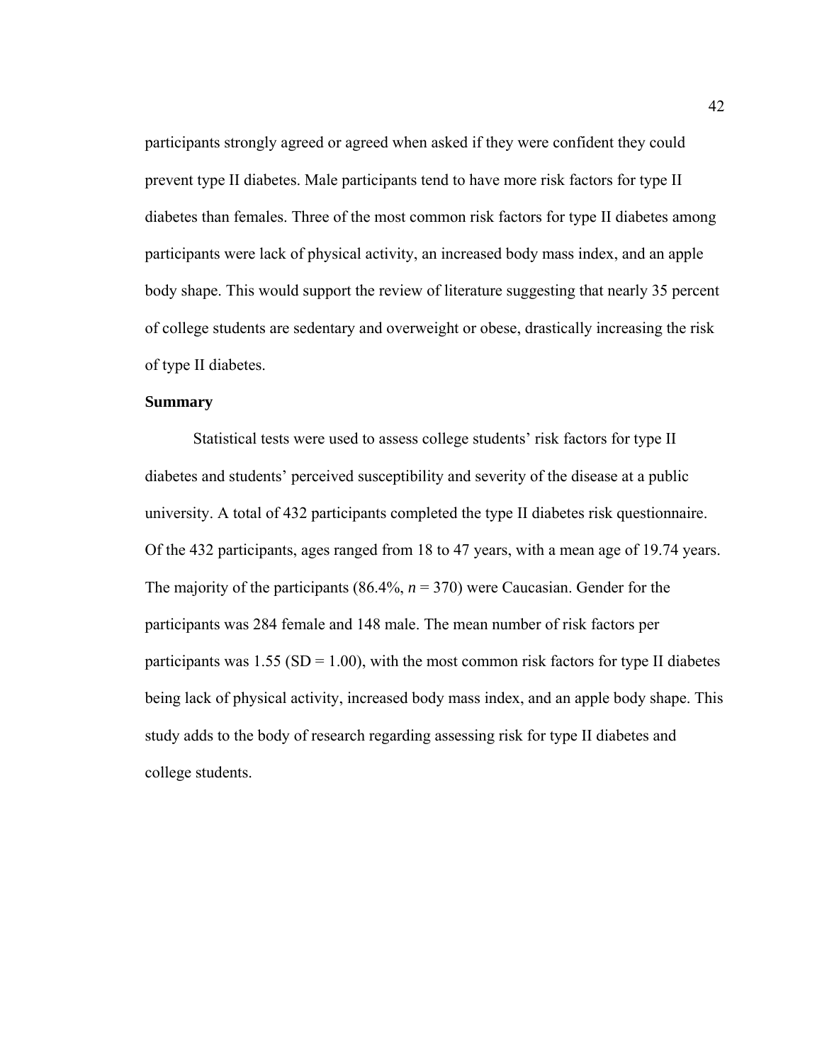participants strongly agreed or agreed when asked if they were confident they could prevent type II diabetes. Male participants tend to have more risk factors for type II diabetes than females. Three of the most common risk factors for type II diabetes among participants were lack of physical activity, an increased body mass index, and an apple body shape. This would support the review of literature suggesting that nearly 35 percent of college students are sedentary and overweight or obese, drastically increasing the risk of type II diabetes.

**Summary**

Statistical tests were used to assess college students' risk factors for type II diabetes and students' perceived susceptibility and severity of the disease at a public university. A total of 432 participants completed the type II diabetes risk questionnaire. Of the 432 participants, ages ranged from 18 to 47 years, with a mean age of 19.74 years. The majority of the participants (86.4%, *n* = 370) were Caucasian. Gender for the participants was 284 female and 148 male. The mean number of risk factors per participants was 1.55 (SD = 1.00), with the most common risk factors for type II diabetes being lack of physical activity, increased body mass index, and an apple body shape. This study adds to the body of research regarding assessing risk for type II diabetes and college students.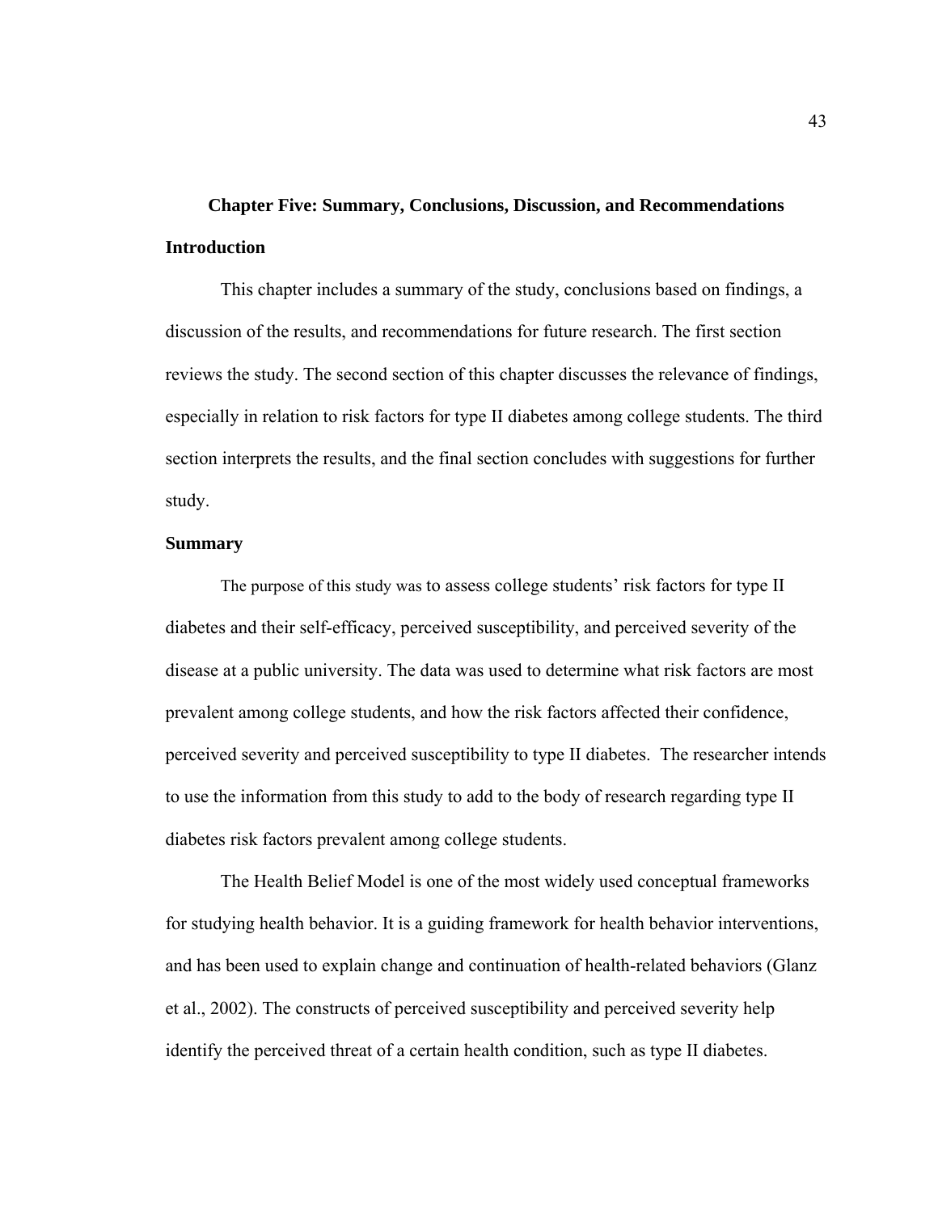# Chapter Five: Summary, Conclusions, Discussion, and Recommendations

## Introduction

This chapter includes a summary of the study, conclusions based on findings, a discussion of the results, and recommendations for future research. The first section reviews the study. The second section of this chapter discusses the relevance of findings, especially in relation to risk factors for type II diabetes among college students. The third section interprets the results, and the final section concludes with suggestions for further study.

## Summary

The purpose of this study was to assess college students' risk factors for type II diabetes and their self-efficacy, perceived susceptibility, and perceived severity of the disease at a public university. The data was used to determine what risk factors are most prevalent among college students, and how the risk factors affected their confidence, perceived severity and perceived susceptibility to type II diabetes. The researcher intends to use the information from this study to add to the body of research regarding type II diabetes risk factors prevalent among college students.

The Health Belief Model is one of the most widely used conceptual frameworks for studying health behavior. It is a guiding framework for health behavior interventions, and has been used to explain change and continuation of health-related behaviors (Glanz et al., 2002). The constructs of perceived susceptibility and perceived severity help identify the perceived threat of a certain health condition, such as type II diabetes.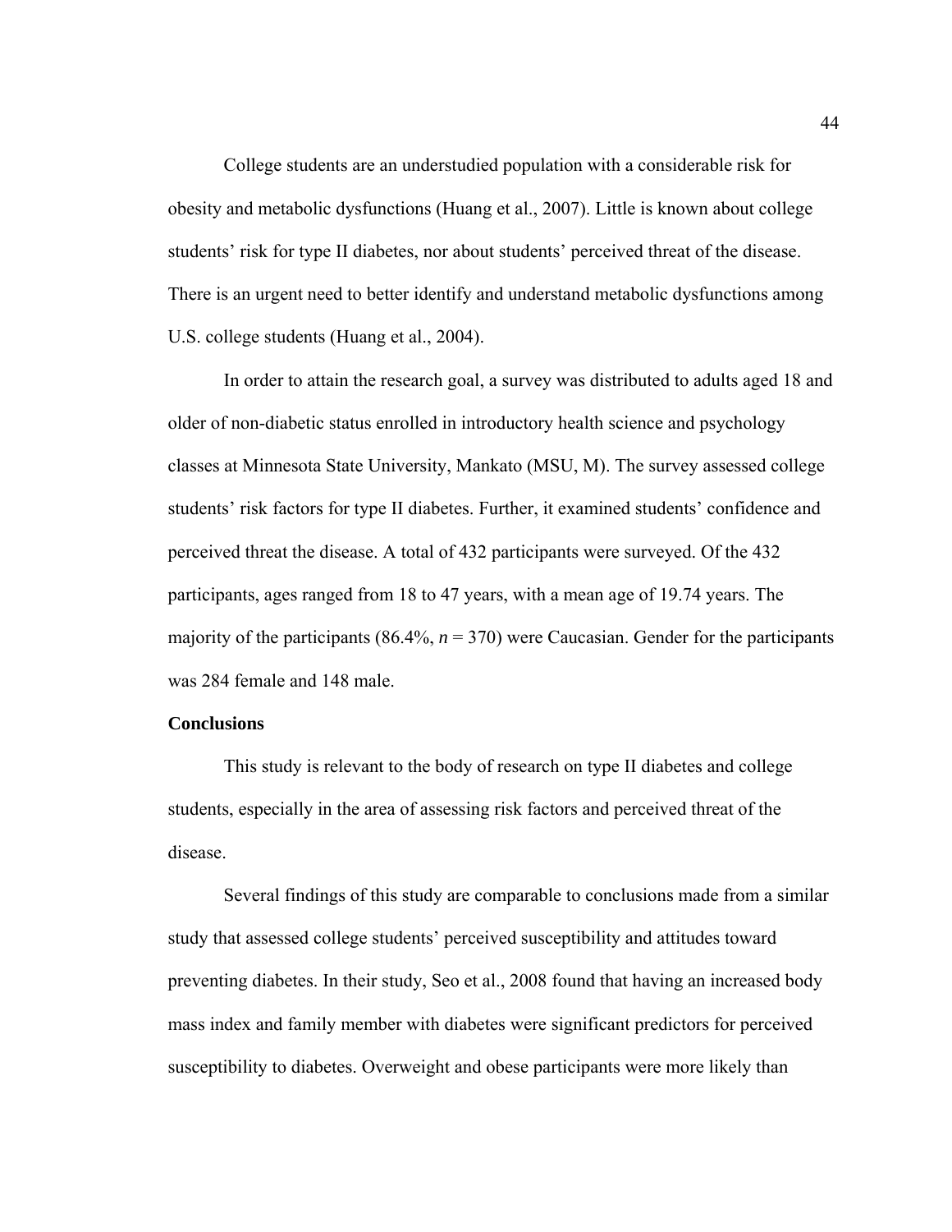College students are an understudied population with a considerable risk for obesity and metabolic dysfunctions (Huang et al., 2007). Little is known about college students' risk for type II diabetes, nor about students' perceived threat of the disease. There is an urgent need to better identify and understand metabolic dysfunctions among U.S. college students (Huang et al., 2004).

In order to attain the research goal, a survey was distributed to adults aged 18 and older of non-diabetic status enrolled in introductory health science and psychology classes at Minnesota State University, Mankato (MSU, M). The survey assessed college students' risk factors for type II diabetes. Further, it examined students' confidence and perceived threat the disease. A total of 432 participants were surveyed. Of the 432 participants, ages ranged from 18 to 47 years, with a mean age of 19.74 years. The majority of the participants (86.4%, *n* = 370) were Caucasian. Gender for the participants was 284 female and 148 male.

**Conclusions**

This study is relevant to the body of research on type II diabetes and college students, especially in the area of assessing risk factors and perceived threat of the disease.

Several findings of this study are comparable to conclusions made from a similar study that assessed college students' perceived susceptibility and attitudes toward preventing diabetes. In their study, Seo et al., 2008 found that having an increased body mass index and family member with diabetes were significant predictors for perceived susceptibility to diabetes. Overweight and obese participants were more likely than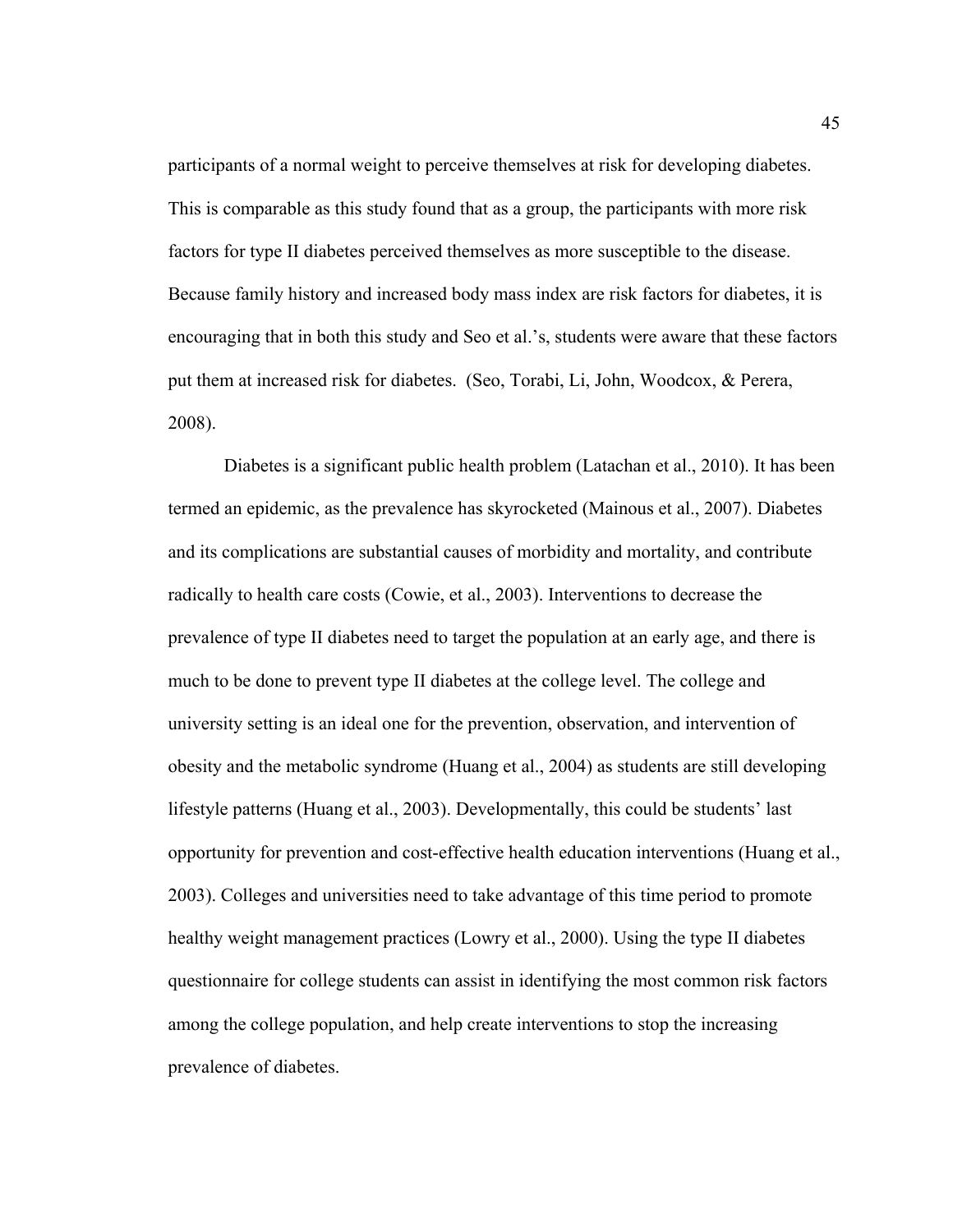participants of a normal weight to perceive themselves at risk for developing diabetes. This is comparable as this study found that as a group, the participants with more risk factors for type II diabetes perceived themselves as more susceptible to the disease. Because family history and increased body mass index are risk factors for diabetes, it is encouraging that in both this study and Seo et al.'s, students were aware that these factors put them at increased risk for diabetes. (Seo, Torabi, Li, John, Woodcox, & Perera, 2008).

Diabetes is a significant public health problem (Latachan et al., 2010). It has been termed an epidemic, as the prevalence has skyrocketed (Mainous et al., 2007). Diabetes and its complications are substantial causes of morbidity and mortality, and contribute radically to health care costs (Cowie, et al., 2003). Interventions to decrease the prevalence of type II diabetes need to target the population at an early age, and there is much to be done to prevent type II diabetes at the college level. The college and university setting is an ideal one for the prevention, observation, and intervention of obesity and the metabolic syndrome (Huang et al., 2004) as students are still developing lifestyle patterns (Huang et al., 2003). Developmentally, this could be students' last opportunity for prevention and cost-effective health education interventions (Huang et al., 2003). Colleges and universities need to take advantage of this time period to promote healthy weight management practices (Lowry et al., 2000). Using the type II diabetes questionnaire for college students can assist in identifying the most common risk factors among the college population, and help create interventions to stop the increasing prevalence of diabetes.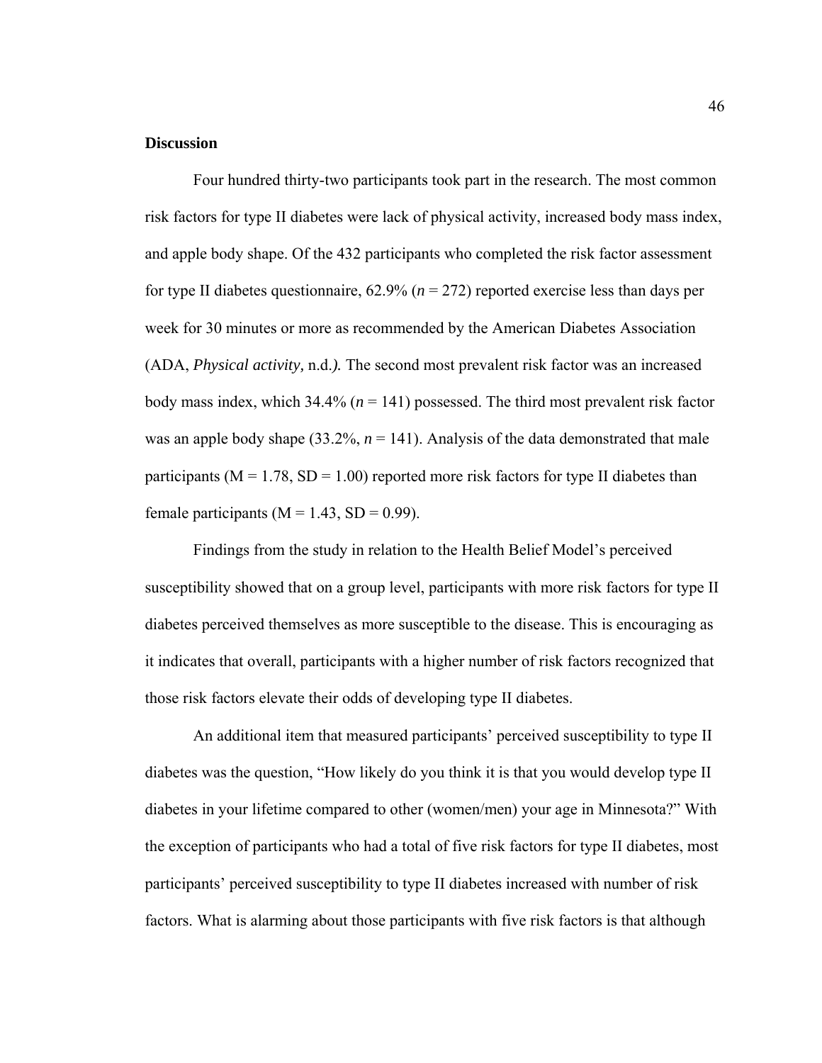**Discussion**

Four hundred thirty-two participants took part in the research. The most common risk factors for type II diabetes were lack of physical activity, increased body mass index, and apple body shape. Of the 432 participants who completed the risk factor assessment for type II diabetes questionnaire, 62.9% ($n$ = 272) reported exercise less than days per week for 30 minutes or more as recommended by the American Diabetes Association (ADA, *Physical activity,* n.d.*).* The second most prevalent risk factor was an increased body mass index, which 34.4% ($n$ = 141) possessed. The third most prevalent risk factor was an apple body shape (33.2%, $n$ = 141). Analysis of the data demonstrated that male participants (M = 1.78, SD = 1.00) reported more risk factors for type II diabetes than female participants (M = 1.43, SD = 0.99).

Findings from the study in relation to the Health Belief Model's perceived susceptibility showed that on a group level, participants with more risk factors for type II diabetes perceived themselves as more susceptible to the disease. This is encouraging as it indicates that overall, participants with a higher number of risk factors recognized that those risk factors elevate their odds of developing type II diabetes.

An additional item that measured participants' perceived susceptibility to type II diabetes was the question, "How likely do you think it is that you would develop type II diabetes in your lifetime compared to other (women/men) your age in Minnesota?" With the exception of participants who had a total of five risk factors for type II diabetes, most participants' perceived susceptibility to type II diabetes increased with number of risk factors. What is alarming about those participants with five risk factors is that although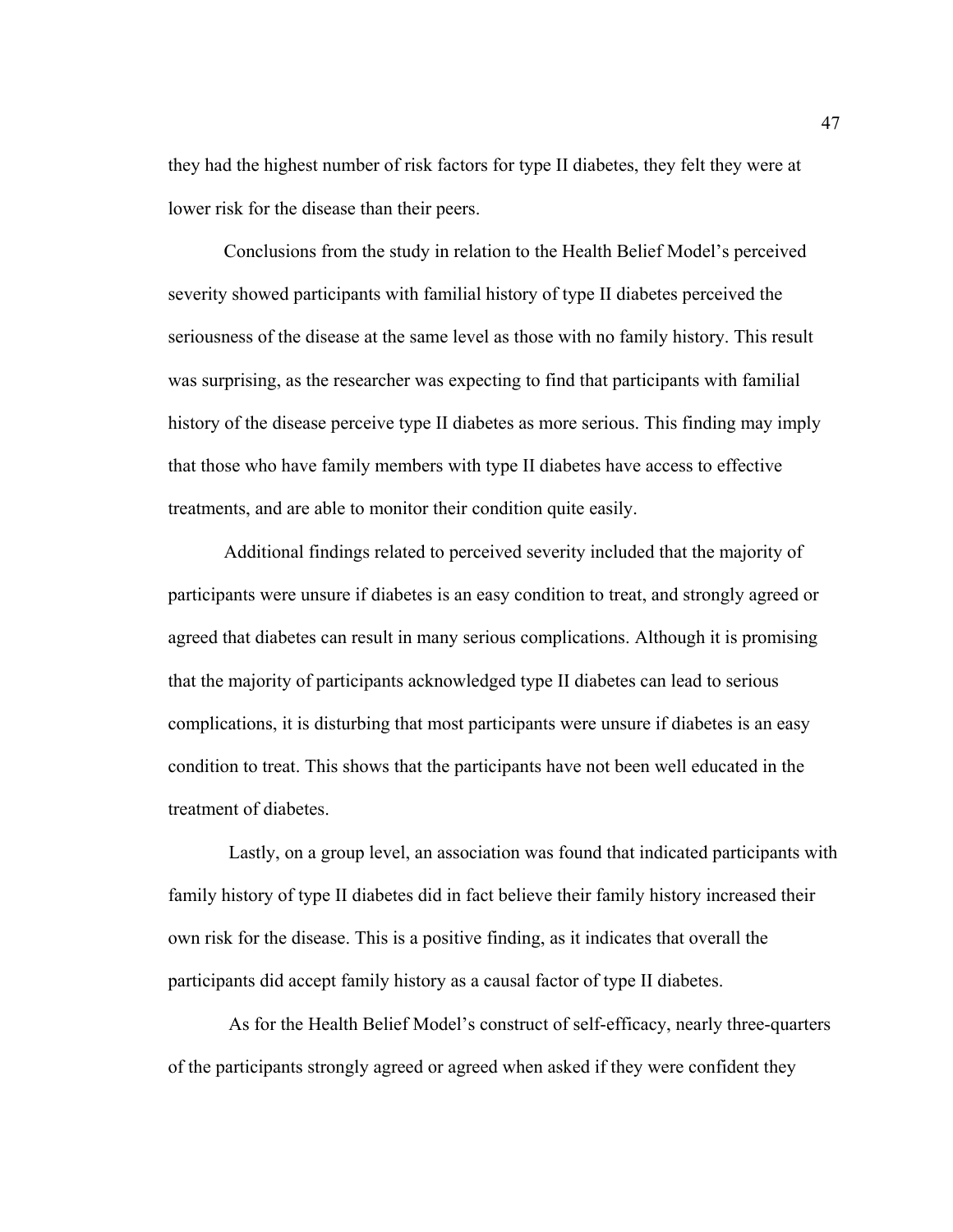they had the highest number of risk factors for type II diabetes, they felt they were at lower risk for the disease than their peers.

Conclusions from the study in relation to the Health Belief Model's perceived severity showed participants with familial history of type II diabetes perceived the seriousness of the disease at the same level as those with no family history. This result was surprising, as the researcher was expecting to find that participants with familial history of the disease perceive type II diabetes as more serious. This finding may imply that those who have family members with type II diabetes have access to effective treatments, and are able to monitor their condition quite easily.

Additional findings related to perceived severity included that the majority of participants were unsure if diabetes is an easy condition to treat, and strongly agreed or agreed that diabetes can result in many serious complications. Although it is promising that the majority of participants acknowledged type II diabetes can lead to serious complications, it is disturbing that most participants were unsure if diabetes is an easy condition to treat. This shows that the participants have not been well educated in the treatment of diabetes.

Lastly, on a group level, an association was found that indicated participants with family history of type II diabetes did in fact believe their family history increased their own risk for the disease. This is a positive finding, as it indicates that overall the participants did accept family history as a causal factor of type II diabetes.

As for the Health Belief Model's construct of self-efficacy, nearly three-quarters of the participants strongly agreed or agreed when asked if they were confident they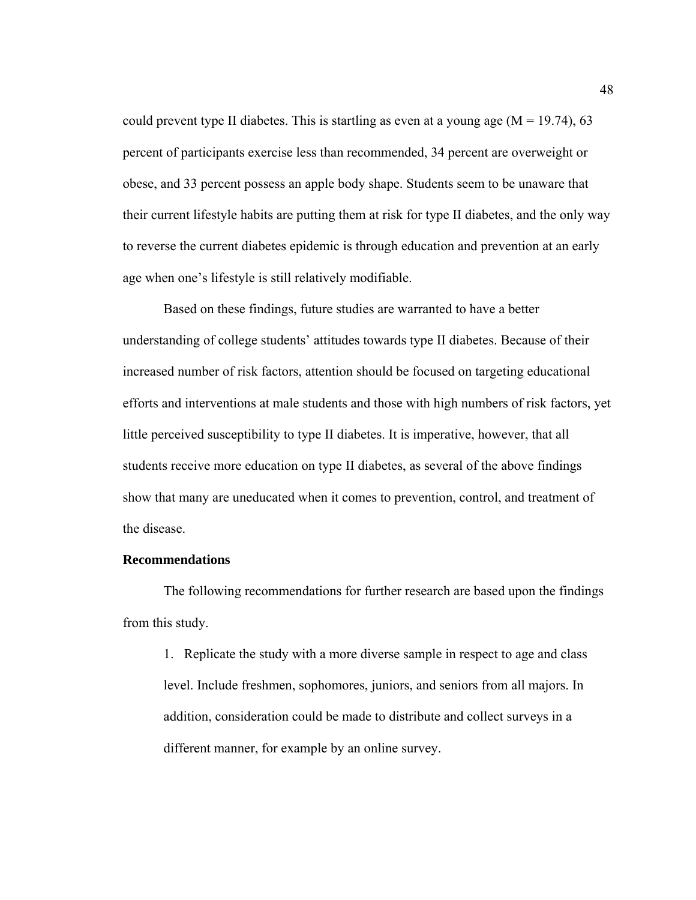could prevent type II diabetes. This is startling as even at a young age ($M = 19.74$), 63 percent of participants exercise less than recommended, 34 percent are overweight or obese, and 33 percent possess an apple body shape. Students seem to be unaware that their current lifestyle habits are putting them at risk for type II diabetes, and the only way to reverse the current diabetes epidemic is through education and prevention at an early age when one's lifestyle is still relatively modifiable.

Based on these findings, future studies are warranted to have a better understanding of college students' attitudes towards type II diabetes. Because of their increased number of risk factors, attention should be focused on targeting educational efforts and interventions at male students and those with high numbers of risk factors, yet little perceived susceptibility to type II diabetes. It is imperative, however, that all students receive more education on type II diabetes, as several of the above findings show that many are uneducated when it comes to prevention, control, and treatment of the disease.

**Recommendations**

The following recommendations for further research are based upon the findings from this study.

1. Replicate the study with a more diverse sample in respect to age and class level. Include freshmen, sophomores, juniors, and seniors from all majors. In addition, consideration could be made to distribute and collect surveys in a different manner, for example by an online survey.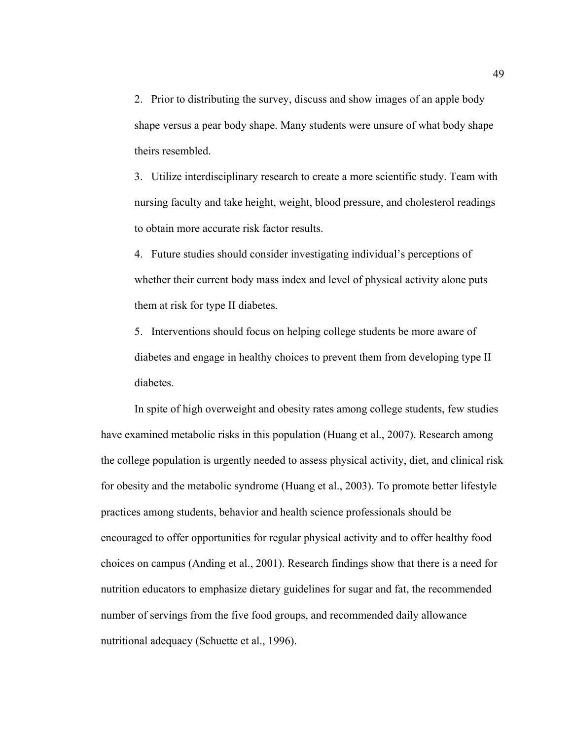2. Prior to distributing the survey, discuss and show images of an apple body shape versus a pear body shape. Many students were unsure of what body shape theirs resembled.
3. Utilize interdisciplinary research to create a more scientific study. Team with nursing faculty and take height, weight, blood pressure, and cholesterol readings to obtain more accurate risk factor results.
4. Future studies should consider investigating individual's perceptions of whether their current body mass index and level of physical activity alone puts them at risk for type II diabetes.
5. Interventions should focus on helping college students be more aware of diabetes and engage in healthy choices to prevent them from developing type II diabetes.

In spite of high overweight and obesity rates among college students, few studies have examined metabolic risks in this population (Huang et al., 2007). Research among the college population is urgently needed to assess physical activity, diet, and clinical risk for obesity and the metabolic syndrome (Huang et al., 2003). To promote better lifestyle practices among students, behavior and health science professionals should be encouraged to offer opportunities for regular physical activity and to offer healthy food choices on campus (Anding et al., 2001). Research findings show that there is a need for nutrition educators to emphasize dietary guidelines for sugar and fat, the recommended number of servings from the five food groups, and recommended daily allowance nutritional adequacy (Schuette et al., 1996).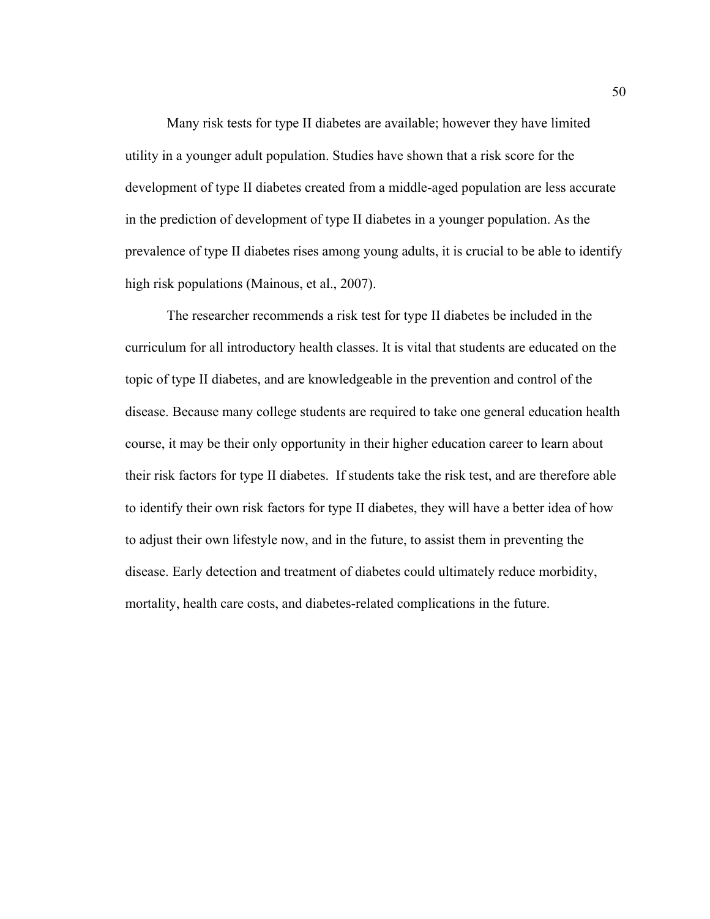Many risk tests for type II diabetes are available; however they have limited utility in a younger adult population. Studies have shown that a risk score for the development of type II diabetes created from a middle-aged population are less accurate in the prediction of development of type II diabetes in a younger population. As the prevalence of type II diabetes rises among young adults, it is crucial to be able to identify high risk populations (Mainous, et al., 2007).

The researcher recommends a risk test for type II diabetes be included in the curriculum for all introductory health classes. It is vital that students are educated on the topic of type II diabetes, and are knowledgeable in the prevention and control of the disease. Because many college students are required to take one general education health course, it may be their only opportunity in their higher education career to learn about their risk factors for type II diabetes. If students take the risk test, and are therefore able to identify their own risk factors for type II diabetes, they will have a better idea of how to adjust their own lifestyle now, and in the future, to assist them in preventing the disease. Early detection and treatment of diabetes could ultimately reduce morbidity, mortality, health care costs, and diabetes-related complications in the future.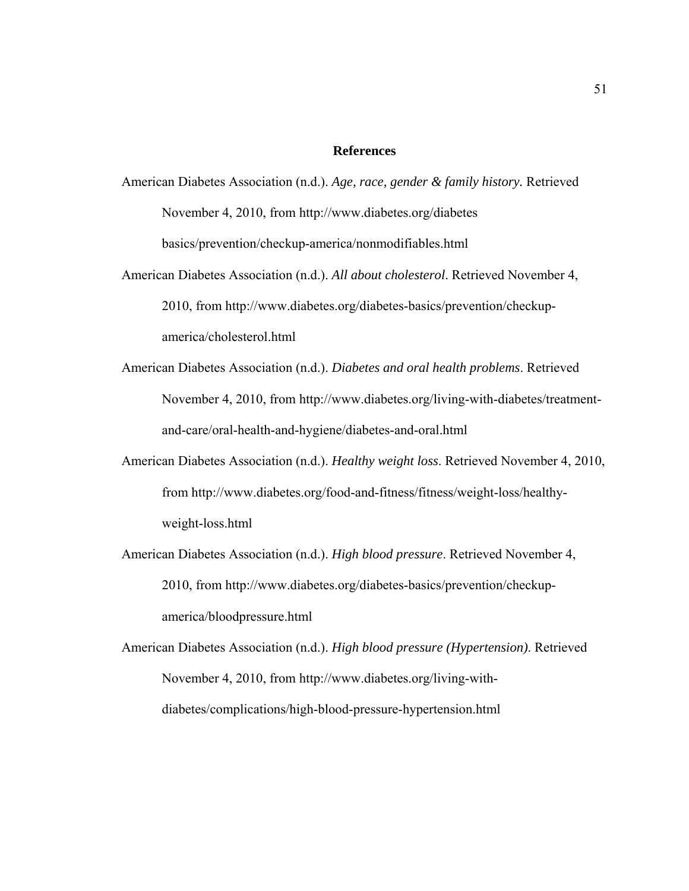# References

American Diabetes Association (n.d.). *Age, race, gender & family history*. Retrieved November 4, 2010, from http://www.diabetes.org/diabetes basics/prevention/checkup-america/nonmodifiables.html

American Diabetes Association (n.d.). *All about cholesterol*. Retrieved November 4, 2010, from http://www.diabetes.org/diabetes-basics/prevention/checkup-america/cholesterol.html

American Diabetes Association (n.d.). *Diabetes and oral health problems*. Retrieved November 4, 2010, from http://www.diabetes.org/living-with-diabetes/treatment-and-care/oral-health-and-hygiene/diabetes-and-oral.html

American Diabetes Association (n.d.). *Healthy weight loss*. Retrieved November 4, 2010, from http://www.diabetes.org/food-and-fitness/fitness/weight-loss/healthy-weight-loss.html

American Diabetes Association (n.d.). *High blood pressure*. Retrieved November 4, 2010, from http://www.diabetes.org/diabetes-basics/prevention/checkup-america/bloodpressure.html

American Diabetes Association (n.d.). *High blood pressure (Hypertension)*. Retrieved November 4, 2010, from http://www.diabetes.org/living-with-diabetes/complications/high-blood-pressure-hypertension.html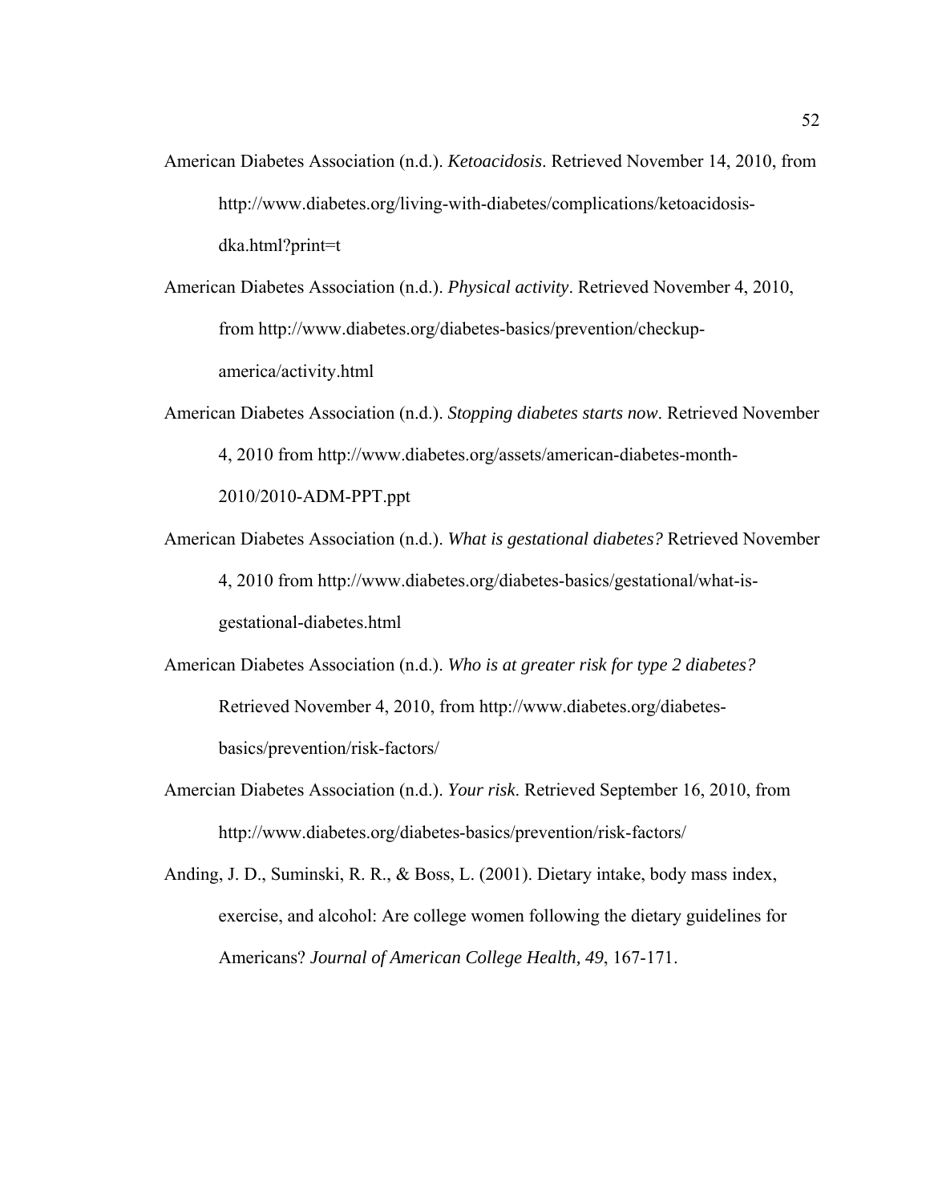American Diabetes Association (n.d.). *Ketoacidosis*. Retrieved November 14, 2010, from http://www.diabetes.org/living-with-diabetes/complications/ketoacidosis-dka.html?print=t

American Diabetes Association (n.d.). *Physical activity*. Retrieved November 4, 2010, from http://www.diabetes.org/diabetes-basics/prevention/checkup-america/activity.html

American Diabetes Association (n.d.). *Stopping diabetes starts now*. Retrieved November 4, 2010 from http://www.diabetes.org/assets/american-diabetes-month-2010/2010-ADM-PPT.ppt

American Diabetes Association (n.d.). *What is gestational diabetes?* Retrieved November 4, 2010 from http://www.diabetes.org/diabetes-basics/gestational/what-is-gestational-diabetes.html

American Diabetes Association (n.d.). *Who is at greater risk for type 2 diabetes?* Retrieved November 4, 2010, from http://www.diabetes.org/diabetes-basics/prevention/risk-factors/

Amercian Diabetes Association (n.d.). *Your risk*. Retrieved September 16, 2010, from http://www.diabetes.org/diabetes-basics/prevention/risk-factors/

Anding, J. D., Suminski, R. R., & Boss, L. (2001). Dietary intake, body mass index, exercise, and alcohol: Are college women following the dietary guidelines for Americans? *Journal of American College Health, 49*, 167-171.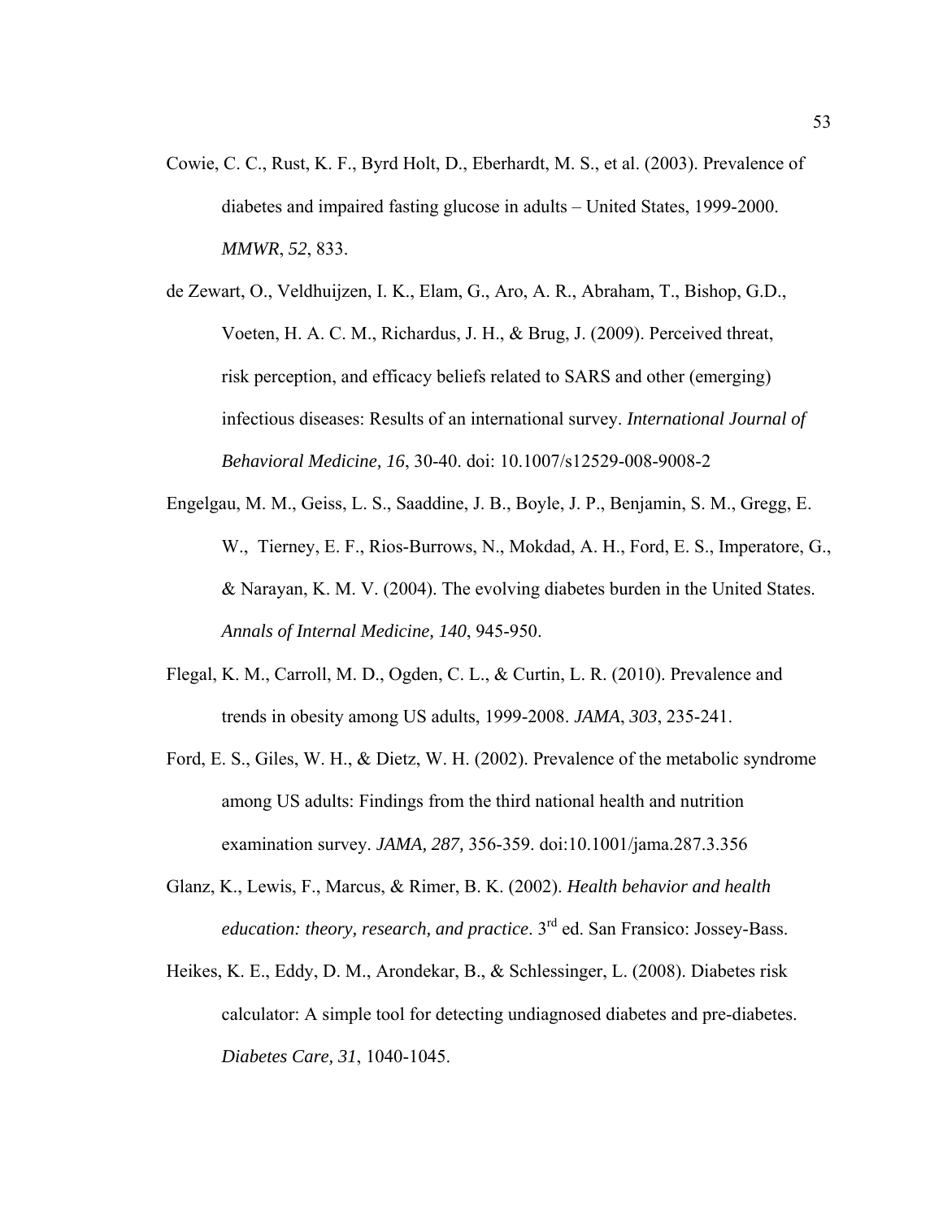Cowie, C. C., Rust, K. F., Byrd Holt, D., Eberhardt, M. S., et al. (2003). Prevalence of diabetes and impaired fasting glucose in adults – United States, 1999-2000. *MMWR*, *52*, 833.

de Zewart, O., Veldhuijzen, I. K., Elam, G., Aro, A. R., Abraham, T., Bishop, G.D., Voeten, H. A. C. M., Richardus, J. H., & Brug, J. (2009). Perceived threat, risk perception, and efficacy beliefs related to SARS and other (emerging) infectious diseases: Results of an international survey. *International Journal of Behavioral Medicine, 16*, 30-40. doi: 10.1007/s12529-008-9008-2

Engelgau, M. M., Geiss, L. S., Saaddine, J. B., Boyle, J. P., Benjamin, S. M., Gregg, E. W., Tierney, E. F., Rios-Burrows, N., Mokdad, A. H., Ford, E. S., Imperatore, G., & Narayan, K. M. V. (2004). The evolving diabetes burden in the United States. *Annals of Internal Medicine, 140*, 945-950.

Flegal, K. M., Carroll, M. D., Ogden, C. L., & Curtin, L. R. (2010). Prevalence and trends in obesity among US adults, 1999-2008. *JAMA*, *303*, 235-241.

Ford, E. S., Giles, W. H., & Dietz, W. H. (2002). Prevalence of the metabolic syndrome among US adults: Findings from the third national health and nutrition examination survey. *JAMA, 287,* 356-359. doi:10.1001/jama.287.3.356

Glanz, K., Lewis, F., Marcus, & Rimer, B. K. (2002). *Health behavior and health education: theory, research, and practice*. 3rd ed. San Fransico: Jossey-Bass.

Heikes, K. E., Eddy, D. M., Arondekar, B., & Schlessinger, L. (2008). Diabetes risk calculator: A simple tool for detecting undiagnosed diabetes and pre-diabetes. *Diabetes Care, 31*, 1040-1045.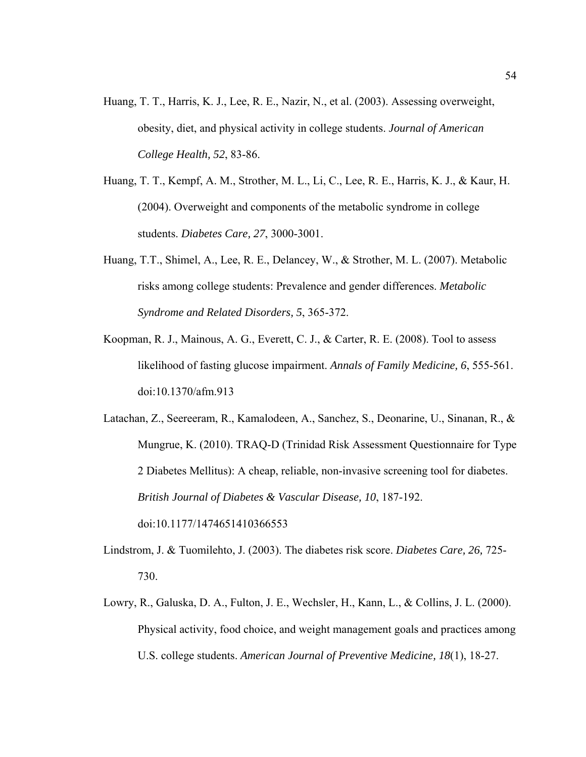Huang, T. T., Harris, K. J., Lee, R. E., Nazir, N., et al. (2003). Assessing overweight, obesity, diet, and physical activity in college students. *Journal of American College Health, 52*, 83-86.

Huang, T. T., Kempf, A. M., Strother, M. L., Li, C., Lee, R. E., Harris, K. J., & Kaur, H. (2004). Overweight and components of the metabolic syndrome in college students. *Diabetes Care, 27*, 3000-3001.

Huang, T.T., Shimel, A., Lee, R. E., Delancey, W., & Strother, M. L. (2007). Metabolic risks among college students: Prevalence and gender differences. *Metabolic Syndrome and Related Disorders, 5*, 365-372.

Koopman, R. J., Mainous, A. G., Everett, C. J., & Carter, R. E. (2008). Tool to assess likelihood of fasting glucose impairment. *Annals of Family Medicine, 6*, 555-561. doi:10.1370/afm.913

Latachan, Z., Seereeram, R., Kamalodeen, A., Sanchez, S., Deonarine, U., Sinanan, R., & Mungrue, K. (2010). TRAQ-D (Trinidad Risk Assessment Questionnaire for Type 2 Diabetes Mellitus): A cheap, reliable, non-invasive screening tool for diabetes. *British Journal of Diabetes & Vascular Disease, 10*, 187-192. doi:10.1177/1474651410366553

Lindstrom, J. & Tuomilehto, J. (2003). The diabetes risk score. *Diabetes Care, 26,* 725-730.

Lowry, R., Galuska, D. A., Fulton, J. E., Wechsler, H., Kann, L., & Collins, J. L. (2000). Physical activity, food choice, and weight management goals and practices among U.S. college students. *American Journal of Preventive Medicine, 18*(1), 18-27.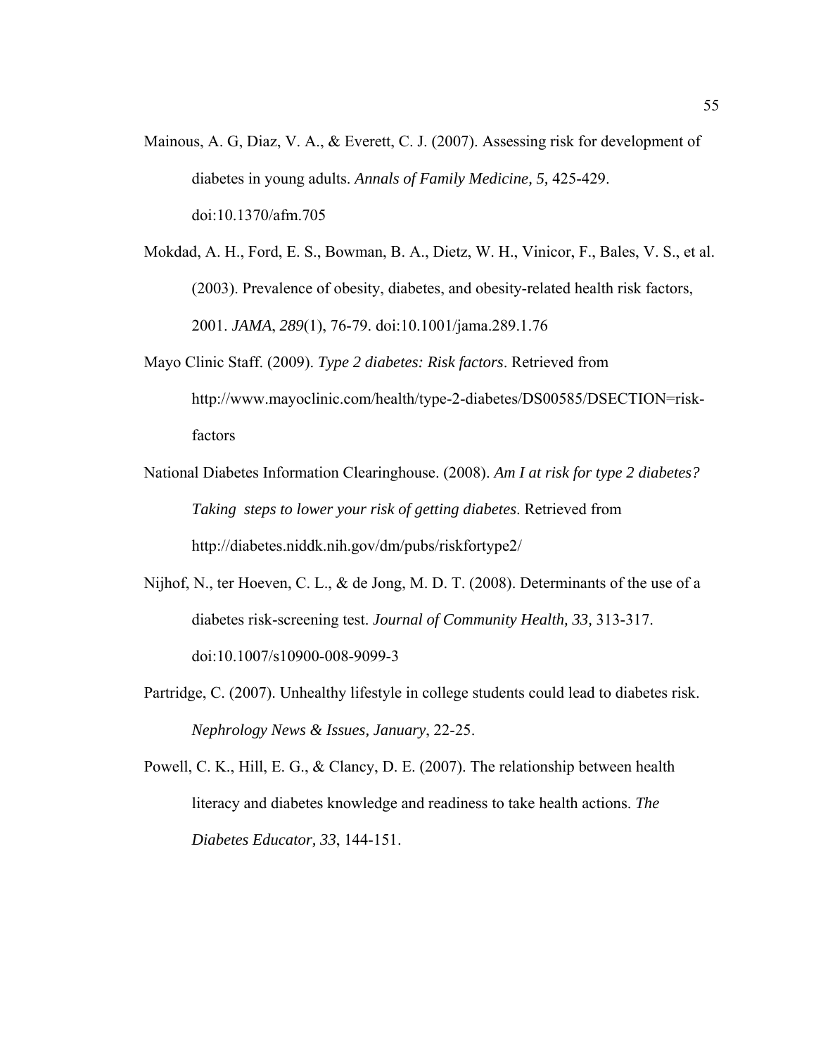Mainous, A. G, Diaz, V. A., & Everett, C. J. (2007). Assessing risk for development of diabetes in young adults. *Annals of Family Medicine, 5,* 425-429. doi:10.1370/afm.705

Mokdad, A. H., Ford, E. S., Bowman, B. A., Dietz, W. H., Vinicor, F., Bales, V. S., et al. (2003). Prevalence of obesity, diabetes, and obesity-related health risk factors, 2001. *JAMA*, *289*(1), 76-79. doi:10.1001/jama.289.1.76

Mayo Clinic Staff. (2009). *Type 2 diabetes: Risk factors*. Retrieved from http://www.mayoclinic.com/health/type-2-diabetes/DS00585/DSECTION=risk-factors

National Diabetes Information Clearinghouse. (2008). *Am I at risk for type 2 diabetes? Taking steps to lower your risk of getting diabetes*. Retrieved from http://diabetes.niddk.nih.gov/dm/pubs/riskfortype2/

Nijhof, N., ter Hoeven, C. L., & de Jong, M. D. T. (2008). Determinants of the use of a diabetes risk-screening test. *Journal of Community Health, 33,* 313-317. doi:10.1007/s10900-008-9099-3

Partridge, C. (2007). Unhealthy lifestyle in college students could lead to diabetes risk. *Nephrology News & Issues, January*, 22-25.

Powell, C. K., Hill, E. G., & Clancy, D. E. (2007). The relationship between health literacy and diabetes knowledge and readiness to take health actions. *The Diabetes Educator, 33*, 144-151.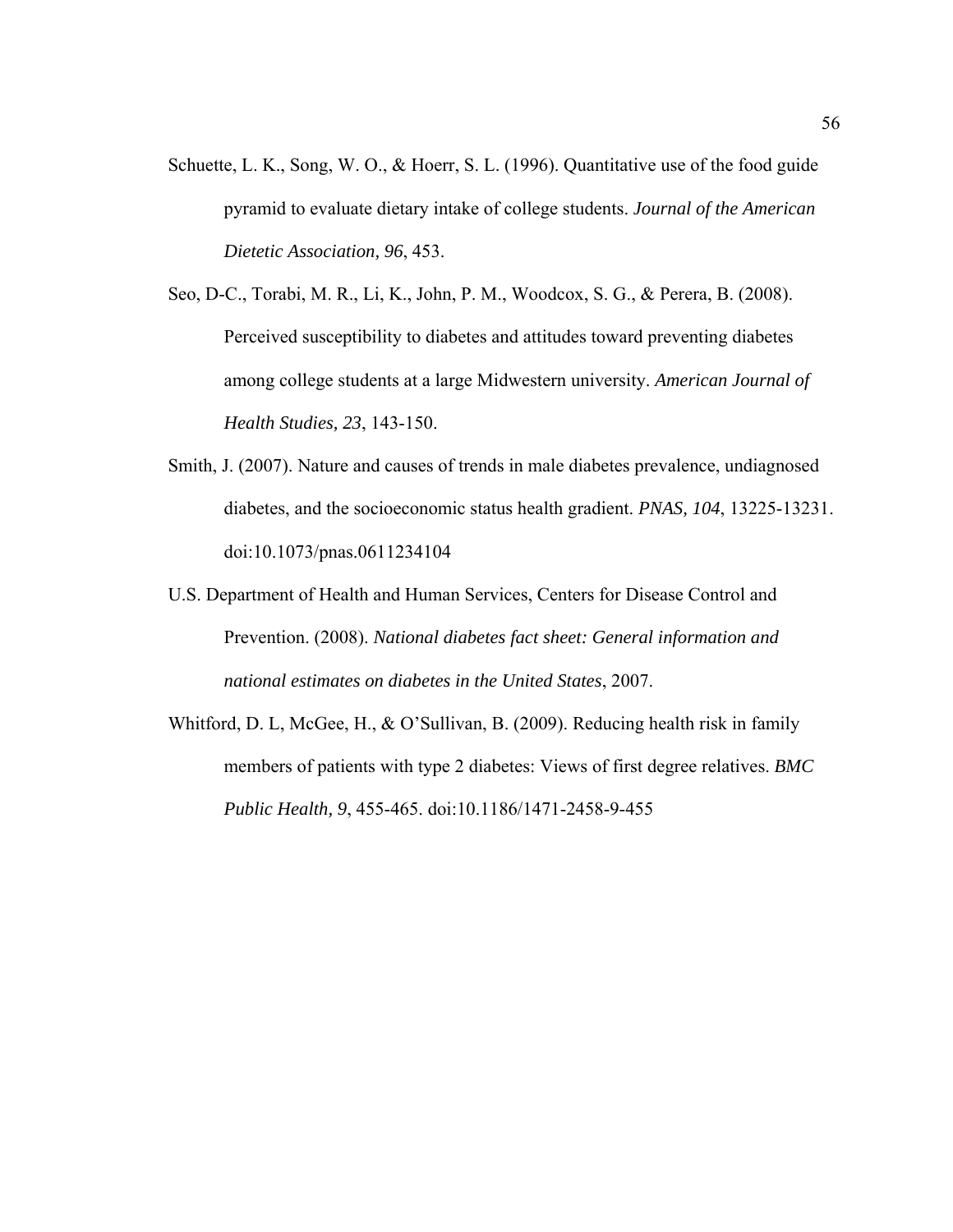Schuette, L. K., Song, W. O., & Hoerr, S. L. (1996). Quantitative use of the food guide pyramid to evaluate dietary intake of college students. *Journal of the American Dietetic Association, 96*, 453.

Seo, D-C., Torabi, M. R., Li, K., John, P. M., Woodcox, S. G., & Perera, B. (2008). Perceived susceptibility to diabetes and attitudes toward preventing diabetes among college students at a large Midwestern university. *American Journal of Health Studies, 23*, 143-150.

Smith, J. (2007). Nature and causes of trends in male diabetes prevalence, undiagnosed diabetes, and the socioeconomic status health gradient. *PNAS, 104*, 13225-13231. doi:10.1073/pnas.0611234104

U.S. Department of Health and Human Services, Centers for Disease Control and Prevention. (2008). *National diabetes fact sheet: General information and national estimates on diabetes in the United States*, 2007.

Whitford, D. L, McGee, H., & O'Sullivan, B. (2009). Reducing health risk in family members of patients with type 2 diabetes: Views of first degree relatives. *BMC Public Health, 9*, 455-465. doi:10.1186/1471-2458-9-455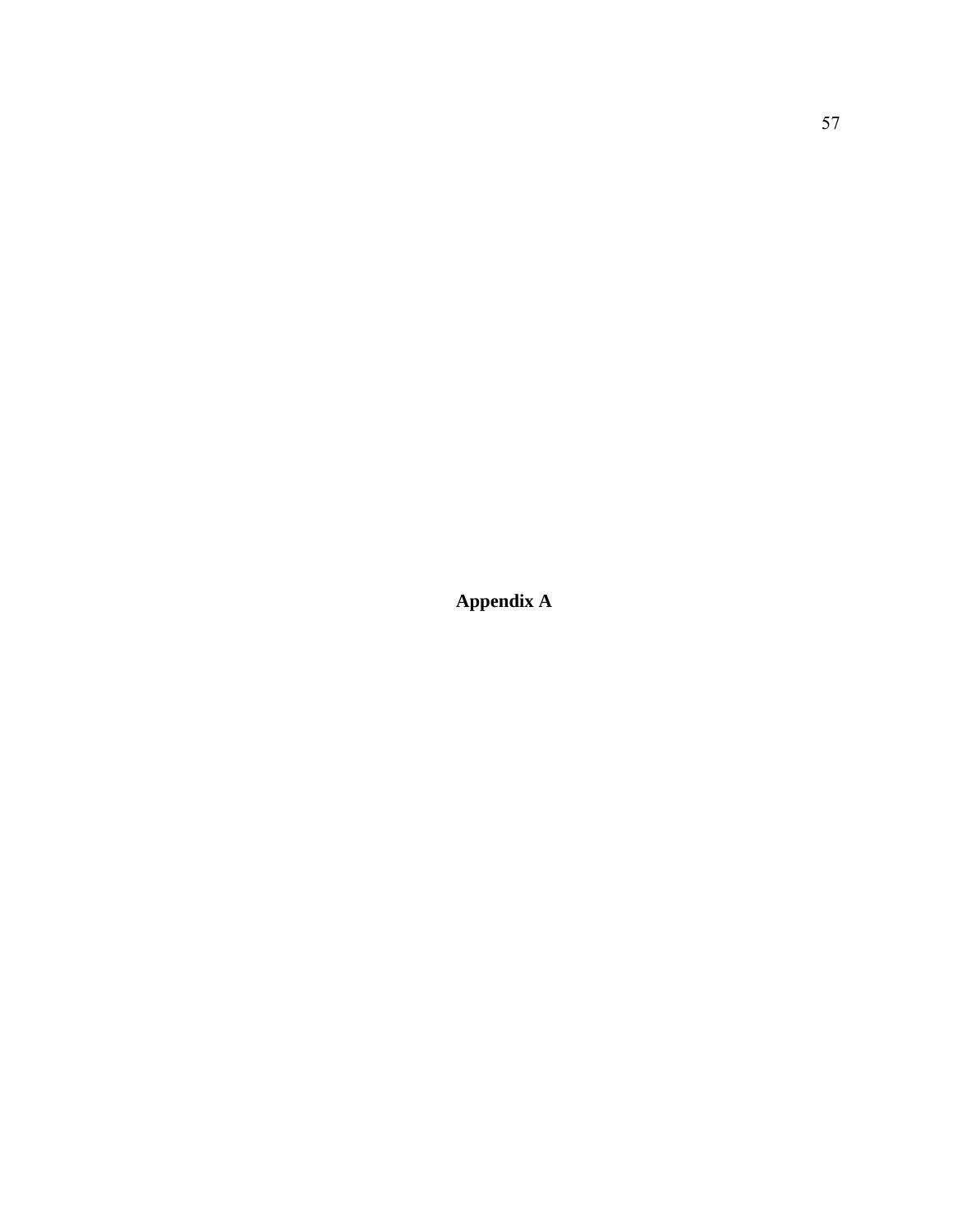# Appendix A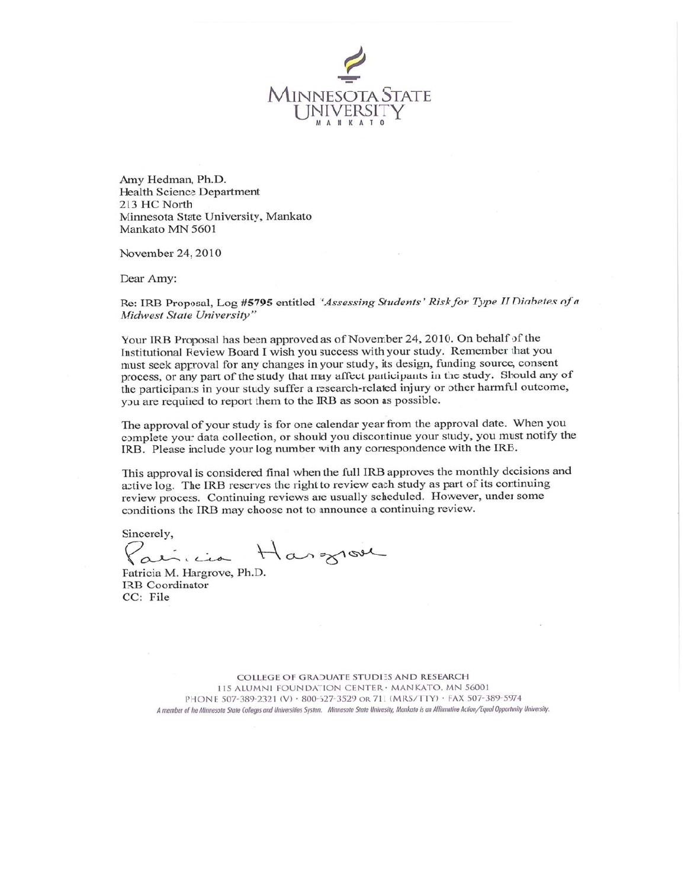MINNESOTA STATE UNIVERSITY
MANKATO

Amy Hedman, Ph.D.
Health Science Department
213 HC North
Minnesota State University, Mankato
Mankato MN 5601

November 24, 2010

Dear Amy:

Re: IRB Proposal, Log **#5795** entitled *"Assessing Students' Risk for Type II Diabetes of a Midwest State University"*

Your IRB Proposal has been approved as of November 24, 2010. On behalf of the Institutional Review Board I wish you success with your study. Remember that you must seek approval for any changes in your study, its design, funding source, consent process, or any part of the study that may affect participants in the study. Should any of the participants in your study suffer a research-related injury or other harmful outcome, you are required to report them to the IRB as soon as possible.

The approval of your study is for one calendar year from the approval date. When you complete your data collection, or should you discontinue your study, you must notify the IRB. Please include your log number with any correspondence with the IRB.

This approval is considered final when the full IRB approves the monthly decisions and active log. The IRB reserves the right to review each study as part of its continuing review process. Continuing reviews are usually scheduled. However, under some conditions the IRB may choose not to announce a continuing review.

Sincerely,

Patricia Hargrove

Patricia M. Hargrove, Ph.D.
IRB Coordinator
CC: File

COLLEGE OF GRADUATE STUDIES AND RESEARCH
115 ALUMNI FOUNDATION CENTER · MANKATO, MN 56001
PHONE 507-389-2321 (V) · 800-627-3529 OR 711 (MRS/TTY) · FAX 507-389-5974
*A member of the Minnesota State Colleges and Universities System. Minnesota State University, Mankato is an Affirmative Action/Equal Opportunity University.*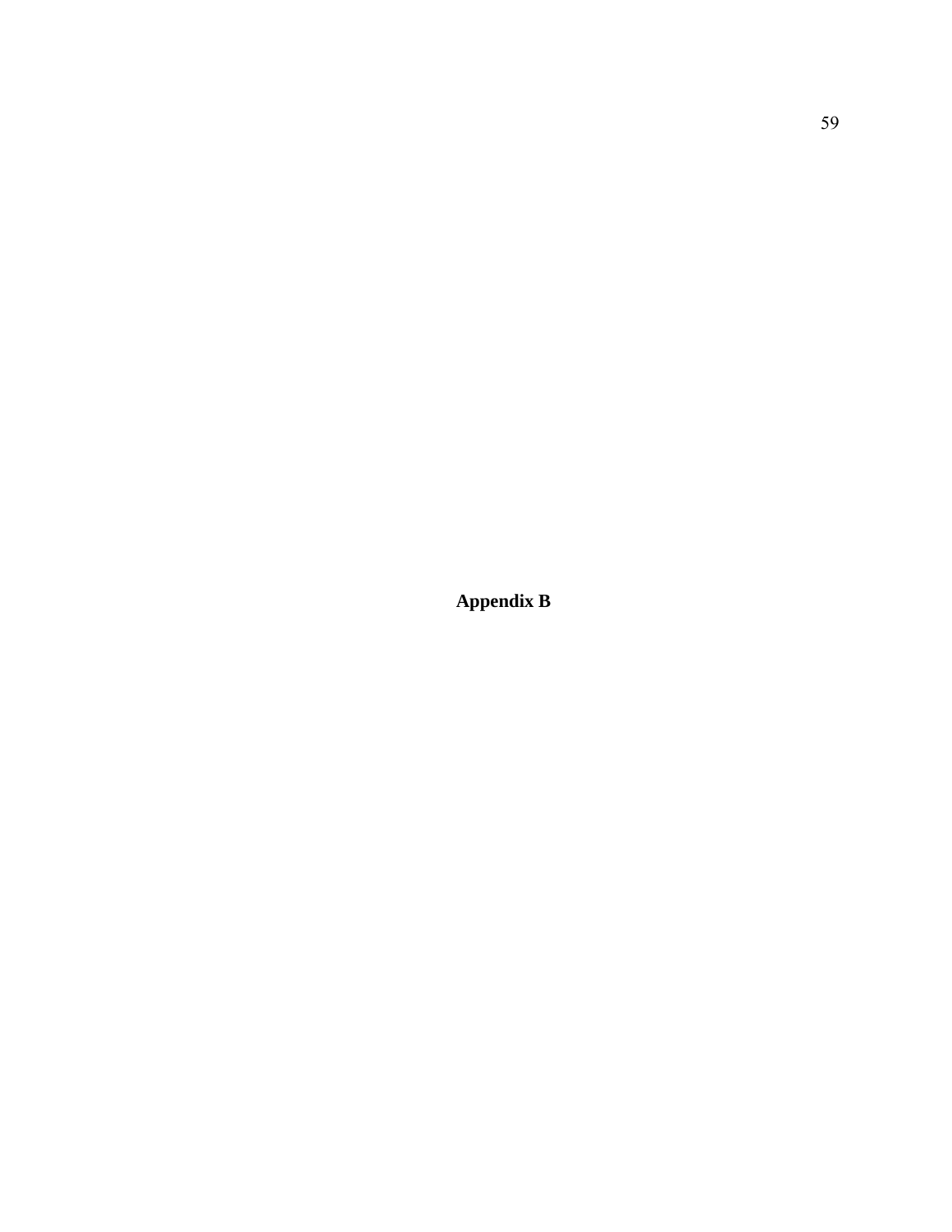# Appendix B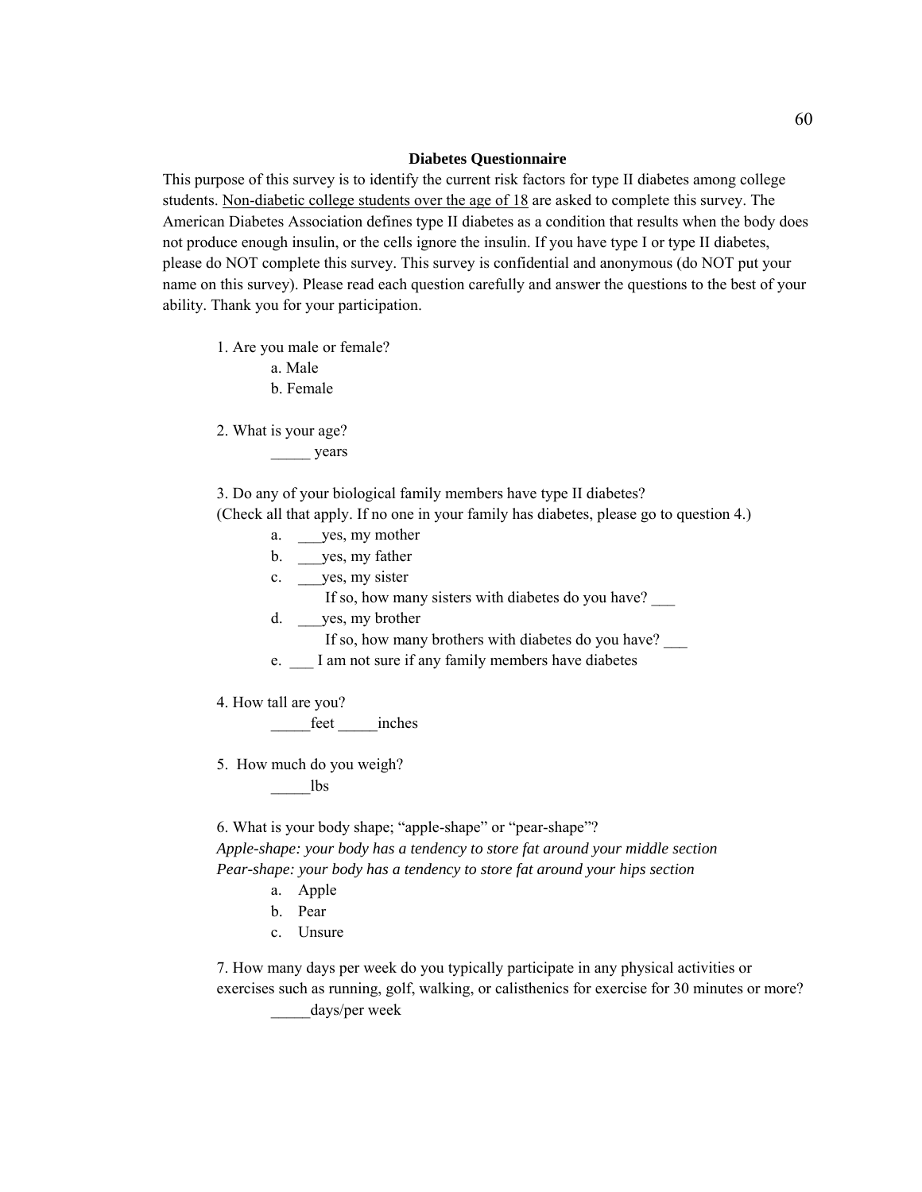**Diabetes Questionnaire**

This purpose of this survey is to identify the current risk factors for type II diabetes among college students. <u>Non-diabetic college students over the age of 18</u> are asked to complete this survey. The American Diabetes Association defines type II diabetes as a condition that results when the body does not produce enough insulin, or the cells ignore the insulin. If you have type I or type II diabetes, please do NOT complete this survey. This survey is confidential and anonymous (do NOT put your name on this survey). Please read each question carefully and answer the questions to the best of your ability. Thank you for your participation.

1. Are you male or female?
   - a. Male
   - b. Female

2. What is your age?
   
   _____ years

3. Do any of your biological family members have type II diabetes?
(Check all that apply. If no one in your family has diabetes, please go to question 4.)
   - a. ___yes, my mother
   - b. ___yes, my father
   - c. ___yes, my sister
     
     If so, how many sisters with diabetes do you have? ___
   - d. ___yes, my brother
     
     If so, how many brothers with diabetes do you have? ___
   - e. ___ I am not sure if any family members have diabetes

4. How tall are you?
   
   _____feet _____inches

5. How much do you weigh?
   
   _____lbs

6. What is your body shape; "apple-shape" or "pear-shape"?
*Apple-shape: your body has a tendency to store fat around your middle section*
*Pear-shape: your body has a tendency to store fat around your hips section*
   - a. Apple
   - b. Pear
   - c. Unsure

7. How many days per week do you typically participate in any physical activities or exercises such as running, golf, walking, or calisthenics for exercise for 30 minutes or more?
   
   _____days/per week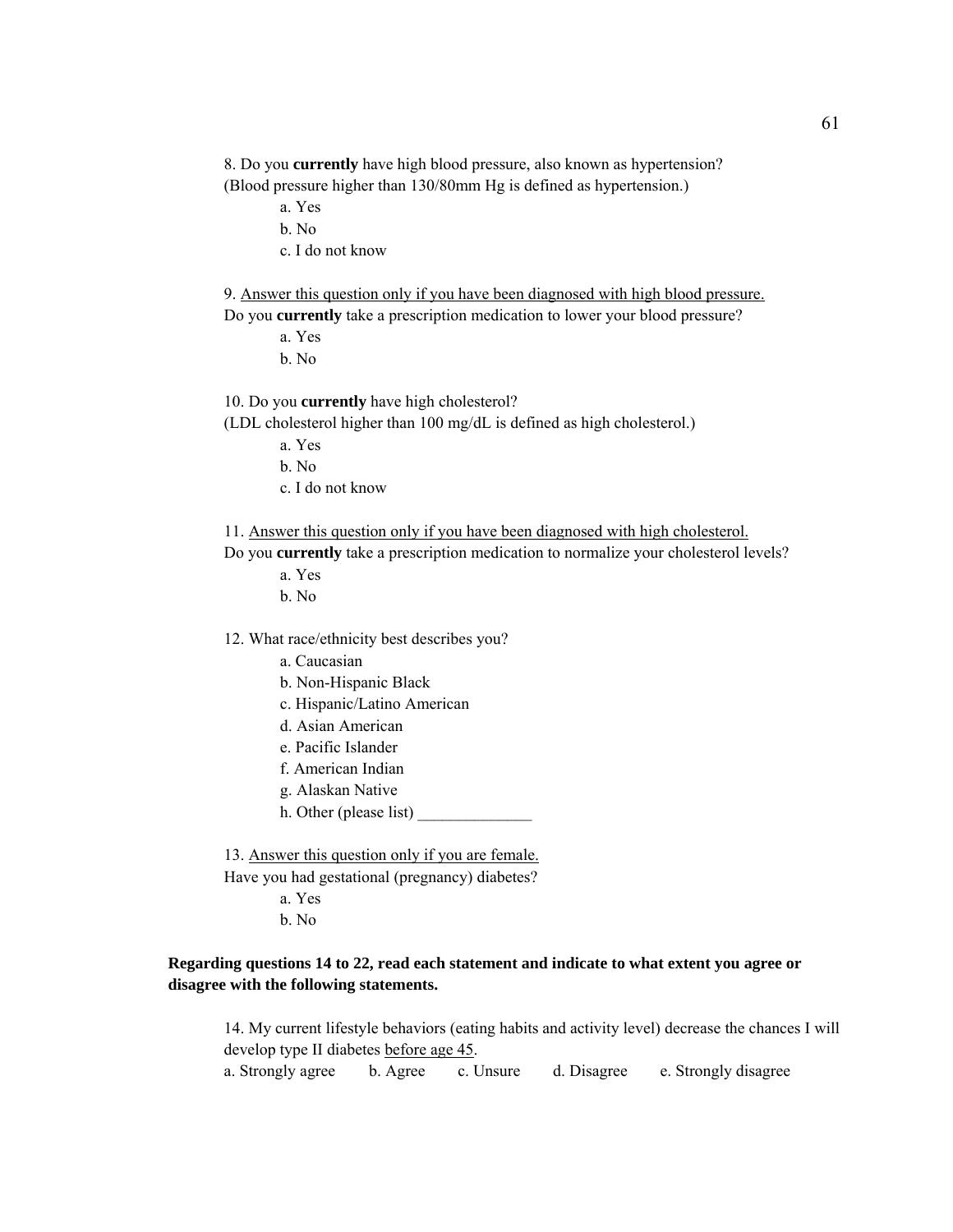8. Do you **currently** have high blood pressure, also known as hypertension?
(Blood pressure higher than 130/80mm Hg is defined as hypertension.)

a. Yes
b. No
c. I do not know

9. Answer this question only if you have been diagnosed with high blood pressure.
Do you **currently** take a prescription medication to lower your blood pressure?

a. Yes
b. No

10. Do you **currently** have high cholesterol?
(LDL cholesterol higher than 100 mg/dL is defined as high cholesterol.)

a. Yes
b. No
c. I do not know

11. Answer this question only if you have been diagnosed with high cholesterol.
Do you **currently** take a prescription medication to normalize your cholesterol levels?

a. Yes
b. No

12. What race/ethnicity best describes you?

a. Caucasian
b. Non-Hispanic Black
c. Hispanic/Latino American
d. Asian American
e. Pacific Islander
f. American Indian
g. Alaskan Native
h. Other (please list) ______________

13. Answer this question only if you are female.
Have you had gestational (pregnancy) diabetes?

a. Yes
b. No

**Regarding questions 14 to 22, read each statement and indicate to what extent you agree or disagree with the following statements.**

14. My current lifestyle behaviors (eating habits and activity level) decrease the chances I will develop type II diabetes before age 45.

a. Strongly agree  b. Agree  c. Unsure  d. Disagree  e. Strongly disagree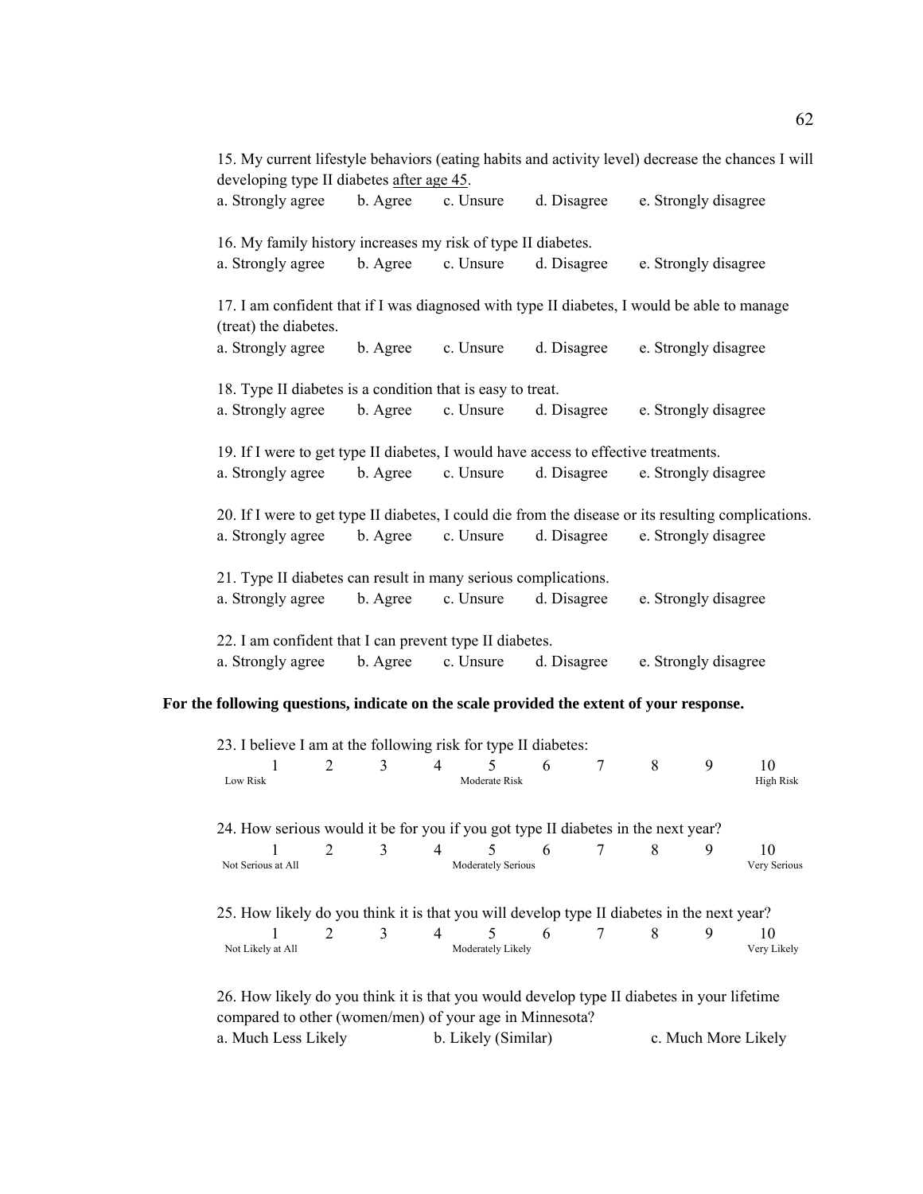15. My current lifestyle behaviors (eating habits and activity level) decrease the chances I will developing type II diabetes <u>after age 45</u>.
a. Strongly agree    b. Agree    c. Unsure    d. Disagree    e. Strongly disagree

16. My family history increases my risk of type II diabetes.
a. Strongly agree    b. Agree    c. Unsure    d. Disagree    e. Strongly disagree

17. I am confident that if I was diagnosed with type II diabetes, I would be able to manage (treat) the diabetes.
a. Strongly agree    b. Agree    c. Unsure    d. Disagree    e. Strongly disagree

18. Type II diabetes is a condition that is easy to treat.
a. Strongly agree    b. Agree    c. Unsure    d. Disagree    e. Strongly disagree

19. If I were to get type II diabetes, I would have access to effective treatments.
a. Strongly agree    b. Agree    c. Unsure    d. Disagree    e. Strongly disagree

20. If I were to get type II diabetes, I could die from the disease or its resulting complications.
a. Strongly agree    b. Agree    c. Unsure    d. Disagree    e. Strongly disagree

21. Type II diabetes can result in many serious complications.
a. Strongly agree    b. Agree    c. Unsure    d. Disagree    e. Strongly disagree

22. I am confident that I can prevent type II diabetes.
a. Strongly agree    b. Agree    c. Unsure    d. Disagree    e. Strongly disagree

**For the following questions, indicate on the scale provided the extent of your response.**

23. I believe I am at the following risk for type II diabetes:

| 1 | 2 | 3 | 4 | 5 | 6 | 7 | 8 | 9 | 10 |
|---|---|---|---|---|---|---|---|---|---|
| Low Risk | | | | Moderate Risk | | | | | High Risk |

24. How serious would it be for you if you got type II diabetes in the next year?

| 1 | 2 | 3 | 4 | 5 | 6 | 7 | 8 | 9 | 10 |
|---|---|---|---|---|---|---|---|---|---|
| Not Serious at All | | | | Moderately Serious | | | | | Very Serious |

25. How likely do you think it is that you will develop type II diabetes in the next year?

| 1 | 2 | 3 | 4 | 5 | 6 | 7 | 8 | 9 | 10 |
|---|---|---|---|---|---|---|---|---|---|
| Not Likely at All | | | | Moderately Likely | | | | | Very Likely |

26. How likely do you think it is that you would develop type II diabetes in your lifetime compared to other (women/men) of your age in Minnesota?
a. Much Less Likely    b. Likely (Similar)    c. Much More Likely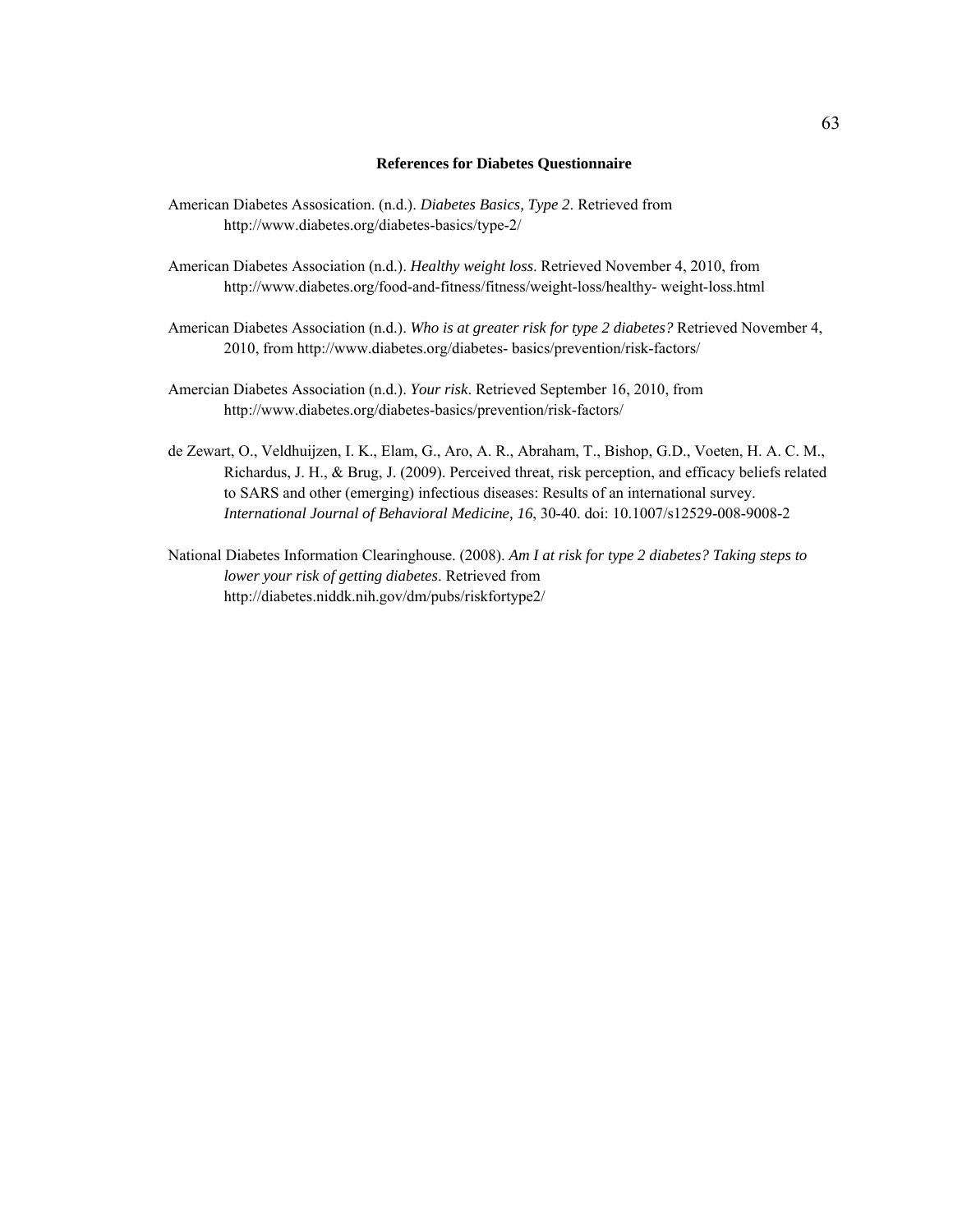**References for Diabetes Questionnaire**

American Diabetes Assosication. (n.d.). *Diabetes Basics, Type 2*. Retrieved from http://www.diabetes.org/diabetes-basics/type-2/

American Diabetes Association (n.d.). *Healthy weight loss*. Retrieved November 4, 2010, from http://www.diabetes.org/food-and-fitness/fitness/weight-loss/healthy- weight-loss.html

American Diabetes Association (n.d.). *Who is at greater risk for type 2 diabetes?* Retrieved November 4, 2010, from http://www.diabetes.org/diabetes- basics/prevention/risk-factors/

Amercian Diabetes Association (n.d.). *Your risk*. Retrieved September 16, 2010, from http://www.diabetes.org/diabetes-basics/prevention/risk-factors/

de Zewart, O., Veldhuijzen, I. K., Elam, G., Aro, A. R., Abraham, T., Bishop, G.D., Voeten, H. A. C. M., Richardus, J. H., & Brug, J. (2009). Perceived threat, risk perception, and efficacy beliefs related to SARS and other (emerging) infectious diseases: Results of an international survey. *International Journal of Behavioral Medicine, 16*, 30-40. doi: 10.1007/s12529-008-9008-2

National Diabetes Information Clearinghouse. (2008). *Am I at risk for type 2 diabetes? Taking steps to lower your risk of getting diabetes*. Retrieved from http://diabetes.niddk.nih.gov/dm/pubs/riskfortype2/